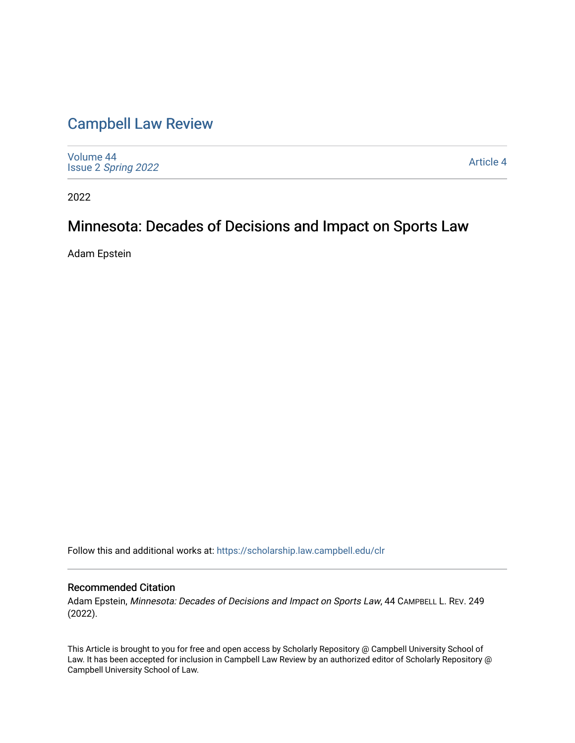# Campbell Law Review

Volume 44
Issue 2 *Spring 2022*

Article 4

2022

## Minnesota: Decades of Decisions and Impact on Sports Law

Adam Epstein

Follow this and additional works at: https://scholarship.law.campbell.edu/clr

### Recommended Citation

Adam Epstein, *Minnesota: Decades of Decisions and Impact on Sports Law*, 44 CAMPBELL L. REV. 249 (2022).

This Article is brought to you for free and open access by Scholarly Repository @ Campbell University School of Law. It has been accepted for inclusion in Campbell Law Review by an authorized editor of Scholarly Repository @ Campbell University School of Law.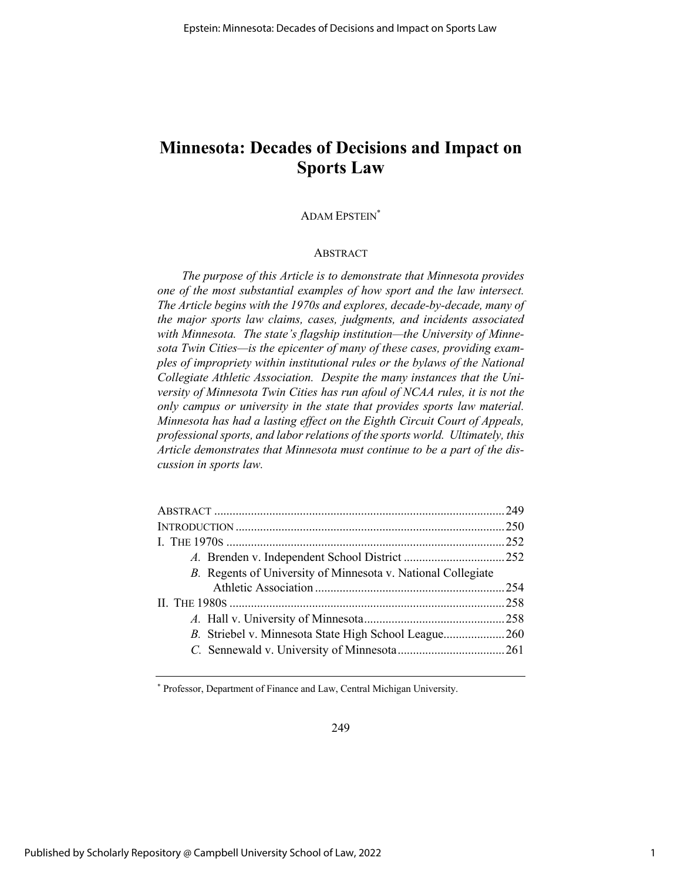# Minnesota: Decades of Decisions and Impact on Sports Law

ADAM EPSTEIN*

ABSTRACT

*The purpose of this Article is to demonstrate that Minnesota provides one of the most substantial examples of how sport and the law intersect. The Article begins with the 1970s and explores, decade-by-decade, many of the major sports law claims, cases, judgments, and incidents associated with Minnesota. The state's flagship institution—the University of Minnesota Twin Cities—is the epicenter of many of these cases, providing examples of impropriety within institutional rules or the bylaws of the National Collegiate Athletic Association. Despite the many instances that the University of Minnesota Twin Cities has run afoul of NCAA rules, it is not the only campus or university in the state that provides sports law material. Minnesota has had a lasting effect on the Eighth Circuit Court of Appeals, professional sports, and labor relations of the sports world. Ultimately, this Article demonstrates that Minnesota must continue to be a part of the discussion in sports law.*

ABSTRACT .............................................................................................. 249
INTRODUCTION ...................................................................................... 250
I. THE 1970S ......................................................................................... 252
  *A.* Brenden v. Independent School District ................................. 252
  *B.* Regents of University of Minnesota v. National Collegiate Athletic Association ............................................................. 254
II. THE 1980S ........................................................................................ 258
  *A.* Hall v. University of Minnesota............................................. 258
  *B.* Striebel v. Minnesota State High School League.................... 260
  *C.* Sennewald v. University of Minnesota.................................. 261

---

* Professor, Department of Finance and Law, Central Michigan University.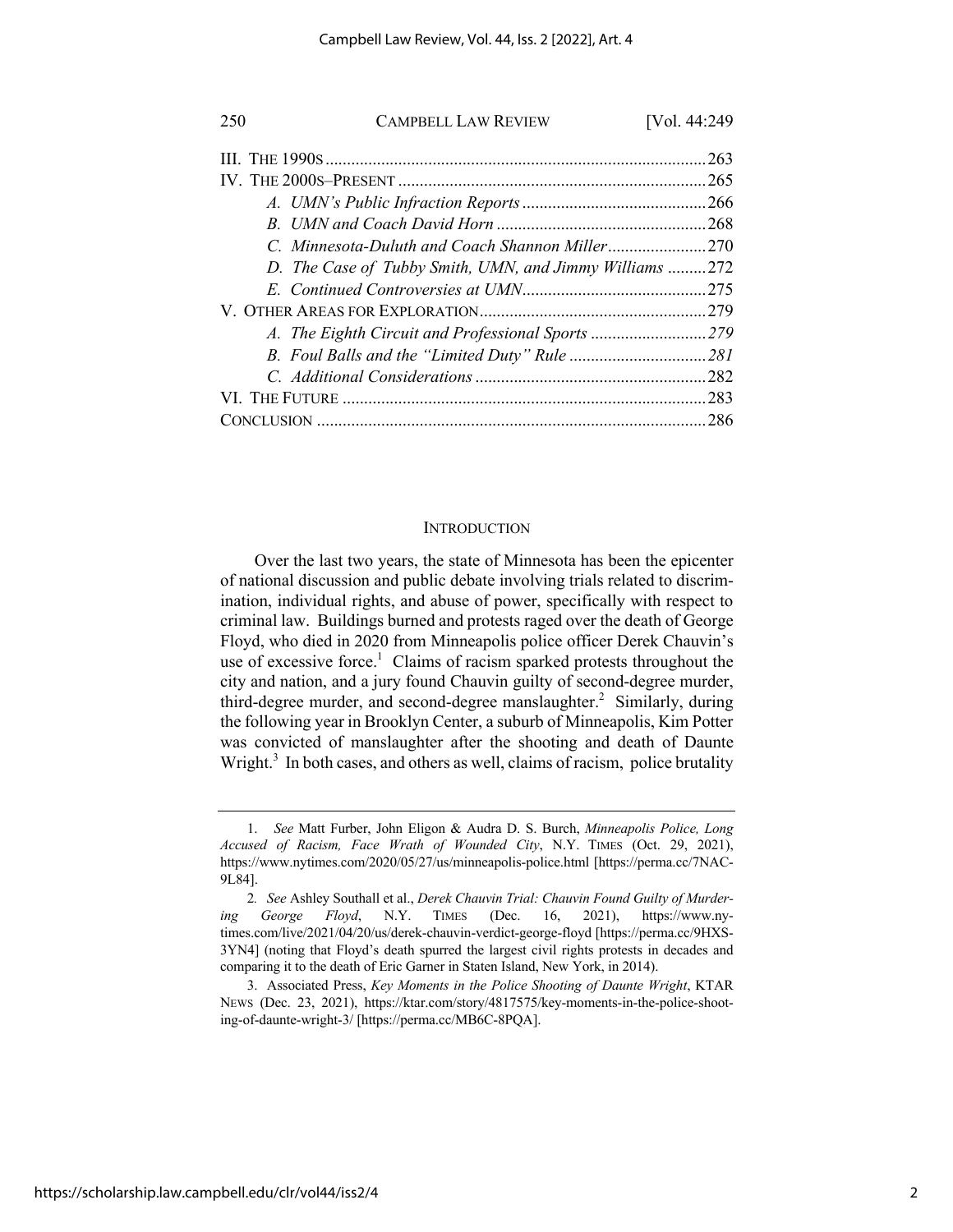III. The 1990s ........................................................................................ 263
IV. The 2000s–Present ....................................................................... 265
  *A. UMN's Public Infraction Reports* ........................................... 266
  *B. UMN and Coach David Horn* ................................................. 268
  *C. Minnesota-Duluth and Coach Shannon Miller* ....................... 270
  *D. The Case of Tubby Smith, UMN, and Jimmy Williams* ......... 272
  *E. Continued Controversies at UMN* ........................................... 275
V. Other Areas for Exploration .................................................... 279
  *A. The Eighth Circuit and Professional Sports* ........................... 279
  *B. Foul Balls and the "Limited Duty" Rule* ................................ 281
  *C. Additional Considerations* ...................................................... 282
VI. The Future .................................................................................... 283
Conclusion ......................................................................................... 286

## Introduction

Over the last two years, the state of Minnesota has been the epicenter of national discussion and public debate involving trials related to discrimination, individual rights, and abuse of power, specifically with respect to criminal law. Buildings burned and protests raged over the death of George Floyd, who died in 2020 from Minneapolis police officer Derek Chauvin's use of excessive force.[1] Claims of racism sparked protests throughout the city and nation, and a jury found Chauvin guilty of second-degree murder, third-degree murder, and second-degree manslaughter.[2] Similarly, during the following year in Brooklyn Center, a suburb of Minneapolis, Kim Potter was convicted of manslaughter after the shooting and death of Daunte Wright.[3] In both cases, and others as well, claims of racism, police brutality

---

1. *See* Matt Furber, John Eligon & Audra D. S. Burch, *Minneapolis Police, Long Accused of Racism, Face Wrath of Wounded City*, N.Y. Times (Oct. 29, 2021), https://www.nytimes.com/2020/05/27/us/minneapolis-police.html [https://perma.cc/7NAC-9L84].

2. *See* Ashley Southall et al., *Derek Chauvin Trial: Chauvin Found Guilty of Murdering George Floyd*, N.Y. Times (Dec. 16, 2021), https://www.nytimes.com/live/2021/04/20/us/derek-chauvin-verdict-george-floyd [https://perma.cc/9HXS-3YN4] (noting that Floyd's death spurred the largest civil rights protests in decades and comparing it to the death of Eric Garner in Staten Island, New York, in 2014).

3. Associated Press, *Key Moments in the Police Shooting of Daunte Wright*, KTAR News (Dec. 23, 2021), https://ktar.com/story/4817575/key-moments-in-the-police-shooting-of-daunte-wright-3/ [https://perma.cc/MB6C-8PQA].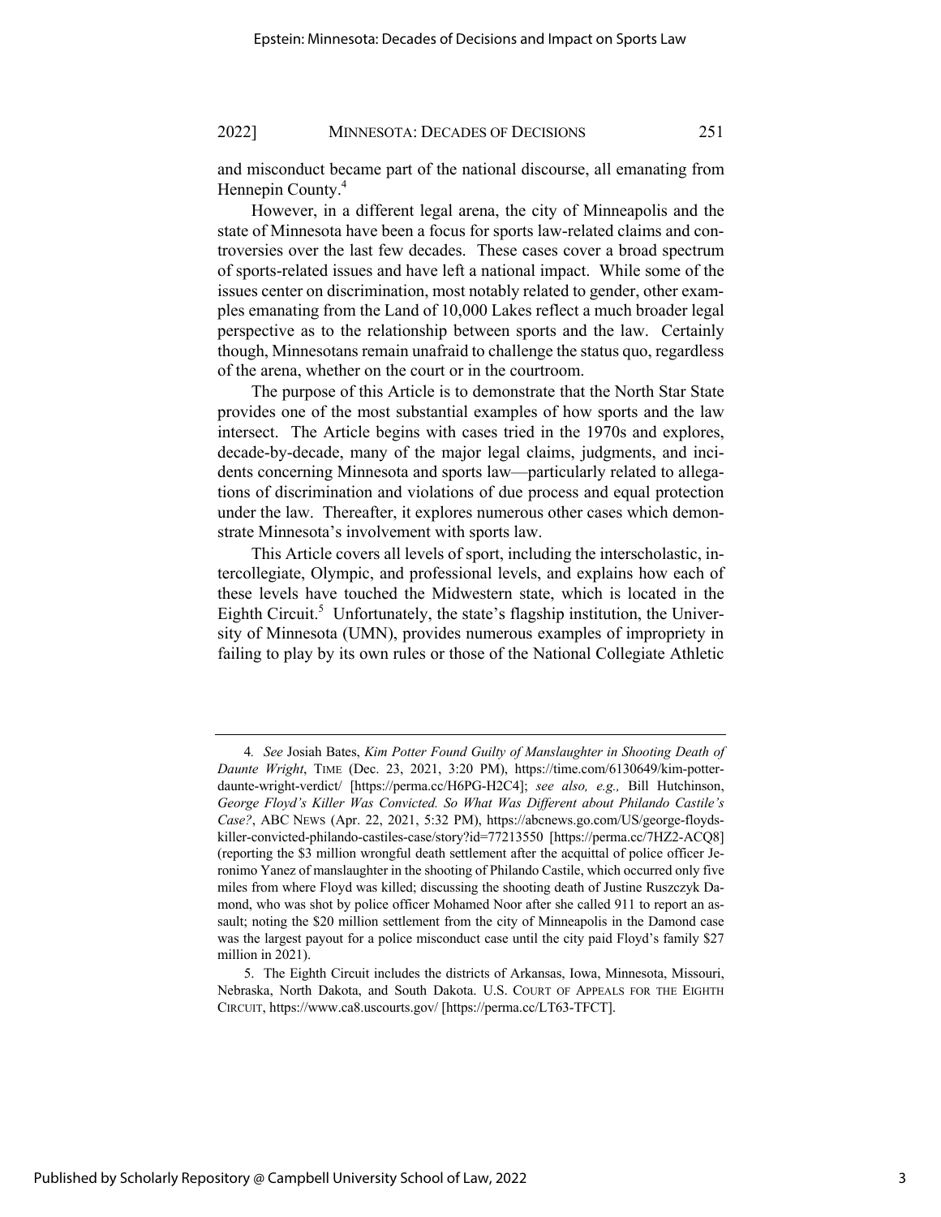and misconduct became part of the national discourse, all emanating from Hennepin County.[4]

However, in a different legal arena, the city of Minneapolis and the state of Minnesota have been a focus for sports law-related claims and controversies over the last few decades. These cases cover a broad spectrum of sports-related issues and have left a national impact. While some of the issues center on discrimination, most notably related to gender, other examples emanating from the Land of 10,000 Lakes reflect a much broader legal perspective as to the relationship between sports and the law. Certainly though, Minnesotans remain unafraid to challenge the status quo, regardless of the arena, whether on the court or in the courtroom.

The purpose of this Article is to demonstrate that the North Star State provides one of the most substantial examples of how sports and the law intersect. The Article begins with cases tried in the 1970s and explores, decade-by-decade, many of the major legal claims, judgments, and incidents concerning Minnesota and sports law—particularly related to allegations of discrimination and violations of due process and equal protection under the law. Thereafter, it explores numerous other cases which demonstrate Minnesota's involvement with sports law.

This Article covers all levels of sport, including the interscholastic, intercollegiate, Olympic, and professional levels, and explains how each of these levels have touched the Midwestern state, which is located in the Eighth Circuit.[5] Unfortunately, the state's flagship institution, the University of Minnesota (UMN), provides numerous examples of impropriety in failing to play by its own rules or those of the National Collegiate Athletic

---

4. *See* Josiah Bates, *Kim Potter Found Guilty of Manslaughter in Shooting Death of Daunte Wright*, TIME (Dec. 23, 2021, 3:20 PM), https://time.com/6130649/kim-potter-daunte-wright-verdict/ [https://perma.cc/H6PG-H2C4]; *see also, e.g.,* Bill Hutchinson, *George Floyd's Killer Was Convicted. So What Was Different about Philando Castile's Case?*, ABC NEWS (Apr. 22, 2021, 5:32 PM), https://abcnews.go.com/US/george-floyds-killer-convicted-philando-castiles-case/story?id=77213550 [https://perma.cc/7HZ2-ACQ8] (reporting the $3 million wrongful death settlement after the acquittal of police officer Jeronimo Yanez of manslaughter in the shooting of Philando Castile, which occurred only five miles from where Floyd was killed; discussing the shooting death of Justine Ruszczyk Damond, who was shot by police officer Mohamed Noor after she called 911 to report an assault; noting the $20 million settlement from the city of Minneapolis in the Damond case was the largest payout for a police misconduct case until the city paid Floyd's family $27 million in 2021).

5. The Eighth Circuit includes the districts of Arkansas, Iowa, Minnesota, Missouri, Nebraska, North Dakota, and South Dakota. U.S. COURT OF APPEALS FOR THE EIGHTH CIRCUIT, https://www.ca8.uscourts.gov/ [https://perma.cc/LT63-TFCT].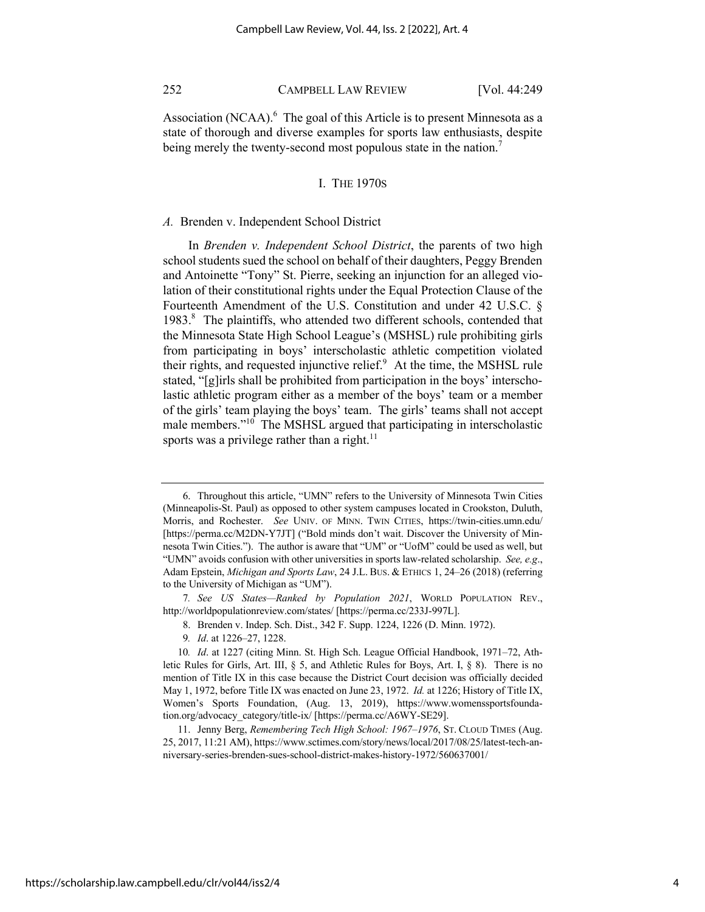Association (NCAA).[6] The goal of this Article is to present Minnesota as a state of thorough and diverse examples for sports law enthusiasts, despite being merely the twenty-second most populous state in the nation.[7]

## I. THE 1970S

### *A.* Brenden v. Independent School District

In *Brenden v. Independent School District*, the parents of two high school students sued the school on behalf of their daughters, Peggy Brenden and Antoinette "Tony" St. Pierre, seeking an injunction for an alleged violation of their constitutional rights under the Equal Protection Clause of the Fourteenth Amendment of the U.S. Constitution and under 42 U.S.C. § 1983.[8] The plaintiffs, who attended two different schools, contended that the Minnesota State High School League's (MSHSL) rule prohibiting girls from participating in boys' interscholastic athletic competition violated their rights, and requested injunctive relief.[9] At the time, the MSHSL rule stated, "[g]irls shall be prohibited from participation in the boys' interscholastic athletic program either as a member of the boys' team or a member of the girls' team playing the boys' team. The girls' teams shall not accept male members."[10] The MSHSL argued that participating in interscholastic sports was a privilege rather than a right.[11]

---

6. Throughout this article, "UMN" refers to the University of Minnesota Twin Cities (Minneapolis-St. Paul) as opposed to other system campuses located in Crookston, Duluth, Morris, and Rochester. *See* UNIV. OF MINN. TWIN CITIES, https://twin-cities.umn.edu/ [https://perma.cc/M2DN-Y7JT] ("Bold minds don't wait. Discover the University of Minnesota Twin Cities."). The author is aware that "UM" or "UofM" could be used as well, but "UMN" avoids confusion with other universities in sports law-related scholarship. *See, e.g.*, Adam Epstein, *Michigan and Sports Law*, 24 J.L. BUS. & ETHICS 1, 24–26 (2018) (referring to the University of Michigan as "UM").

7. *See US States—Ranked by Population 2021*, WORLD POPULATION REV., http://worldpopulationreview.com/states/ [https://perma.cc/233J-997L].

8. Brenden v. Indep. Sch. Dist., 342 F. Supp. 1224, 1226 (D. Minn. 1972).

9. *Id*. at 1226–27, 1228.

10. *Id*. at 1227 (citing Minn. St. High Sch. League Official Handbook, 1971–72, Athletic Rules for Girls, Art. III, § 5, and Athletic Rules for Boys, Art. I, § 8). There is no mention of Title IX in this case because the District Court decision was officially decided May 1, 1972, before Title IX was enacted on June 23, 1972. *Id.* at 1226; History of Title IX, Women's Sports Foundation, (Aug. 13, 2019), https://www.womenssportsfoundation.org/advocacy_category/title-ix/ [https://perma.cc/A6WY-SE29].

11. Jenny Berg, *Remembering Tech High School: 1967–1976*, ST. CLOUD TIMES (Aug. 25, 2017, 11:21 AM), https://www.sctimes.com/story/news/local/2017/08/25/latest-tech-anniversary-series-brenden-sues-school-district-makes-history-1972/560637001/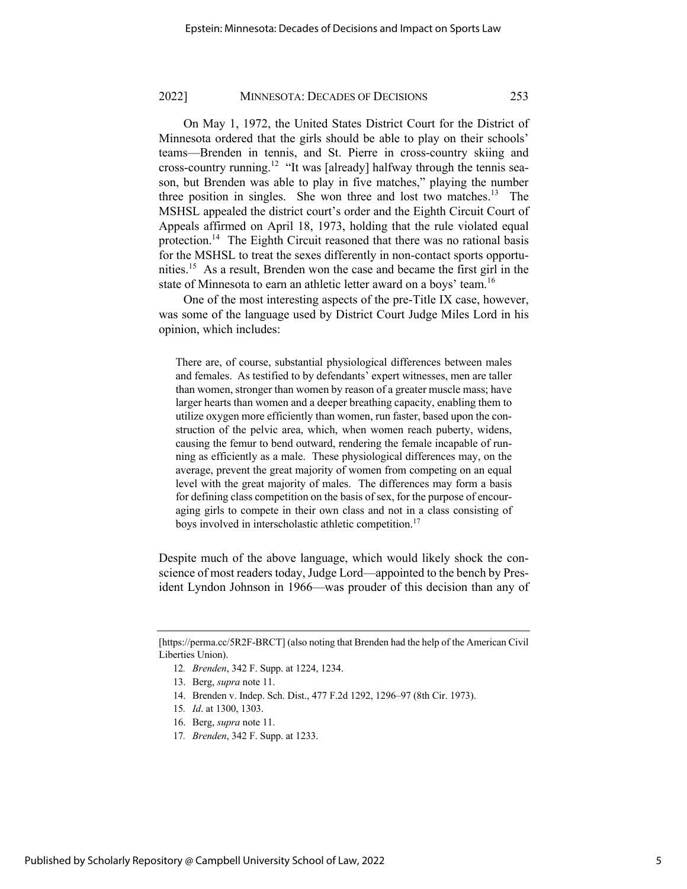On May 1, 1972, the United States District Court for the District of Minnesota ordered that the girls should be able to play on their schools' teams—Brenden in tennis, and St. Pierre in cross-country skiing and cross-country running.[12] "It was [already] halfway through the tennis season, but Brenden was able to play in five matches," playing the number three position in singles. She won three and lost two matches.[13] The MSHSL appealed the district court's order and the Eighth Circuit Court of Appeals affirmed on April 18, 1973, holding that the rule violated equal protection.[14] The Eighth Circuit reasoned that there was no rational basis for the MSHSL to treat the sexes differently in non-contact sports opportunities.[15] As a result, Brenden won the case and became the first girl in the state of Minnesota to earn an athletic letter award on a boys' team.[16]

One of the most interesting aspects of the pre-Title IX case, however, was some of the language used by District Court Judge Miles Lord in his opinion, which includes:

> There are, of course, substantial physiological differences between males and females. As testified to by defendants' expert witnesses, men are taller than women, stronger than women by reason of a greater muscle mass; have larger hearts than women and a deeper breathing capacity, enabling them to utilize oxygen more efficiently than women, run faster, based upon the construction of the pelvic area, which, when women reach puberty, widens, causing the femur to bend outward, rendering the female incapable of running as efficiently as a male. These physiological differences may, on the average, prevent the great majority of women from competing on an equal level with the great majority of males. The differences may form a basis for defining class competition on the basis of sex, for the purpose of encouraging girls to compete in their own class and not in a class consisting of boys involved in interscholastic athletic competition.[17]

Despite much of the above language, which would likely shock the conscience of most readers today, Judge Lord—appointed to the bench by President Lyndon Johnson in 1966—was prouder of this decision than any of

---

[https://perma.cc/5R2F-BRCT] (also noting that Brenden had the help of the American Civil Liberties Union).

12. *Brenden*, 342 F. Supp. at 1224, 1234.
13. Berg, *supra* note 11.
14. Brenden v. Indep. Sch. Dist., 477 F.2d 1292, 1296–97 (8th Cir. 1973).
15. *Id*. at 1300, 1303.
16. Berg, *supra* note 11.
17. *Brenden*, 342 F. Supp. at 1233.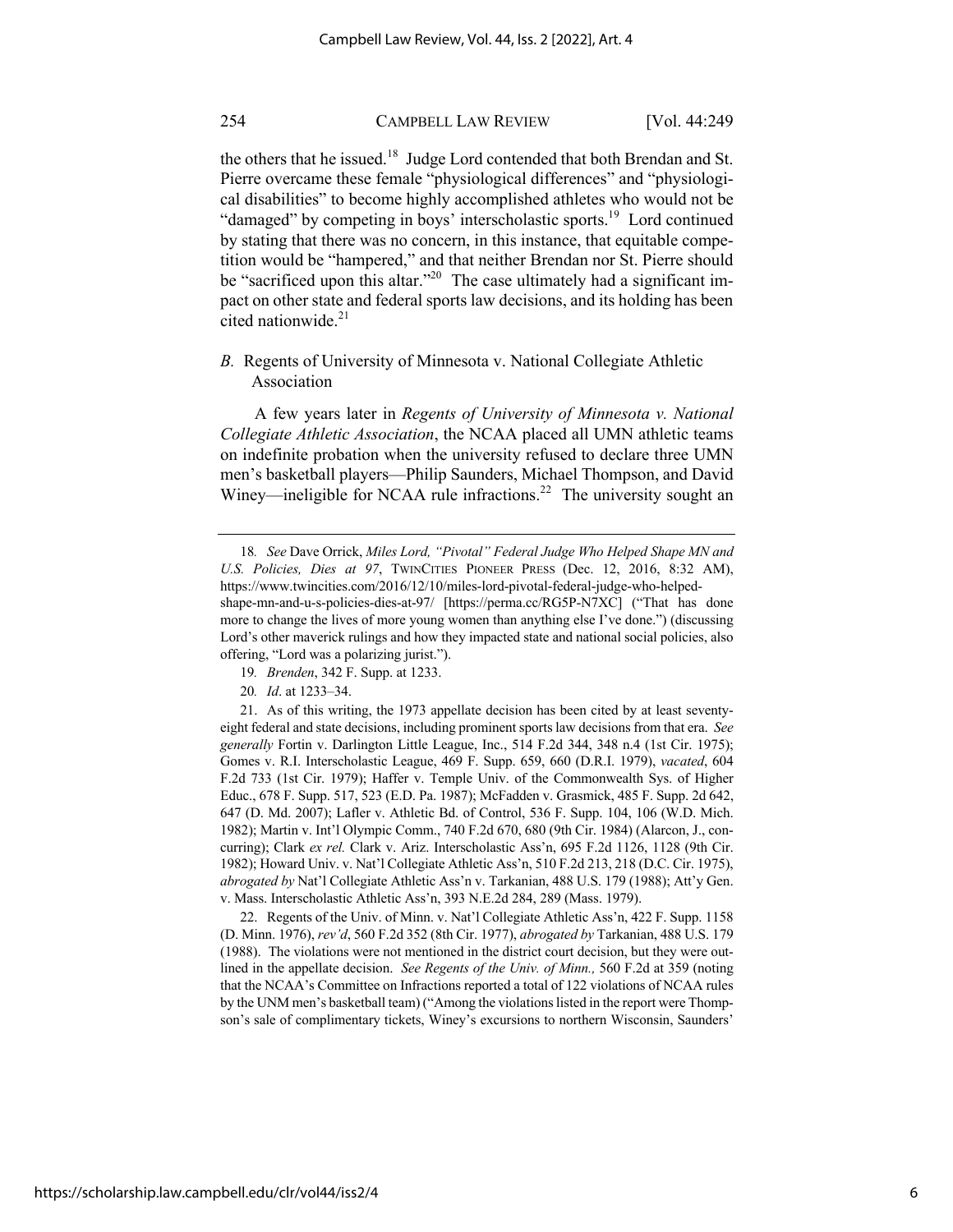the others that he issued.[18] Judge Lord contended that both Brendan and St. Pierre overcame these female "physiological differences" and "physiological disabilities" to become highly accomplished athletes who would not be "damaged" by competing in boys' interscholastic sports.[19] Lord continued by stating that there was no concern, in this instance, that equitable competition would be "hampered," and that neither Brendan nor St. Pierre should be "sacrificed upon this altar."[20] The case ultimately had a significant impact on other state and federal sports law decisions, and its holding has been cited nationwide.[21]

### *B.* Regents of University of Minnesota v. National Collegiate Athletic Association

A few years later in *Regents of University of Minnesota v. National Collegiate Athletic Association*, the NCAA placed all UMN athletic teams on indefinite probation when the university refused to declare three UMN men's basketball players—Philip Saunders, Michael Thompson, and David Winey—ineligible for NCAA rule infractions.[22] The university sought an

---

18. *See* Dave Orrick, *Miles Lord, "Pivotal" Federal Judge Who Helped Shape MN and U.S. Policies, Dies at 97*, TWINCITIES PIONEER PRESS (Dec. 12, 2016, 8:32 AM), https://www.twincities.com/2016/12/10/miles-lord-pivotal-federal-judge-who-helped-shape-mn-and-u-s-policies-dies-at-97/ [https://perma.cc/RG5P-N7XC] ("That has done more to change the lives of more young women than anything else I've done.") (discussing Lord's other maverick rulings and how they impacted state and national social policies, also offering, "Lord was a polarizing jurist.").

19. *Brenden*, 342 F. Supp. at 1233.

20. *Id*. at 1233–34.

21. As of this writing, the 1973 appellate decision has been cited by at least seventy-eight federal and state decisions, including prominent sports law decisions from that era. *See generally* Fortin v. Darlington Little League, Inc., 514 F.2d 344, 348 n.4 (1st Cir. 1975); Gomes v. R.I. Interscholastic League, 469 F. Supp. 659, 660 (D.R.I. 1979), *vacated*, 604 F.2d 733 (1st Cir. 1979); Haffer v. Temple Univ. of the Commonwealth Sys. of Higher Educ., 678 F. Supp. 517, 523 (E.D. Pa. 1987); McFadden v. Grasmick, 485 F. Supp. 2d 642, 647 (D. Md. 2007); Lafler v. Athletic Bd. of Control, 536 F. Supp. 104, 106 (W.D. Mich. 1982); Martin v. Int'l Olympic Comm., 740 F.2d 670, 680 (9th Cir. 1984) (Alarcon, J., concurring); Clark *ex rel.* Clark v. Ariz. Interscholastic Ass'n, 695 F.2d 1126, 1128 (9th Cir. 1982); Howard Univ. v. Nat'l Collegiate Athletic Ass'n, 510 F.2d 213, 218 (D.C. Cir. 1975), *abrogated by* Nat'l Collegiate Athletic Ass'n v. Tarkanian, 488 U.S. 179 (1988); Att'y Gen. v. Mass. Interscholastic Athletic Ass'n, 393 N.E.2d 284, 289 (Mass. 1979).

22. Regents of the Univ. of Minn. v. Nat'l Collegiate Athletic Ass'n, 422 F. Supp. 1158 (D. Minn. 1976), *rev'd*, 560 F.2d 352 (8th Cir. 1977), *abrogated by* Tarkanian, 488 U.S. 179 (1988). The violations were not mentioned in the district court decision, but they were outlined in the appellate decision. *See Regents of the Univ. of Minn.,* 560 F.2d at 359 (noting that the NCAA's Committee on Infractions reported a total of 122 violations of NCAA rules by the UNM men's basketball team) ("Among the violations listed in the report were Thompson's sale of complimentary tickets, Winey's excursions to northern Wisconsin, Saunders'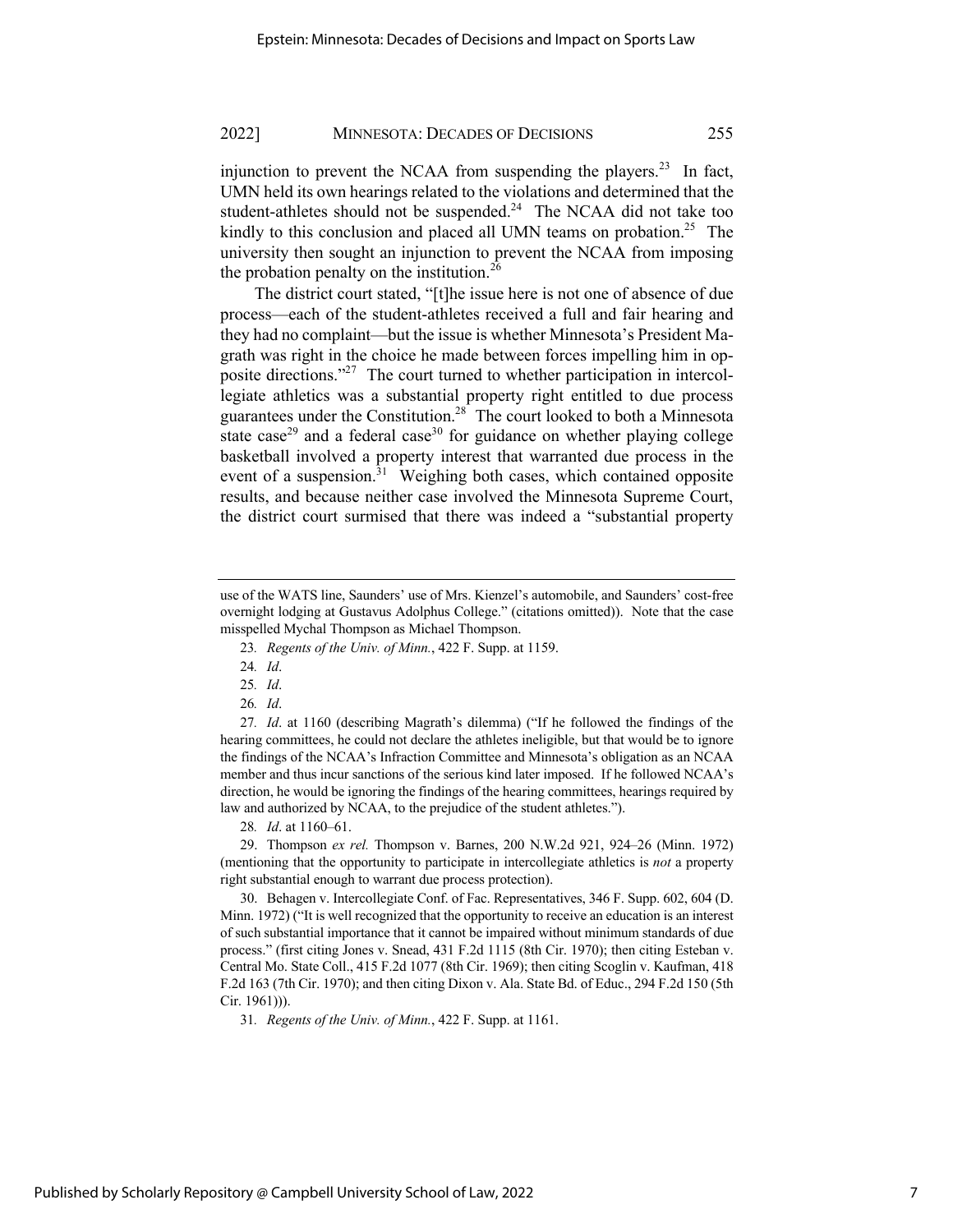injunction to prevent the NCAA from suspending the players.[23] In fact, UMN held its own hearings related to the violations and determined that the student-athletes should not be suspended.[24] The NCAA did not take too kindly to this conclusion and placed all UMN teams on probation.[25] The university then sought an injunction to prevent the NCAA from imposing the probation penalty on the institution.[26]

The district court stated, "[t]he issue here is not one of absence of due process—each of the student-athletes received a full and fair hearing and they had no complaint—but the issue is whether Minnesota's President Magrath was right in the choice he made between forces impelling him in opposite directions."[27] The court turned to whether participation in intercollegiate athletics was a substantial property right entitled to due process guarantees under the Constitution.[28] The court looked to both a Minnesota state case[29] and a federal case[30] for guidance on whether playing college basketball involved a property interest that warranted due process in the event of a suspension.[31] Weighing both cases, which contained opposite results, and because neither case involved the Minnesota Supreme Court, the district court surmised that there was indeed a "substantial property

---

use of the WATS line, Saunders' use of Mrs. Kienzel's automobile, and Saunders' cost-free overnight lodging at Gustavus Adolphus College." (citations omitted)). Note that the case misspelled Mychal Thompson as Michael Thompson.

23. *Regents of the Univ. of Minn.*, 422 F. Supp. at 1159.

24. *Id*.

25. *Id*.

26. *Id*.

27. *Id*. at 1160 (describing Magrath's dilemma) ("If he followed the findings of the hearing committees, he could not declare the athletes ineligible, but that would be to ignore the findings of the NCAA's Infraction Committee and Minnesota's obligation as an NCAA member and thus incur sanctions of the serious kind later imposed. If he followed NCAA's direction, he would be ignoring the findings of the hearing committees, hearings required by law and authorized by NCAA, to the prejudice of the student athletes.").

28. *Id*. at 1160–61.

29. Thompson *ex rel.* Thompson v. Barnes, 200 N.W.2d 921, 924–26 (Minn. 1972) (mentioning that the opportunity to participate in intercollegiate athletics is *not* a property right substantial enough to warrant due process protection).

30. Behagen v. Intercollegiate Conf. of Fac. Representatives, 346 F. Supp. 602, 604 (D. Minn. 1972) ("It is well recognized that the opportunity to receive an education is an interest of such substantial importance that it cannot be impaired without minimum standards of due process." (first citing Jones v. Snead, 431 F.2d 1115 (8th Cir. 1970); then citing Esteban v. Central Mo. State Coll., 415 F.2d 1077 (8th Cir. 1969); then citing Scoglin v. Kaufman, 418 F.2d 163 (7th Cir. 1970); and then citing Dixon v. Ala. State Bd. of Educ., 294 F.2d 150 (5th Cir. 1961))).

31. *Regents of the Univ. of Minn.*, 422 F. Supp. at 1161.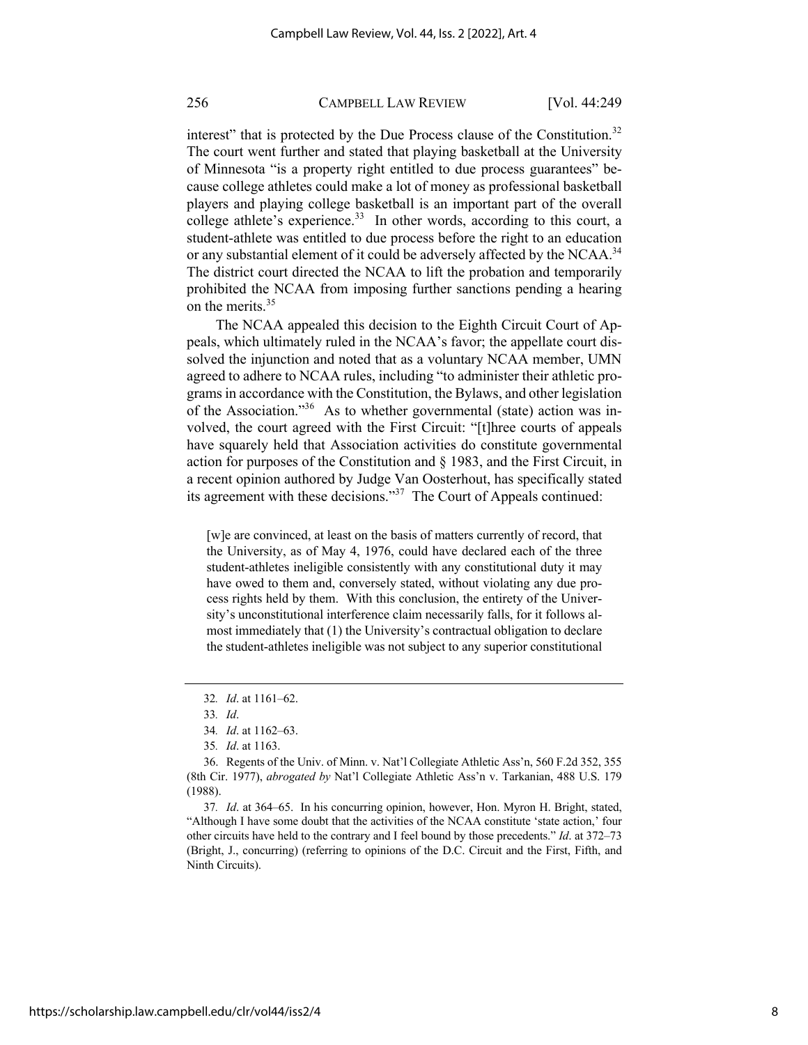interest" that is protected by the Due Process clause of the Constitution.[32] The court went further and stated that playing basketball at the University of Minnesota "is a property right entitled to due process guarantees" because college athletes could make a lot of money as professional basketball players and playing college basketball is an important part of the overall college athlete's experience.[33] In other words, according to this court, a student-athlete was entitled to due process before the right to an education or any substantial element of it could be adversely affected by the NCAA.[34] The district court directed the NCAA to lift the probation and temporarily prohibited the NCAA from imposing further sanctions pending a hearing on the merits.[35]

The NCAA appealed this decision to the Eighth Circuit Court of Appeals, which ultimately ruled in the NCAA's favor; the appellate court dissolved the injunction and noted that as a voluntary NCAA member, UMN agreed to adhere to NCAA rules, including "to administer their athletic programs in accordance with the Constitution, the Bylaws, and other legislation of the Association."[36] As to whether governmental (state) action was involved, the court agreed with the First Circuit: "[t]hree courts of appeals have squarely held that Association activities do constitute governmental action for purposes of the Constitution and § 1983, and the First Circuit, in a recent opinion authored by Judge Van Oosterhout, has specifically stated its agreement with these decisions."[37] The Court of Appeals continued:

> [w]e are convinced, at least on the basis of matters currently of record, that the University, as of May 4, 1976, could have declared each of the three student-athletes ineligible consistently with any constitutional duty it may have owed to them and, conversely stated, without violating any due process rights held by them. With this conclusion, the entirety of the University's unconstitutional interference claim necessarily falls, for it follows almost immediately that (1) the University's contractual obligation to declare the student-athletes ineligible was not subject to any superior constitutional

---

32. *Id*. at 1161–62.

33. *Id*.

34. *Id*. at 1162–63.

35. *Id*. at 1163.

36. Regents of the Univ. of Minn. v. Nat'l Collegiate Athletic Ass'n, 560 F.2d 352, 355 (8th Cir. 1977), *abrogated by* Nat'l Collegiate Athletic Ass'n v. Tarkanian, 488 U.S. 179 (1988).

37. *Id*. at 364–65. In his concurring opinion, however, Hon. Myron H. Bright, stated, "Although I have some doubt that the activities of the NCAA constitute 'state action,' four other circuits have held to the contrary and I feel bound by those precedents." *Id*. at 372–73 (Bright, J., concurring) (referring to opinions of the D.C. Circuit and the First, Fifth, and Ninth Circuits).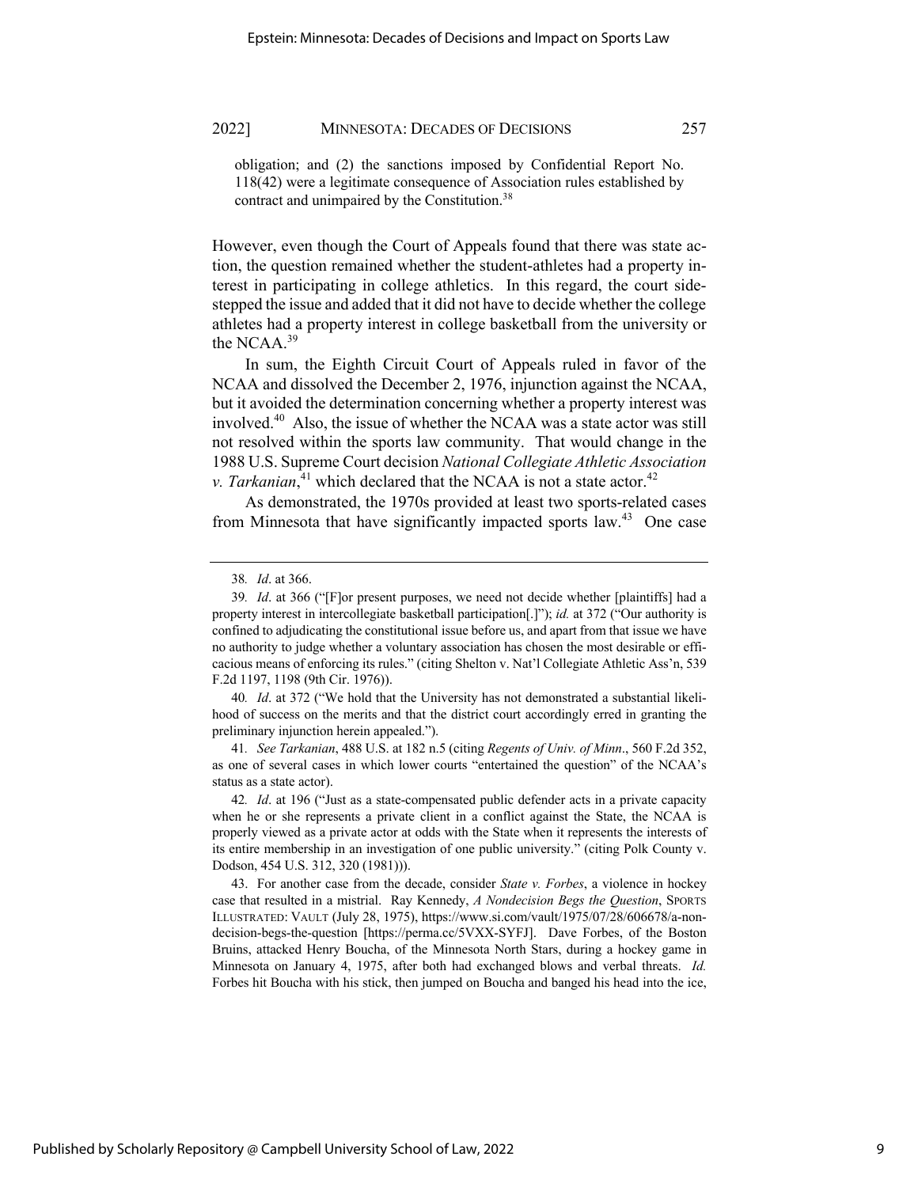obligation; and (2) the sanctions imposed by Confidential Report No. 118(42) were a legitimate consequence of Association rules established by contract and unimpaired by the Constitution.[38]

However, even though the Court of Appeals found that there was state action, the question remained whether the student-athletes had a property interest in participating in college athletics. In this regard, the court sidestepped the issue and added that it did not have to decide whether the college athletes had a property interest in college basketball from the university or the NCAA.[39]

In sum, the Eighth Circuit Court of Appeals ruled in favor of the NCAA and dissolved the December 2, 1976, injunction against the NCAA, but it avoided the determination concerning whether a property interest was involved.[40] Also, the issue of whether the NCAA was a state actor was still not resolved within the sports law community. That would change in the 1988 U.S. Supreme Court decision *National Collegiate Athletic Association v. Tarkanian*,[41] which declared that the NCAA is not a state actor.[42]

As demonstrated, the 1970s provided at least two sports-related cases from Minnesota that have significantly impacted sports law.[43] One case

---

38. *Id*. at 366.

39. *Id*. at 366 ("[F]or present purposes, we need not decide whether [plaintiffs] had a property interest in intercollegiate basketball participation[.]"); *id.* at 372 ("Our authority is confined to adjudicating the constitutional issue before us, and apart from that issue we have no authority to judge whether a voluntary association has chosen the most desirable or efficacious means of enforcing its rules." (citing Shelton v. Nat'l Collegiate Athletic Ass'n, 539 F.2d 1197, 1198 (9th Cir. 1976)).

40. *Id*. at 372 ("We hold that the University has not demonstrated a substantial likelihood of success on the merits and that the district court accordingly erred in granting the preliminary injunction herein appealed.").

41. *See Tarkanian*, 488 U.S. at 182 n.5 (citing *Regents of Univ. of Minn*., 560 F.2d 352, as one of several cases in which lower courts "entertained the question" of the NCAA's status as a state actor).

42. *Id*. at 196 ("Just as a state-compensated public defender acts in a private capacity when he or she represents a private client in a conflict against the State, the NCAA is properly viewed as a private actor at odds with the State when it represents the interests of its entire membership in an investigation of one public university." (citing Polk County v. Dodson, 454 U.S. 312, 320 (1981))).

43. For another case from the decade, consider *State v. Forbes*, a violence in hockey case that resulted in a mistrial. Ray Kennedy, *A Nondecision Begs the Question*, SPORTS ILLUSTRATED: VAULT (July 28, 1975), https://www.si.com/vault/1975/07/28/606678/a-nondecision-begs-the-question [https://perma.cc/5VXX-SYFJ]. Dave Forbes, of the Boston Bruins, attacked Henry Boucha, of the Minnesota North Stars, during a hockey game in Minnesota on January 4, 1975, after both had exchanged blows and verbal threats. *Id.* Forbes hit Boucha with his stick, then jumped on Boucha and banged his head into the ice,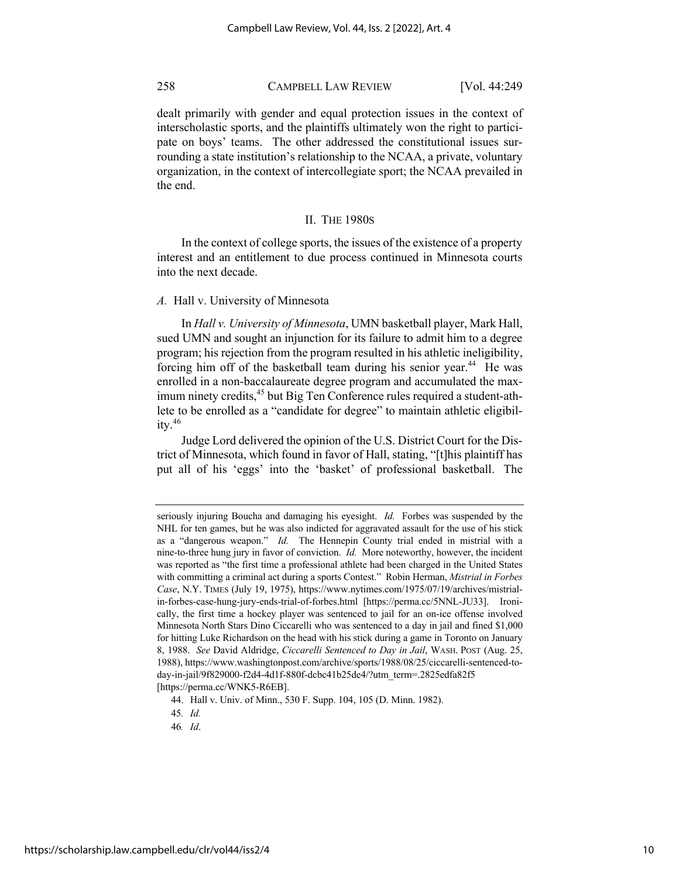dealt primarily with gender and equal protection issues in the context of interscholastic sports, and the plaintiffs ultimately won the right to participate on boys' teams. The other addressed the constitutional issues surrounding a state institution's relationship to the NCAA, a private, voluntary organization, in the context of intercollegiate sport; the NCAA prevailed in the end.

## II. THE 1980S

In the context of college sports, the issues of the existence of a property interest and an entitlement to due process continued in Minnesota courts into the next decade.

### *A.* Hall v. University of Minnesota

In *Hall v. University of Minnesota*, UMN basketball player, Mark Hall, sued UMN and sought an injunction for its failure to admit him to a degree program; his rejection from the program resulted in his athletic ineligibility, forcing him off of the basketball team during his senior year.[44] He was enrolled in a non-baccalaureate degree program and accumulated the maximum ninety credits,[45] but Big Ten Conference rules required a student-athlete to be enrolled as a "candidate for degree" to maintain athletic eligibility.[46]

Judge Lord delivered the opinion of the U.S. District Court for the District of Minnesota, which found in favor of Hall, stating, "[t]his plaintiff has put all of his 'eggs' into the 'basket' of professional basketball. The

---

seriously injuring Boucha and damaging his eyesight. *Id.* Forbes was suspended by the NHL for ten games, but he was also indicted for aggravated assault for the use of his stick as a "dangerous weapon." *Id.* The Hennepin County trial ended in mistrial with a nine-to-three hung jury in favor of conviction. *Id.* More noteworthy, however, the incident was reported as "the first time a professional athlete had been charged in the United States with committing a criminal act during a sports Contest." Robin Herman, *Mistrial in Forbes Case*, N.Y. TIMES (July 19, 1975), https://www.nytimes.com/1975/07/19/archives/mistrial-in-forbes-case-hung-jury-ends-trial-of-forbes.html [https://perma.cc/5NNL-JU33]. Ironically, the first time a hockey player was sentenced to jail for an on-ice offense involved Minnesota North Stars Dino Ciccarelli who was sentenced to a day in jail and fined $1,000 for hitting Luke Richardson on the head with his stick during a game in Toronto on January 8, 1988. *See* David Aldridge, *Ciccarelli Sentenced to Day in Jail*, WASH. POST (Aug. 25, 1988), https://www.washingtonpost.com/archive/sports/1988/08/25/ciccarelli-sentenced-to-day-in-jail/9f829000-f2d4-4d1f-880f-dcbc41b25de4/?utm_term=.2825edfa82f5 [https://perma.cc/WNK5-R6EB].

44. Hall v. Univ. of Minn., 530 F. Supp. 104, 105 (D. Minn. 1982).

45. *Id.*

46. *Id*.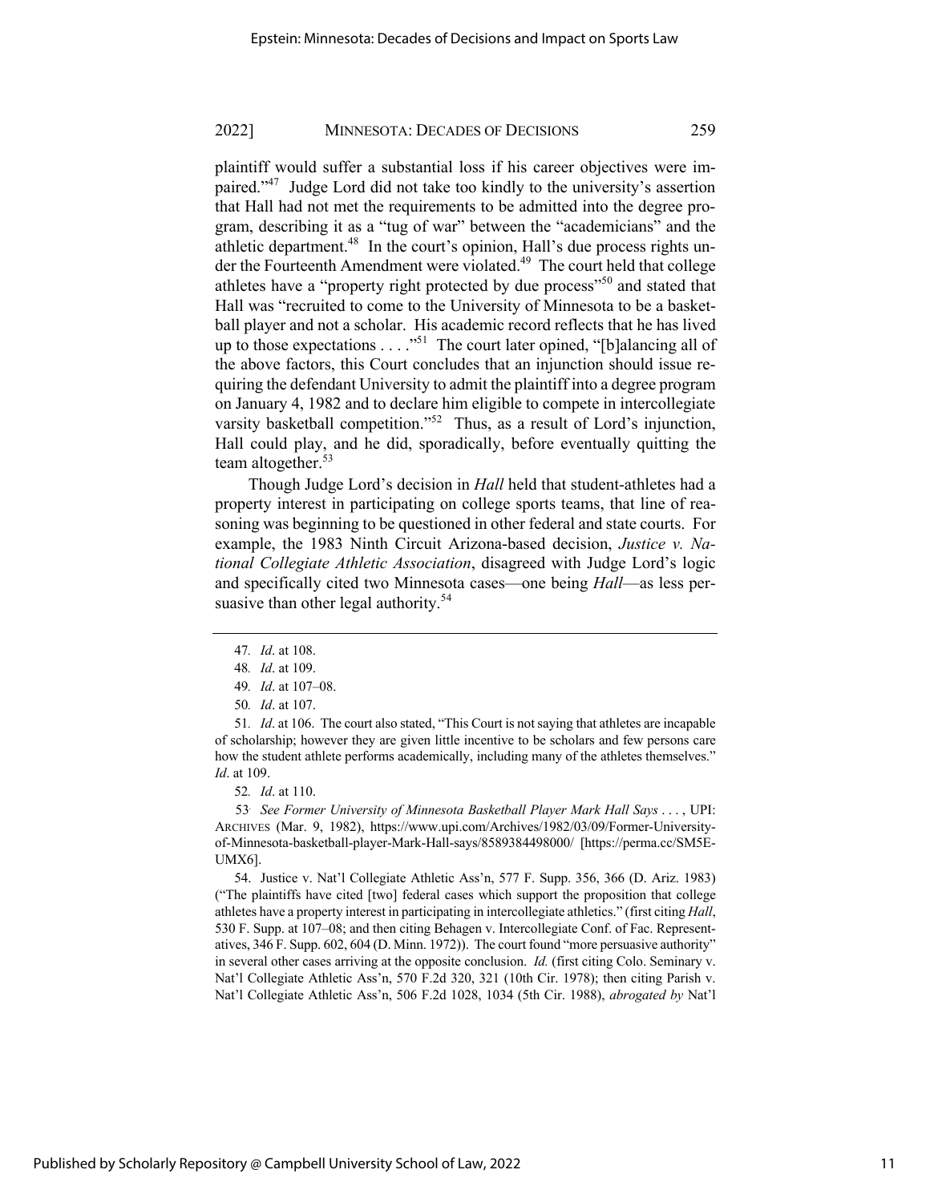plaintiff would suffer a substantial loss if his career objectives were impaired."[47] Judge Lord did not take too kindly to the university's assertion that Hall had not met the requirements to be admitted into the degree program, describing it as a "tug of war" between the "academicians" and the athletic department.[48] In the court's opinion, Hall's due process rights under the Fourteenth Amendment were violated.[49] The court held that college athletes have a "property right protected by due process"[50] and stated that Hall was "recruited to come to the University of Minnesota to be a basketball player and not a scholar. His academic record reflects that he has lived up to those expectations . . . ."[51] The court later opined, "[b]alancing all of the above factors, this Court concludes that an injunction should issue requiring the defendant University to admit the plaintiff into a degree program on January 4, 1982 and to declare him eligible to compete in intercollegiate varsity basketball competition."[52] Thus, as a result of Lord's injunction, Hall could play, and he did, sporadically, before eventually quitting the team altogether.[53]

Though Judge Lord's decision in *Hall* held that student-athletes had a property interest in participating on college sports teams, that line of reasoning was beginning to be questioned in other federal and state courts. For example, the 1983 Ninth Circuit Arizona-based decision, *Justice v. National Collegiate Athletic Association*, disagreed with Judge Lord's logic and specifically cited two Minnesota cases—one being *Hall*—as less persuasive than other legal authority.[54]

---

47. *Id*. at 108.

48. *Id*. at 109.

49. *Id*. at 107–08.

50. *Id*. at 107.

51. *Id*. at 106. The court also stated, "This Court is not saying that athletes are incapable of scholarship; however they are given little incentive to be scholars and few persons care how the student athlete performs academically, including many of the athletes themselves." *Id*. at 109.

52. *Id*. at 110.

53. *See Former University of Minnesota Basketball Player Mark Hall Says* . . . , UPI: ARCHIVES (Mar. 9, 1982), https://www.upi.com/Archives/1982/03/09/Former-University-of-Minnesota-basketball-player-Mark-Hall-says/8589384498000/ [https://perma.cc/SM5E-UMX6].

54. Justice v. Nat'l Collegiate Athletic Ass'n, 577 F. Supp. 356, 366 (D. Ariz. 1983) ("The plaintiffs have cited [two] federal cases which support the proposition that college athletes have a property interest in participating in intercollegiate athletics." (first citing *Hall*, 530 F. Supp. at 107–08; and then citing Behagen v. Intercollegiate Conf. of Fac. Representatives, 346 F. Supp. 602, 604 (D. Minn. 1972)). The court found "more persuasive authority" in several other cases arriving at the opposite conclusion. *Id.* (first citing Colo. Seminary v. Nat'l Collegiate Athletic Ass'n, 570 F.2d 320, 321 (10th Cir. 1978); then citing Parish v. Nat'l Collegiate Athletic Ass'n, 506 F.2d 1028, 1034 (5th Cir. 1988), *abrogated by* Nat'l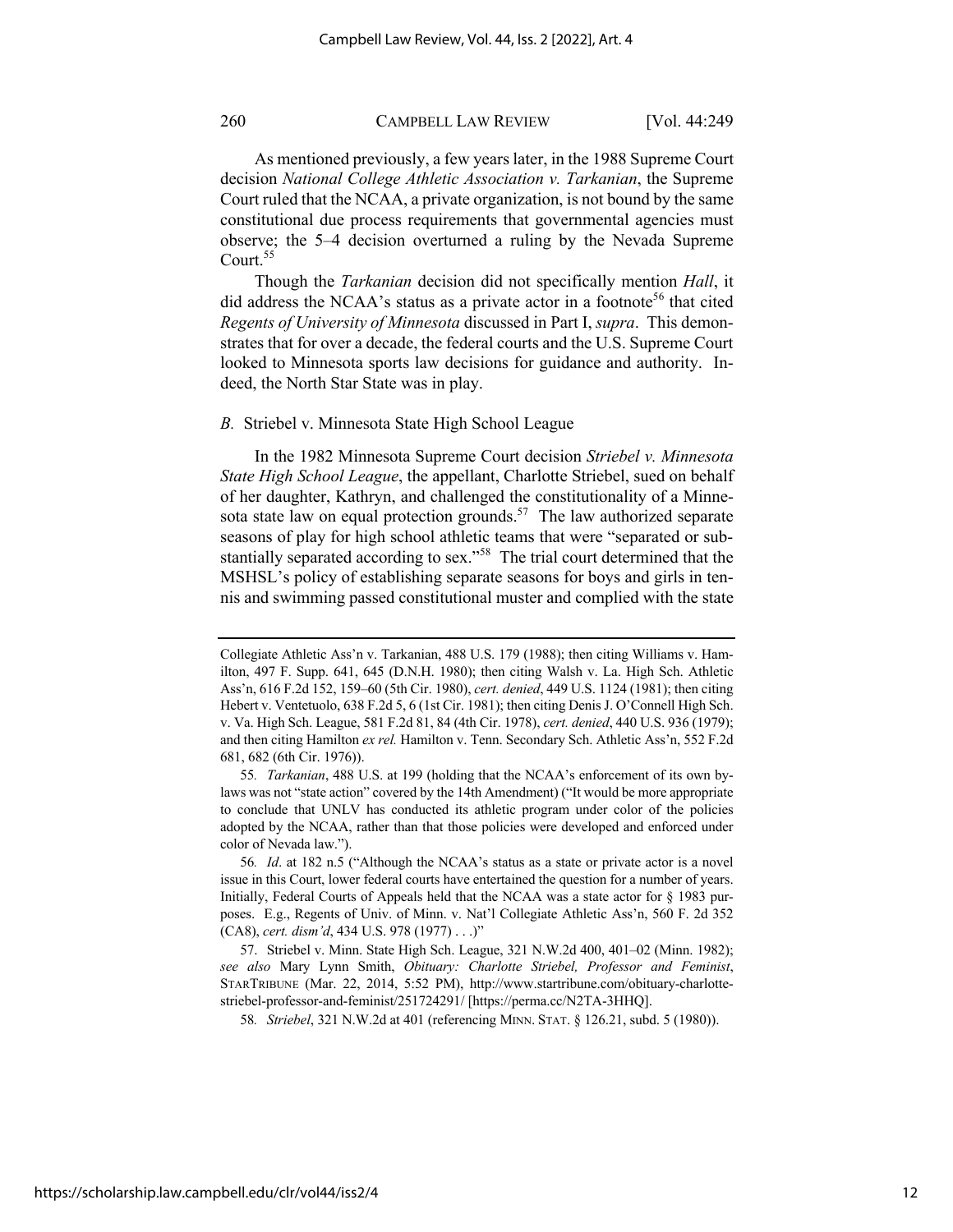As mentioned previously, a few years later, in the 1988 Supreme Court decision *National College Athletic Association v. Tarkanian*, the Supreme Court ruled that the NCAA, a private organization, is not bound by the same constitutional due process requirements that governmental agencies must observe; the 5–4 decision overturned a ruling by the Nevada Supreme Court.[55]

Though the *Tarkanian* decision did not specifically mention *Hall*, it did address the NCAA's status as a private actor in a footnote[56] that cited *Regents of University of Minnesota* discussed in Part I, *supra*. This demonstrates that for over a decade, the federal courts and the U.S. Supreme Court looked to Minnesota sports law decisions for guidance and authority. Indeed, the North Star State was in play.

### *B.* Striebel v. Minnesota State High School League

In the 1982 Minnesota Supreme Court decision *Striebel v. Minnesota State High School League*, the appellant, Charlotte Striebel, sued on behalf of her daughter, Kathryn, and challenged the constitutionality of a Minnesota state law on equal protection grounds.[57] The law authorized separate seasons of play for high school athletic teams that were "separated or substantially separated according to sex."[58] The trial court determined that the MSHSL's policy of establishing separate seasons for boys and girls in tennis and swimming passed constitutional muster and complied with the state

---

Collegiate Athletic Ass'n v. Tarkanian, 488 U.S. 179 (1988); then citing Williams v. Hamilton, 497 F. Supp. 641, 645 (D.N.H. 1980); then citing Walsh v. La. High Sch. Athletic Ass'n, 616 F.2d 152, 159–60 (5th Cir. 1980), *cert. denied*, 449 U.S. 1124 (1981); then citing Hebert v. Ventetuolo, 638 F.2d 5, 6 (1st Cir. 1981); then citing Denis J. O'Connell High Sch. v. Va. High Sch. League, 581 F.2d 81, 84 (4th Cir. 1978), *cert. denied*, 440 U.S. 936 (1979); and then citing Hamilton *ex rel.* Hamilton v. Tenn. Secondary Sch. Athletic Ass'n, 552 F.2d 681, 682 (6th Cir. 1976)).

55. *Tarkanian*, 488 U.S. at 199 (holding that the NCAA's enforcement of its own bylaws was not "state action" covered by the 14th Amendment) ("It would be more appropriate to conclude that UNLV has conducted its athletic program under color of the policies adopted by the NCAA, rather than that those policies were developed and enforced under color of Nevada law.").

56. *Id*. at 182 n.5 ("Although the NCAA's status as a state or private actor is a novel issue in this Court, lower federal courts have entertained the question for a number of years. Initially, Federal Courts of Appeals held that the NCAA was a state actor for § 1983 purposes. E.g., Regents of Univ. of Minn. v. Nat'l Collegiate Athletic Ass'n, 560 F. 2d 352 (CA8), *cert. dism'd*, 434 U.S. 978 (1977) . . .)"

57. Striebel v. Minn. State High Sch. League, 321 N.W.2d 400, 401–02 (Minn. 1982); *see also* Mary Lynn Smith, *Obituary: Charlotte Striebel, Professor and Feminist*, STARTRIBUNE (Mar. 22, 2014, 5:52 PM), http://www.startribune.com/obituary-charlotte-striebel-professor-and-feminist/251724291/ [https://perma.cc/N2TA-3HHQ].

58. *Striebel*, 321 N.W.2d at 401 (referencing MINN. STAT. § 126.21, subd. 5 (1980)).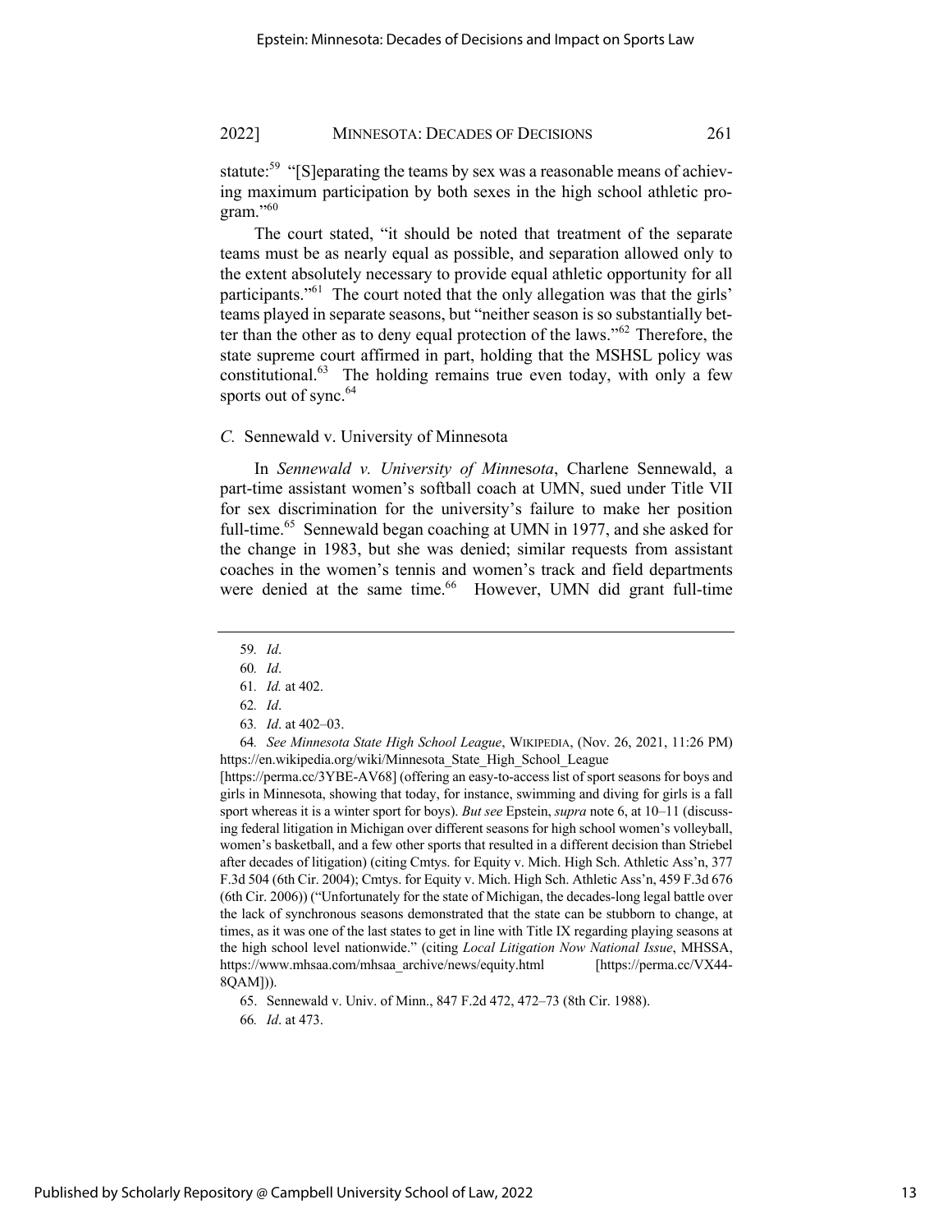statute:[59] "[S]eparating the teams by sex was a reasonable means of achieving maximum participation by both sexes in the high school athletic program."[60]

The court stated, "it should be noted that treatment of the separate teams must be as nearly equal as possible, and separation allowed only to the extent absolutely necessary to provide equal athletic opportunity for all participants."[61] The court noted that the only allegation was that the girls' teams played in separate seasons, but "neither season is so substantially better than the other as to deny equal protection of the laws."[62] Therefore, the state supreme court affirmed in part, holding that the MSHSL policy was constitutional.[63] The holding remains true even today, with only a few sports out of sync.[64]

### *C.* Sennewald v. University of Minnesota

In *Sennewald v. University of Minnesota*, Charlene Sennewald, a part-time assistant women's softball coach at UMN, sued under Title VII for sex discrimination for the university's failure to make her position full-time.[65] Sennewald began coaching at UMN in 1977, and she asked for the change in 1983, but she was denied; similar requests from assistant coaches in the women's tennis and women's track and field departments were denied at the same time.[66] However, UMN did grant full-time

---

59. *Id*.

60. *Id*.

61. *Id.* at 402.

62. *Id*.

63. *Id*. at 402–03.

64. *See Minnesota State High School League*, WIKIPEDIA, (Nov. 26, 2021, 11:26 PM) https://en.wikipedia.org/wiki/Minnesota_State_High_School_League [https://perma.cc/3YBE-AV68] (offering an easy-to-access list of sport seasons for boys and girls in Minnesota, showing that today, for instance, swimming and diving for girls is a fall sport whereas it is a winter sport for boys). *But see* Epstein, *supra* note 6, at 10–11 (discussing federal litigation in Michigan over different seasons for high school women's volleyball, women's basketball, and a few other sports that resulted in a different decision than Striebel after decades of litigation) (citing Cmtys. for Equity v. Mich. High Sch. Athletic Ass'n, 377 F.3d 504 (6th Cir. 2004); Cmtys. for Equity v. Mich. High Sch. Athletic Ass'n, 459 F.3d 676 (6th Cir. 2006)) ("Unfortunately for the state of Michigan, the decades-long legal battle over the lack of synchronous seasons demonstrated that the state can be stubborn to change, at times, as it was one of the last states to get in line with Title IX regarding playing seasons at the high school level nationwide." (citing *Local Litigation Now National Issue*, MHSSA, https://www.mhsaa.com/mhsaa_archive/news/equity.html [https://perma.cc/VX44-8QAM])).

65. Sennewald v. Univ. of Minn., 847 F.2d 472, 472–73 (8th Cir. 1988).

66. *Id*. at 473.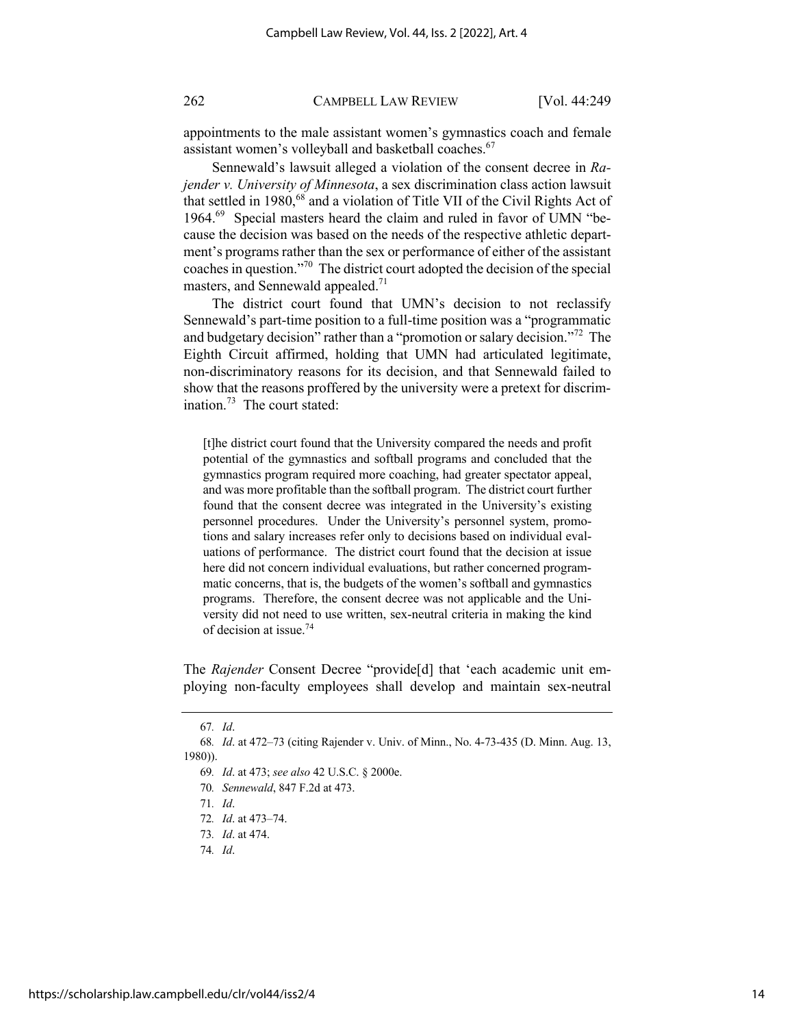appointments to the male assistant women's gymnastics coach and female assistant women's volleyball and basketball coaches.[67]

Sennewald's lawsuit alleged a violation of the consent decree in *Rajender v. University of Minnesota*, a sex discrimination class action lawsuit that settled in 1980,[68] and a violation of Title VII of the Civil Rights Act of 1964.[69] Special masters heard the claim and ruled in favor of UMN "because the decision was based on the needs of the respective athletic department's programs rather than the sex or performance of either of the assistant coaches in question."[70] The district court adopted the decision of the special masters, and Sennewald appealed.[71]

The district court found that UMN's decision to not reclassify Sennewald's part-time position to a full-time position was a "programmatic and budgetary decision" rather than a "promotion or salary decision."[72] The Eighth Circuit affirmed, holding that UMN had articulated legitimate, non-discriminatory reasons for its decision, and that Sennewald failed to show that the reasons proffered by the university were a pretext for discrimination.[73] The court stated:

> [t]he district court found that the University compared the needs and profit potential of the gymnastics and softball programs and concluded that the gymnastics program required more coaching, had greater spectator appeal, and was more profitable than the softball program. The district court further found that the consent decree was integrated in the University's existing personnel procedures. Under the University's personnel system, promotions and salary increases refer only to decisions based on individual evaluations of performance. The district court found that the decision at issue here did not concern individual evaluations, but rather concerned programmatic concerns, that is, the budgets of the women's softball and gymnastics programs. Therefore, the consent decree was not applicable and the University did not need to use written, sex-neutral criteria in making the kind of decision at issue.[74]

The *Rajender* Consent Decree "provide[d] that 'each academic unit employing non-faculty employees shall develop and maintain sex-neutral

---

67. *Id*.

68. *Id*. at 472–73 (citing Rajender v. Univ. of Minn., No. 4-73-435 (D. Minn. Aug. 13, 1980)).

69. *Id*. at 473; *see also* 42 U.S.C. § 2000e.

70. *Sennewald*, 847 F.2d at 473.

71. *Id*.

72. *Id*. at 473–74.

73. *Id*. at 474.

74. *Id*.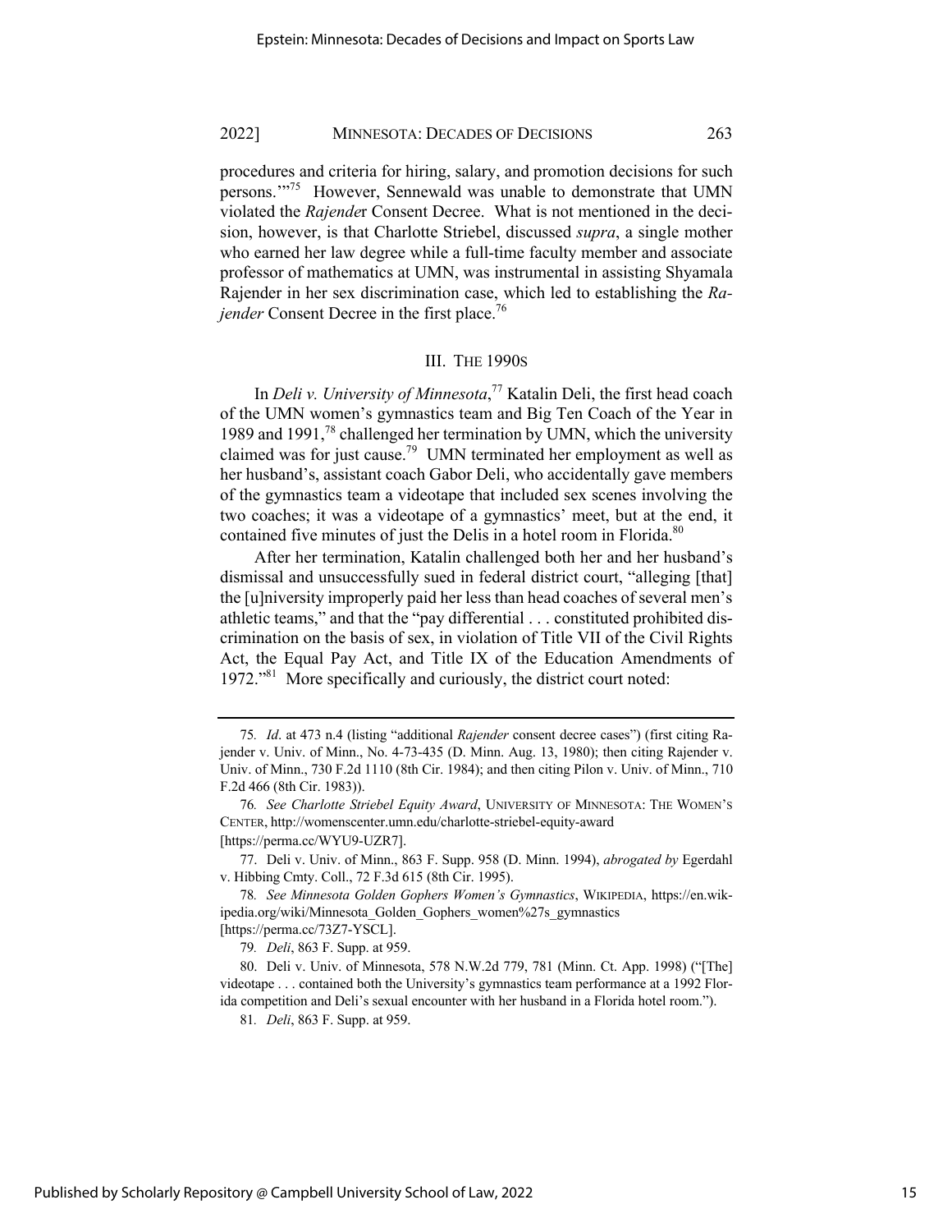procedures and criteria for hiring, salary, and promotion decisions for such persons.'"[75] However, Sennewald was unable to demonstrate that UMN violated the *Rajender* Consent Decree. What is not mentioned in the decision, however, is that Charlotte Striebel, discussed *supra*, a single mother who earned her law degree while a full-time faculty member and associate professor of mathematics at UMN, was instrumental in assisting Shyamala Rajender in her sex discrimination case, which led to establishing the *Rajender* Consent Decree in the first place.[76]

## III. THE 1990S

In *Deli v. University of Minnesota*,[77] Katalin Deli, the first head coach of the UMN women's gymnastics team and Big Ten Coach of the Year in 1989 and 1991,[78] challenged her termination by UMN, which the university claimed was for just cause.[79] UMN terminated her employment as well as her husband's, assistant coach Gabor Deli, who accidentally gave members of the gymnastics team a videotape that included sex scenes involving the two coaches; it was a videotape of a gymnastics' meet, but at the end, it contained five minutes of just the Delis in a hotel room in Florida.[80]

After her termination, Katalin challenged both her and her husband's dismissal and unsuccessfully sued in federal district court, "alleging [that] the [u]niversity improperly paid her less than head coaches of several men's athletic teams," and that the "pay differential . . . constituted prohibited discrimination on the basis of sex, in violation of Title VII of the Civil Rights Act, the Equal Pay Act, and Title IX of the Education Amendments of 1972."[81] More specifically and curiously, the district court noted:

---

75. *Id*. at 473 n.4 (listing "additional *Rajender* consent decree cases") (first citing Rajender v. Univ. of Minn., No. 4-73-435 (D. Minn. Aug. 13, 1980); then citing Rajender v. Univ. of Minn., 730 F.2d 1110 (8th Cir. 1984); and then citing Pilon v. Univ. of Minn., 710 F.2d 466 (8th Cir. 1983)).

76. *See Charlotte Striebel Equity Award*, UNIVERSITY OF MINNESOTA: THE WOMEN'S CENTER, http://womenscenter.umn.edu/charlotte-striebel-equity-award [https://perma.cc/WYU9-UZR7].

77. Deli v. Univ. of Minn., 863 F. Supp. 958 (D. Minn. 1994), *abrogated by* Egerdahl v. Hibbing Cmty. Coll., 72 F.3d 615 (8th Cir. 1995).

78. *See Minnesota Golden Gophers Women's Gymnastics*, WIKIPEDIA, https://en.wikipedia.org/wiki/Minnesota_Golden_Gophers_women%27s_gymnastics [https://perma.cc/73Z7-YSCL].

79. *Deli*, 863 F. Supp. at 959.

80. Deli v. Univ. of Minnesota, 578 N.W.2d 779, 781 (Minn. Ct. App. 1998) ("[The] videotape . . . contained both the University's gymnastics team performance at a 1992 Florida competition and Deli's sexual encounter with her husband in a Florida hotel room.").

81. *Deli*, 863 F. Supp. at 959.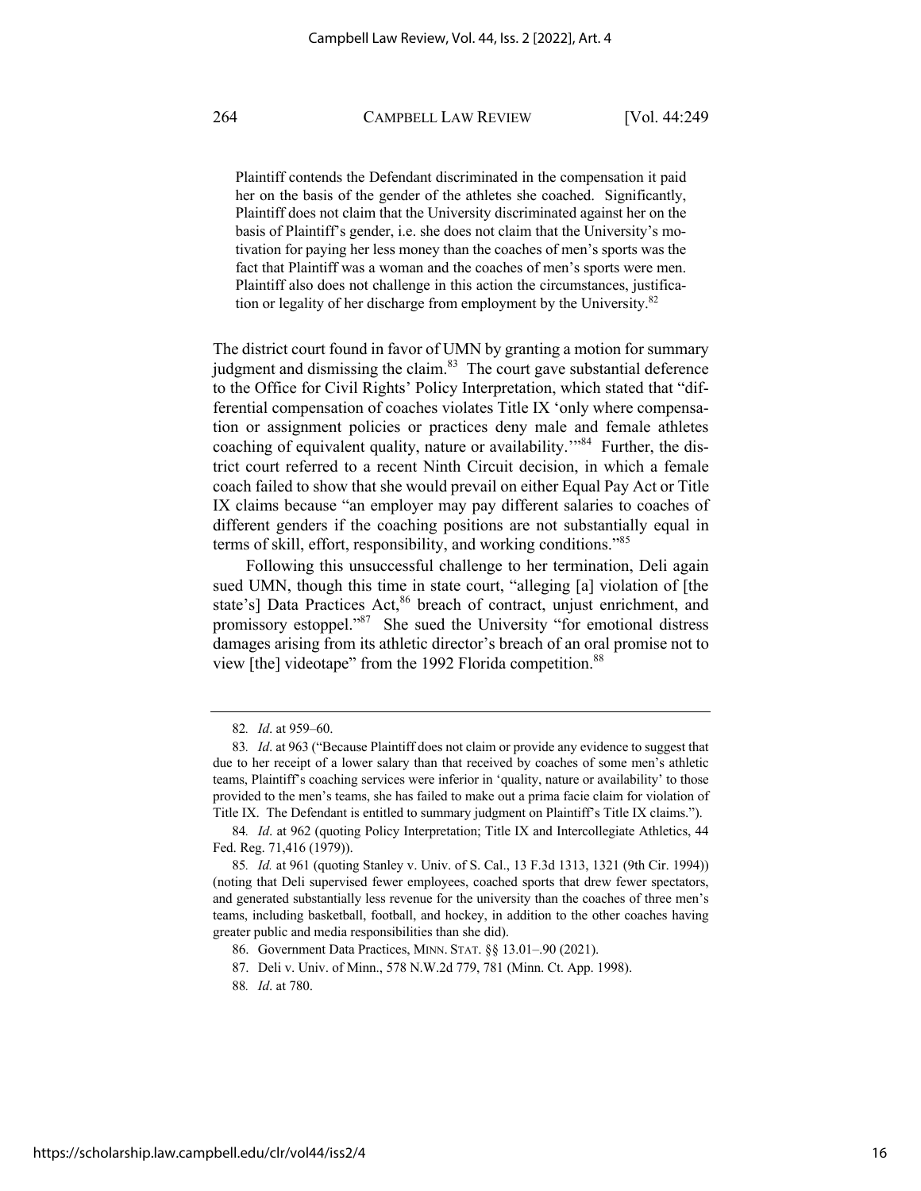> Plaintiff contends the Defendant discriminated in the compensation it paid her on the basis of the gender of the athletes she coached. Significantly, Plaintiff does not claim that the University discriminated against her on the basis of Plaintiff's gender, i.e. she does not claim that the University's motivation for paying her less money than the coaches of men's sports was the fact that Plaintiff was a woman and the coaches of men's sports were men. Plaintiff also does not challenge in this action the circumstances, justification or legality of her discharge from employment by the University.[82]

The district court found in favor of UMN by granting a motion for summary judgment and dismissing the claim.[83] The court gave substantial deference to the Office for Civil Rights' Policy Interpretation, which stated that "differential compensation of coaches violates Title IX 'only where compensation or assignment policies or practices deny male and female athletes coaching of equivalent quality, nature or availability.'"[84] Further, the district court referred to a recent Ninth Circuit decision, in which a female coach failed to show that she would prevail on either Equal Pay Act or Title IX claims because "an employer may pay different salaries to coaches of different genders if the coaching positions are not substantially equal in terms of skill, effort, responsibility, and working conditions."[85]

Following this unsuccessful challenge to her termination, Deli again sued UMN, though this time in state court, "alleging [a] violation of [the state's] Data Practices Act,[86] breach of contract, unjust enrichment, and promissory estoppel."[87] She sued the University "for emotional distress damages arising from its athletic director's breach of an oral promise not to view [the] videotape" from the 1992 Florida competition.[88]

---

82. *Id*. at 959–60.

83. *Id*. at 963 ("Because Plaintiff does not claim or provide any evidence to suggest that due to her receipt of a lower salary than that received by coaches of some men's athletic teams, Plaintiff's coaching services were inferior in 'quality, nature or availability' to those provided to the men's teams, she has failed to make out a prima facie claim for violation of Title IX. The Defendant is entitled to summary judgment on Plaintiff's Title IX claims.").

84. *Id*. at 962 (quoting Policy Interpretation; Title IX and Intercollegiate Athletics, 44 Fed. Reg. 71,416 (1979)).

85. *Id.* at 961 (quoting Stanley v. Univ. of S. Cal., 13 F.3d 1313, 1321 (9th Cir. 1994)) (noting that Deli supervised fewer employees, coached sports that drew fewer spectators, and generated substantially less revenue for the university than the coaches of three men's teams, including basketball, football, and hockey, in addition to the other coaches having greater public and media responsibilities than she did).

86. Government Data Practices, MINN. STAT. §§ 13.01–.90 (2021).

87. Deli v. Univ. of Minn., 578 N.W.2d 779, 781 (Minn. Ct. App. 1998).

88. *Id*. at 780.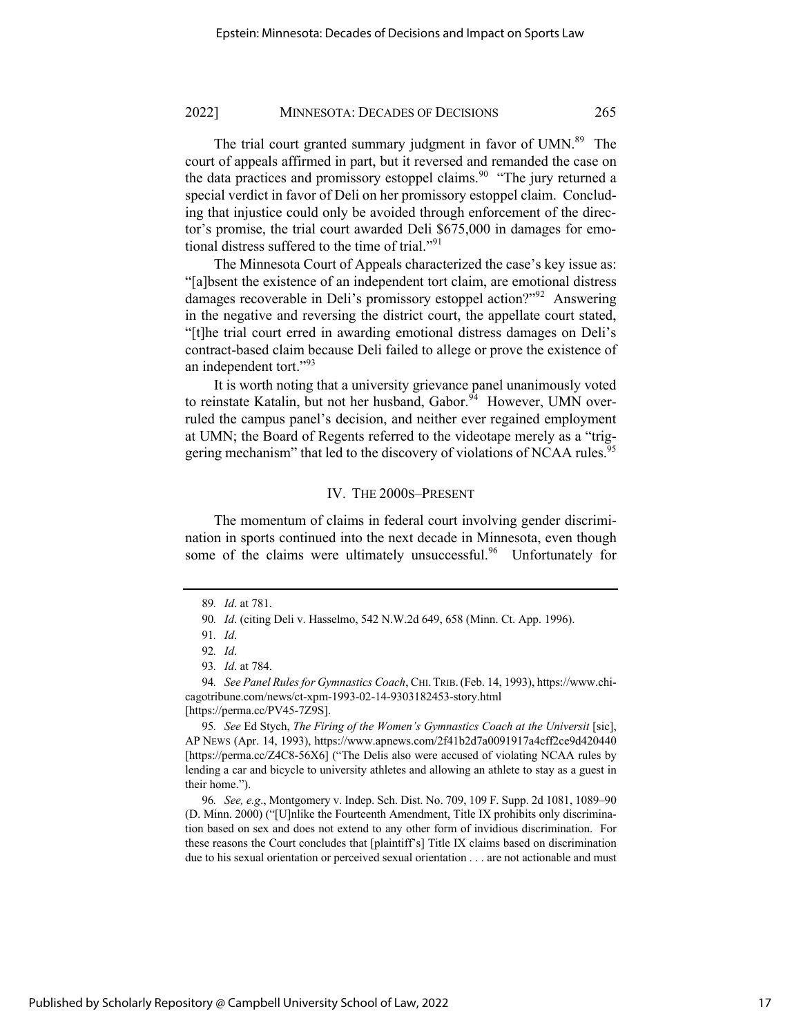The trial court granted summary judgment in favor of UMN.[89] The court of appeals affirmed in part, but it reversed and remanded the case on the data practices and promissory estoppel claims.[90] "The jury returned a special verdict in favor of Deli on her promissory estoppel claim. Concluding that injustice could only be avoided through enforcement of the director's promise, the trial court awarded Deli $675,000 in damages for emotional distress suffered to the time of trial."[91]

The Minnesota Court of Appeals characterized the case's key issue as: "[a]bsent the existence of an independent tort claim, are emotional distress damages recoverable in Deli's promissory estoppel action?"[92] Answering in the negative and reversing the district court, the appellate court stated, "[t]he trial court erred in awarding emotional distress damages on Deli's contract-based claim because Deli failed to allege or prove the existence of an independent tort."[93]

It is worth noting that a university grievance panel unanimously voted to reinstate Katalin, but not her husband, Gabor.[94] However, UMN overruled the campus panel's decision, and neither ever regained employment at UMN; the Board of Regents referred to the videotape merely as a "triggering mechanism" that led to the discovery of violations of NCAA rules.[95]

## IV. THE 2000S–PRESENT

The momentum of claims in federal court involving gender discrimination in sports continued into the next decade in Minnesota, even though some of the claims were ultimately unsuccessful.[96] Unfortunately for

---

89. *Id*. at 781.

90. *Id*. (citing Deli v. Hasselmo, 542 N.W.2d 649, 658 (Minn. Ct. App. 1996).

91. *Id*.

92. *Id*.

93. *Id*. at 784.

94. *See Panel Rules for Gymnastics Coach*, CHI. TRIB. (Feb. 14, 1993), https://www.chicagotribune.com/news/ct-xpm-1993-02-14-9303182453-story.html [https://perma.cc/PV45-7Z9S].

95. *See* Ed Stych, *The Firing of the Women's Gymnastics Coach at the Universit* [sic], AP NEWS (Apr. 14, 1993), https://www.apnews.com/2f41b2d7a0091917a4cff2ce9d420440 [https://perma.cc/Z4C8-56X6] ("The Delis also were accused of violating NCAA rules by lending a car and bicycle to university athletes and allowing an athlete to stay as a guest in their home.").

96. *See, e.g*., Montgomery v. Indep. Sch. Dist. No. 709, 109 F. Supp. 2d 1081, 1089–90 (D. Minn. 2000) ("[U]nlike the Fourteenth Amendment, Title IX prohibits only discrimination based on sex and does not extend to any other form of invidious discrimination. For these reasons the Court concludes that [plaintiff's] Title IX claims based on discrimination due to his sexual orientation or perceived sexual orientation . . . are not actionable and must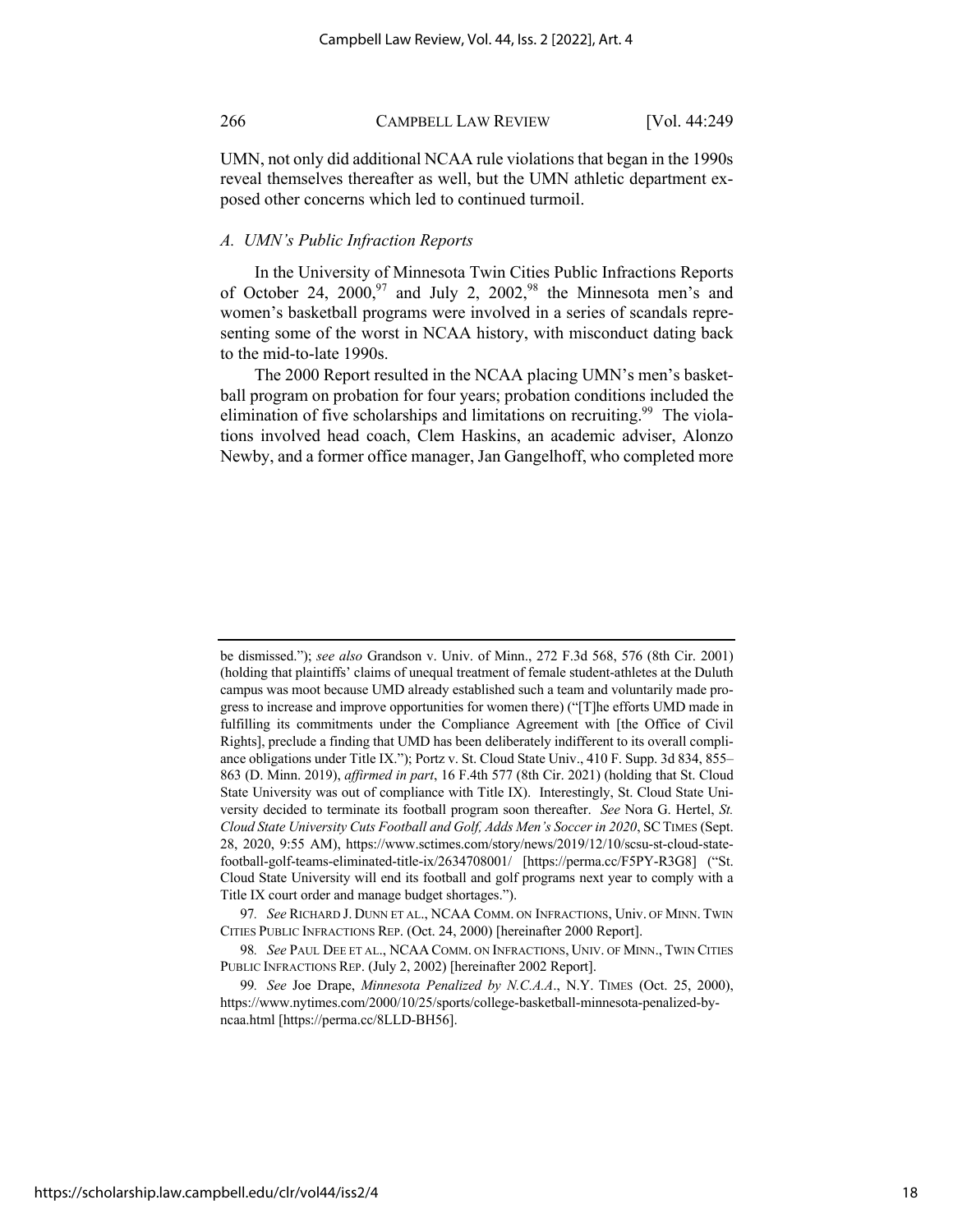UMN, not only did additional NCAA rule violations that began in the 1990s reveal themselves thereafter as well, but the UMN athletic department exposed other concerns which led to continued turmoil.

### *A. UMN's Public Infraction Reports*

In the University of Minnesota Twin Cities Public Infractions Reports of October 24, 2000,[97] and July 2, 2002,[98] the Minnesota men's and women's basketball programs were involved in a series of scandals representing some of the worst in NCAA history, with misconduct dating back to the mid-to-late 1990s.

The 2000 Report resulted in the NCAA placing UMN's men's basketball program on probation for four years; probation conditions included the elimination of five scholarships and limitations on recruiting.[99] The violations involved head coach, Clem Haskins, an academic adviser, Alonzo Newby, and a former office manager, Jan Gangelhoff, who completed more

---

be dismissed."); *see also* Grandson v. Univ. of Minn., 272 F.3d 568, 576 (8th Cir. 2001) (holding that plaintiffs' claims of unequal treatment of female student-athletes at the Duluth campus was moot because UMD already established such a team and voluntarily made progress to increase and improve opportunities for women there) ("[T]he efforts UMD made in fulfilling its commitments under the Compliance Agreement with [the Office of Civil Rights], preclude a finding that UMD has been deliberately indifferent to its overall compliance obligations under Title IX."); Portz v. St. Cloud State Univ., 410 F. Supp. 3d 834, 855–863 (D. Minn. 2019), *affirmed in part*, 16 F.4th 577 (8th Cir. 2021) (holding that St. Cloud State University was out of compliance with Title IX). Interestingly, St. Cloud State University decided to terminate its football program soon thereafter. *See* Nora G. Hertel, *St. Cloud State University Cuts Football and Golf, Adds Men's Soccer in 2020*, SC TIMES (Sept. 28, 2020, 9:55 AM), https://www.sctimes.com/story/news/2019/12/10/scsu-st-cloud-state-football-golf-teams-eliminated-title-ix/2634708001/ [https://perma.cc/F5PY-R3G8] ("St. Cloud State University will end its football and golf programs next year to comply with a Title IX court order and manage budget shortages.").

97. *See* RICHARD J. DUNN ET AL., NCAA COMM. ON INFRACTIONS, UNIV. OF MINN. TWIN CITIES PUBLIC INFRACTIONS REP. (Oct. 24, 2000) [hereinafter 2000 Report].

98. *See* PAUL DEE ET AL., NCAA COMM. ON INFRACTIONS, UNIV. OF MINN., TWIN CITIES PUBLIC INFRACTIONS REP. (July 2, 2002) [hereinafter 2002 Report].

99. *See* Joe Drape, *Minnesota Penalized by N.C.A.A.*, N.Y. TIMES (Oct. 25, 2000), https://www.nytimes.com/2000/10/25/sports/college-basketball-minnesota-penalized-by-ncaa.html [https://perma.cc/8LLD-BH56].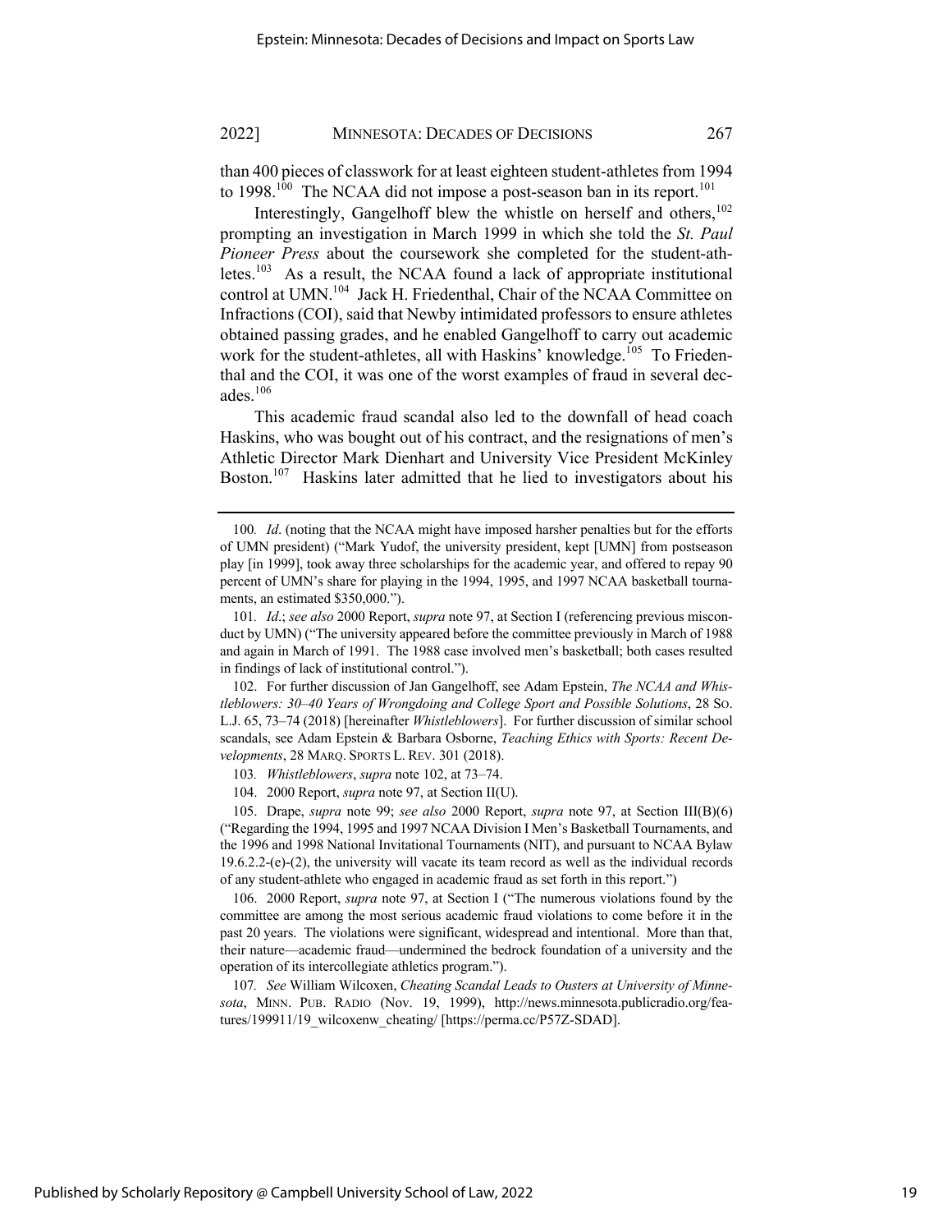than 400 pieces of classwork for at least eighteen student-athletes from 1994 to 1998.[100] The NCAA did not impose a post-season ban in its report.[101]

Interestingly, Gangelhoff blew the whistle on herself and others,[102] prompting an investigation in March 1999 in which she told the *St. Paul Pioneer Press* about the coursework she completed for the student-athletes.[103] As a result, the NCAA found a lack of appropriate institutional control at UMN.[104] Jack H. Friedenthal, Chair of the NCAA Committee on Infractions (COI), said that Newby intimidated professors to ensure athletes obtained passing grades, and he enabled Gangelhoff to carry out academic work for the student-athletes, all with Haskins' knowledge.[105] To Friedenthal and the COI, it was one of the worst examples of fraud in several decades.[106]

This academic fraud scandal also led to the downfall of head coach Haskins, who was bought out of his contract, and the resignations of men's Athletic Director Mark Dienhart and University Vice President McKinley Boston.[107] Haskins later admitted that he lied to investigators about his

---

100. *Id*. (noting that the NCAA might have imposed harsher penalties but for the efforts of UMN president) ("Mark Yudof, the university president, kept [UMN] from postseason play [in 1999], took away three scholarships for the academic year, and offered to repay 90 percent of UMN's share for playing in the 1994, 1995, and 1997 NCAA basketball tournaments, an estimated $350,000.").

101. *Id*.; *see also* 2000 Report, *supra* note 97, at Section I (referencing previous misconduct by UMN) ("The university appeared before the committee previously in March of 1988 and again in March of 1991. The 1988 case involved men's basketball; both cases resulted in findings of lack of institutional control.").

102. For further discussion of Jan Gangelhoff, see Adam Epstein, *The NCAA and Whistleblowers: 30–40 Years of Wrongdoing and College Sport and Possible Solutions*, 28 SO. L.J. 65, 73–74 (2018) [hereinafter *Whistleblowers*]. For further discussion of similar school scandals, see Adam Epstein & Barbara Osborne, *Teaching Ethics with Sports: Recent Developments*, 28 MARQ. SPORTS L. REV. 301 (2018).

103. *Whistleblowers*, *supra* note 102, at 73–74.

104. 2000 Report, *supra* note 97, at Section II(U).

105. Drape, *supra* note 99; *see also* 2000 Report, *supra* note 97, at Section III(B)(6) ("Regarding the 1994, 1995 and 1997 NCAA Division I Men's Basketball Tournaments, and the 1996 and 1998 National Invitational Tournaments (NIT), and pursuant to NCAA Bylaw 19.6.2.2-(e)-(2), the university will vacate its team record as well as the individual records of any student-athlete who engaged in academic fraud as set forth in this report.")

106. 2000 Report, *supra* note 97, at Section I ("The numerous violations found by the committee are among the most serious academic fraud violations to come before it in the past 20 years. The violations were significant, widespread and intentional. More than that, their nature—academic fraud—undermined the bedrock foundation of a university and the operation of its intercollegiate athletics program.").

107. *See* William Wilcoxen, *Cheating Scandal Leads to Ousters at University of Minnesota*, MINN. PUB. RADIO (Nov. 19, 1999), http://news.minnesota.publicradio.org/features/199911/19_wilcoxenw_cheating/ [https://perma.cc/P57Z-SDAD].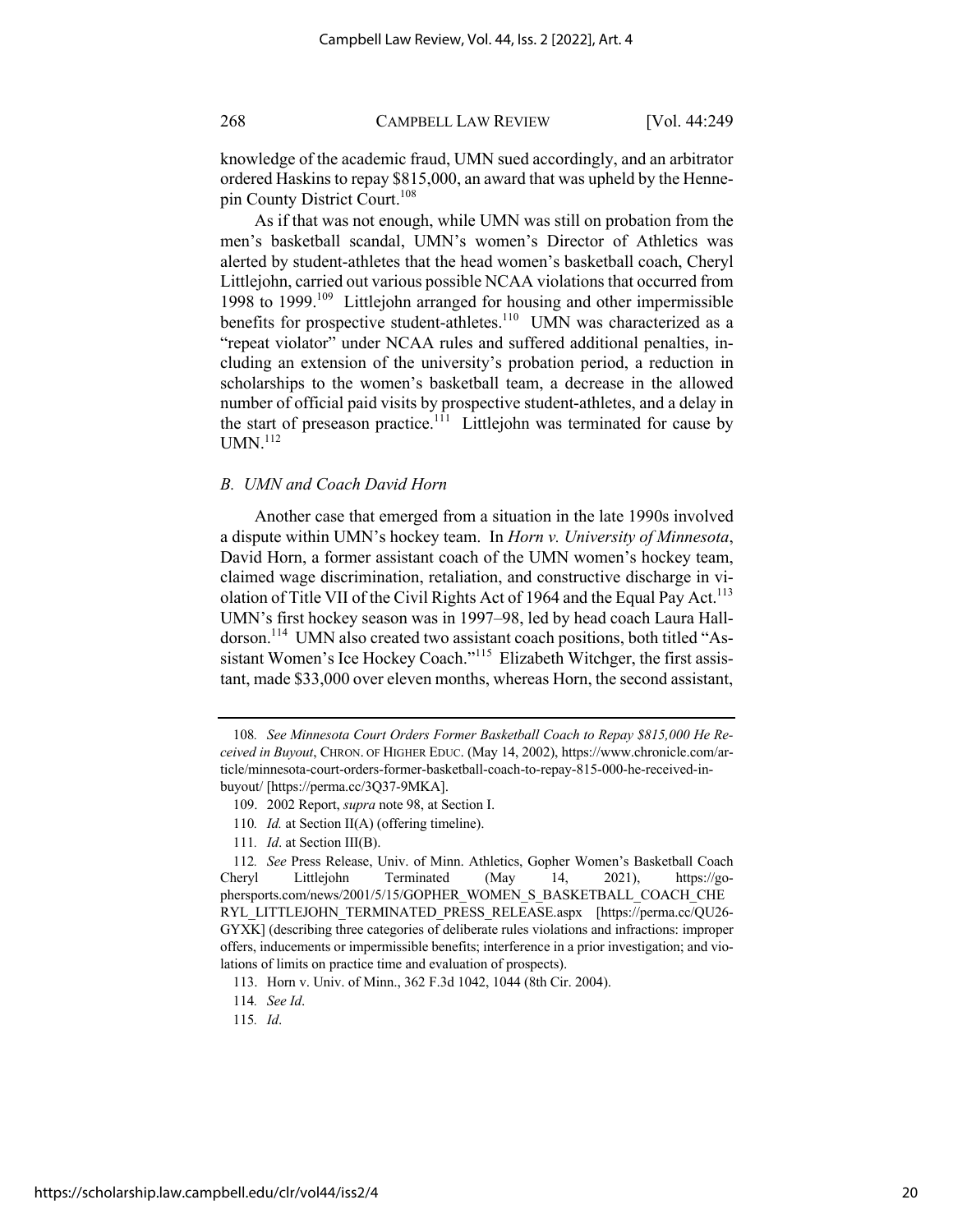knowledge of the academic fraud, UMN sued accordingly, and an arbitrator ordered Haskins to repay $815,000, an award that was upheld by the Hennepin County District Court.[108]

As if that was not enough, while UMN was still on probation from the men's basketball scandal, UMN's women's Director of Athletics was alerted by student-athletes that the head women's basketball coach, Cheryl Littlejohn, carried out various possible NCAA violations that occurred from 1998 to 1999.[109] Littlejohn arranged for housing and other impermissible benefits for prospective student-athletes.[110] UMN was characterized as a "repeat violator" under NCAA rules and suffered additional penalties, including an extension of the university's probation period, a reduction in scholarships to the women's basketball team, a decrease in the allowed number of official paid visits by prospective student-athletes, and a delay in the start of preseason practice.[111] Littlejohn was terminated for cause by UMN.[112]

### *B. UMN and Coach David Horn*

Another case that emerged from a situation in the late 1990s involved a dispute within UMN's hockey team. In *Horn v. University of Minnesota*, David Horn, a former assistant coach of the UMN women's hockey team, claimed wage discrimination, retaliation, and constructive discharge in violation of Title VII of the Civil Rights Act of 1964 and the Equal Pay Act.[113] UMN's first hockey season was in 1997–98, led by head coach Laura Halldorson.[114] UMN also created two assistant coach positions, both titled "Assistant Women's Ice Hockey Coach."[115] Elizabeth Witchger, the first assistant, made $33,000 over eleven months, whereas Horn, the second assistant,

---

108. *See Minnesota Court Orders Former Basketball Coach to Repay $815,000 He Received in Buyout*, CHRON. OF HIGHER EDUC. (May 14, 2002), https://www.chronicle.com/article/minnesota-court-orders-former-basketball-coach-to-repay-815-000-he-received-in-buyout/ [https://perma.cc/3Q37-9MKA].

109. 2002 Report, *supra* note 98, at Section I.

110. *Id.* at Section II(A) (offering timeline).

111. *Id*. at Section III(B).

112. *See* Press Release, Univ. of Minn. Athletics, Gopher Women's Basketball Coach Cheryl Littlejohn Terminated (May 14, 2021), https://gophersports.com/news/2001/5/15/GOPHER_WOMEN_S_BASKETBALL_COACH_CHERYL_LITTLEJOHN_TERMINATED_PRESS_RELEASE.aspx [https://perma.cc/QU26-GYXK] (describing three categories of deliberate rules violations and infractions: improper offers, inducements or impermissible benefits; interference in a prior investigation; and violations of limits on practice time and evaluation of prospects).

113. Horn v. Univ. of Minn., 362 F.3d 1042, 1044 (8th Cir. 2004).

114. *See Id*.

115. *Id*.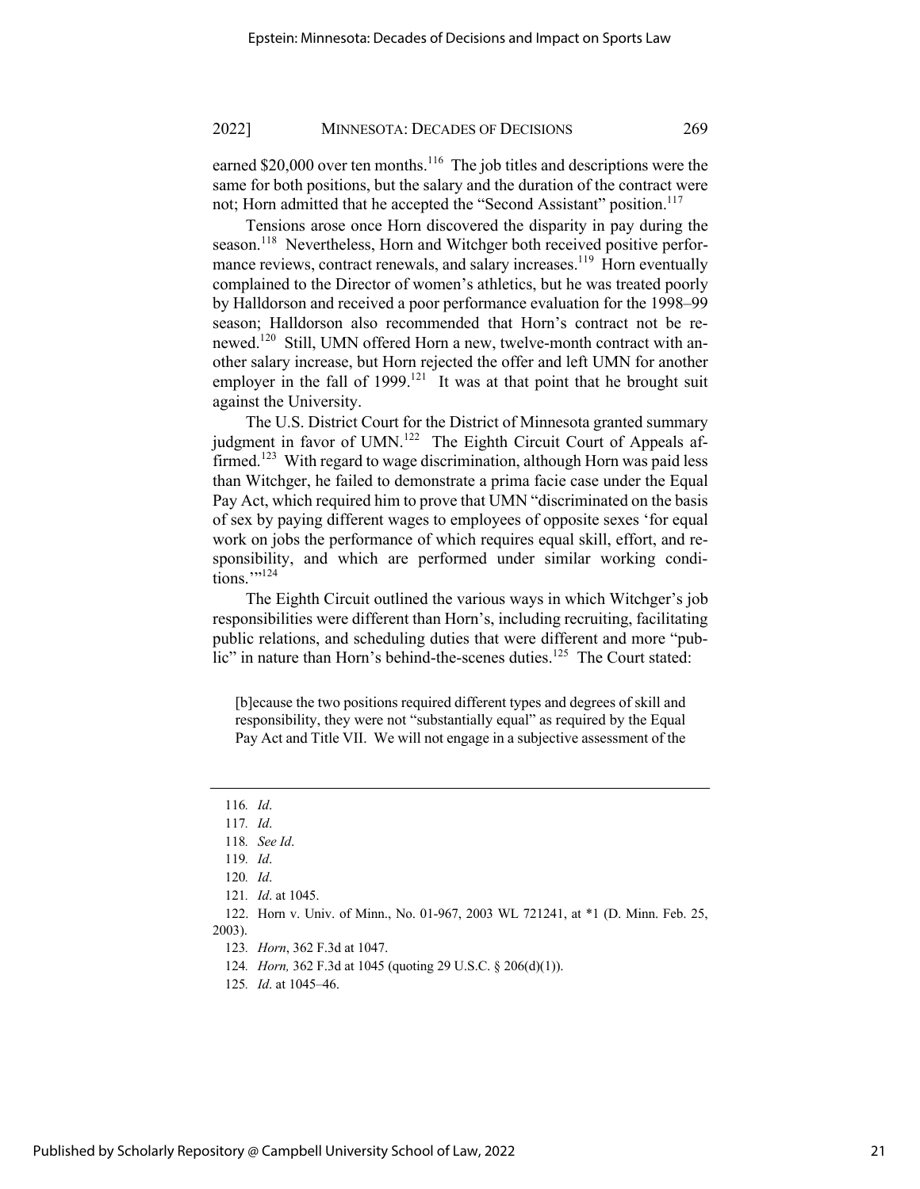earned $20,000 over ten months.[116] The job titles and descriptions were the same for both positions, but the salary and the duration of the contract were not; Horn admitted that he accepted the "Second Assistant" position.[117]

Tensions arose once Horn discovered the disparity in pay during the season.[118] Nevertheless, Horn and Witchger both received positive performance reviews, contract renewals, and salary increases.[119] Horn eventually complained to the Director of women's athletics, but he was treated poorly by Halldorson and received a poor performance evaluation for the 1998–99 season; Halldorson also recommended that Horn's contract not be renewed.[120] Still, UMN offered Horn a new, twelve-month contract with another salary increase, but Horn rejected the offer and left UMN for another employer in the fall of 1999.[121] It was at that point that he brought suit against the University.

The U.S. District Court for the District of Minnesota granted summary judgment in favor of UMN.[122] The Eighth Circuit Court of Appeals affirmed.[123] With regard to wage discrimination, although Horn was paid less than Witchger, he failed to demonstrate a prima facie case under the Equal Pay Act, which required him to prove that UMN "discriminated on the basis of sex by paying different wages to employees of opposite sexes 'for equal work on jobs the performance of which requires equal skill, effort, and responsibility, and which are performed under similar working conditions.'"[124]

The Eighth Circuit outlined the various ways in which Witchger's job responsibilities were different than Horn's, including recruiting, facilitating public relations, and scheduling duties that were different and more "public" in nature than Horn's behind-the-scenes duties.[125] The Court stated:

> [b]ecause the two positions required different types and degrees of skill and responsibility, they were not "substantially equal" as required by the Equal Pay Act and Title VII. We will not engage in a subjective assessment of the

---

116. *Id*.

117. *Id*.

118. *See Id*.

119. *Id*.

120. *Id*.

121. *Id*. at 1045.

122. Horn v. Univ. of Minn., No. 01-967, 2003 WL 721241, at *1 (D. Minn. Feb. 25, 2003).

123. *Horn*, 362 F.3d at 1047.

124. *Horn,* 362 F.3d at 1045 (quoting 29 U.S.C. § 206(d)(1)).

125. *Id*. at 1045–46.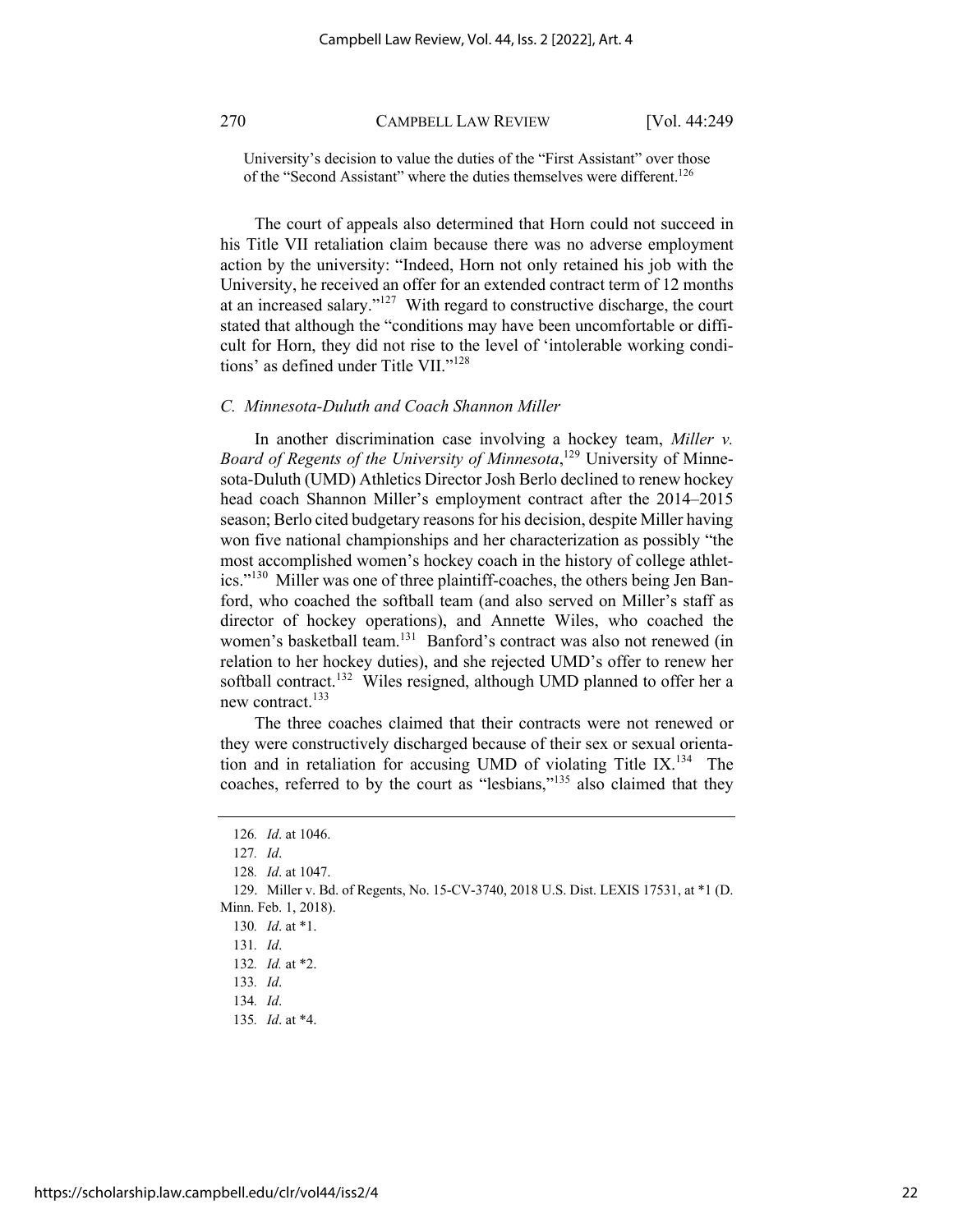University's decision to value the duties of the "First Assistant" over those of the "Second Assistant" where the duties themselves were different.[126]

The court of appeals also determined that Horn could not succeed in his Title VII retaliation claim because there was no adverse employment action by the university: "Indeed, Horn not only retained his job with the University, he received an offer for an extended contract term of 12 months at an increased salary."[127] With regard to constructive discharge, the court stated that although the "conditions may have been uncomfortable or difficult for Horn, they did not rise to the level of 'intolerable working conditions' as defined under Title VII."[128]

### *C. Minnesota-Duluth and Coach Shannon Miller*

In another discrimination case involving a hockey team, *Miller v. Board of Regents of the University of Minnesota*,[129] University of Minnesota-Duluth (UMD) Athletics Director Josh Berlo declined to renew hockey head coach Shannon Miller's employment contract after the 2014–2015 season; Berlo cited budgetary reasons for his decision, despite Miller having won five national championships and her characterization as possibly "the most accomplished women's hockey coach in the history of college athletics."[130] Miller was one of three plaintiff-coaches, the others being Jen Banford, who coached the softball team (and also served on Miller's staff as director of hockey operations), and Annette Wiles, who coached the women's basketball team.[131] Banford's contract was also not renewed (in relation to her hockey duties), and she rejected UMD's offer to renew her softball contract.[132] Wiles resigned, although UMD planned to offer her a new contract.[133]

The three coaches claimed that their contracts were not renewed or they were constructively discharged because of their sex or sexual orientation and in retaliation for accusing UMD of violating Title IX.[134] The coaches, referred to by the court as "lesbians,"[135] also claimed that they

---

126. *Id*. at 1046.

127. *Id*.

128. *Id*. at 1047.

129. Miller v. Bd. of Regents, No. 15-CV-3740, 2018 U.S. Dist. LEXIS 17531, at *1 (D. Minn. Feb. 1, 2018).

130. *Id*. at *1.

131. *Id*.

132. *Id.* at *2.

133. *Id*.

134. *Id*.

135. *Id*. at *4.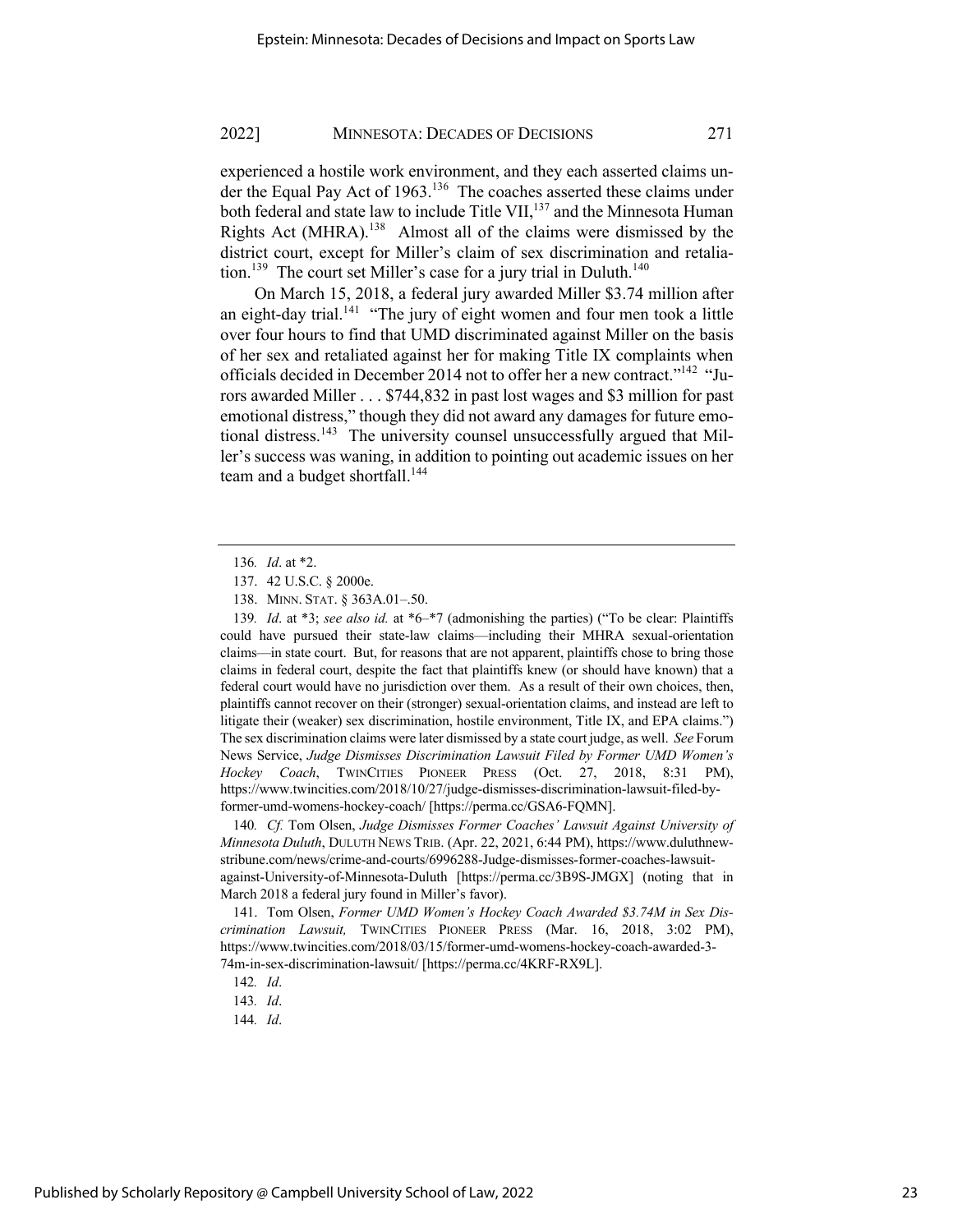experienced a hostile work environment, and they each asserted claims under the Equal Pay Act of 1963.[136] The coaches asserted these claims under both federal and state law to include Title VII,[137] and the Minnesota Human Rights Act (MHRA).[138] Almost all of the claims were dismissed by the district court, except for Miller's claim of sex discrimination and retaliation.[139] The court set Miller's case for a jury trial in Duluth.[140]

On March 15, 2018, a federal jury awarded Miller $3.74 million after an eight-day trial.[141] "The jury of eight women and four men took a little over four hours to find that UMD discriminated against Miller on the basis of her sex and retaliated against her for making Title IX complaints when officials decided in December 2014 not to offer her a new contract."[142] "Jurors awarded Miller . . . $744,832 in past lost wages and $3 million for past emotional distress," though they did not award any damages for future emotional distress.[143] The university counsel unsuccessfully argued that Miller's success was waning, in addition to pointing out academic issues on her team and a budget shortfall.[144]

---

136. *Id*. at *2.

137. 42 U.S.C. § 2000e.

138. MINN. STAT. § 363A.01–.50.

139. *Id*. at *3; *see also id.* at *6–*7 (admonishing the parties) ("To be clear: Plaintiffs could have pursued their state-law claims—including their MHRA sexual-orientation claims—in state court. But, for reasons that are not apparent, plaintiffs chose to bring those claims in federal court, despite the fact that plaintiffs knew (or should have known) that a federal court would have no jurisdiction over them. As a result of their own choices, then, plaintiffs cannot recover on their (stronger) sexual-orientation claims, and instead are left to litigate their (weaker) sex discrimination, hostile environment, Title IX, and EPA claims.") The sex discrimination claims were later dismissed by a state court judge, as well. *See* Forum News Service, *Judge Dismisses Discrimination Lawsuit Filed by Former UMD Women's Hockey Coach*, TWINCITIES PIONEER PRESS (Oct. 27, 2018, 8:31 PM), https://www.twincities.com/2018/10/27/judge-dismisses-discrimination-lawsuit-filed-by-former-umd-womens-hockey-coach/ [https://perma.cc/GSA6-FQMN].

140. *Cf.* Tom Olsen, *Judge Dismisses Former Coaches' Lawsuit Against University of Minnesota Duluth*, DULUTH NEWS TRIB. (Apr. 22, 2021, 6:44 PM), https://www.duluthnewstribune.com/news/crime-and-courts/6996288-Judge-dismisses-former-coaches-lawsuit-against-University-of-Minnesota-Duluth [https://perma.cc/3B9S-JMGX] (noting that in March 2018 a federal jury found in Miller's favor).

141. Tom Olsen, *Former UMD Women's Hockey Coach Awarded $3.74M in Sex Discrimination Lawsuit,* TWINCITIES PIONEER PRESS (Mar. 16, 2018, 3:02 PM), https://www.twincities.com/2018/03/15/former-umd-womens-hockey-coach-awarded-3-74m-in-sex-discrimination-lawsuit/ [https://perma.cc/4KRF-RX9L].

142. *Id*.

143. *Id*.

144. *Id*.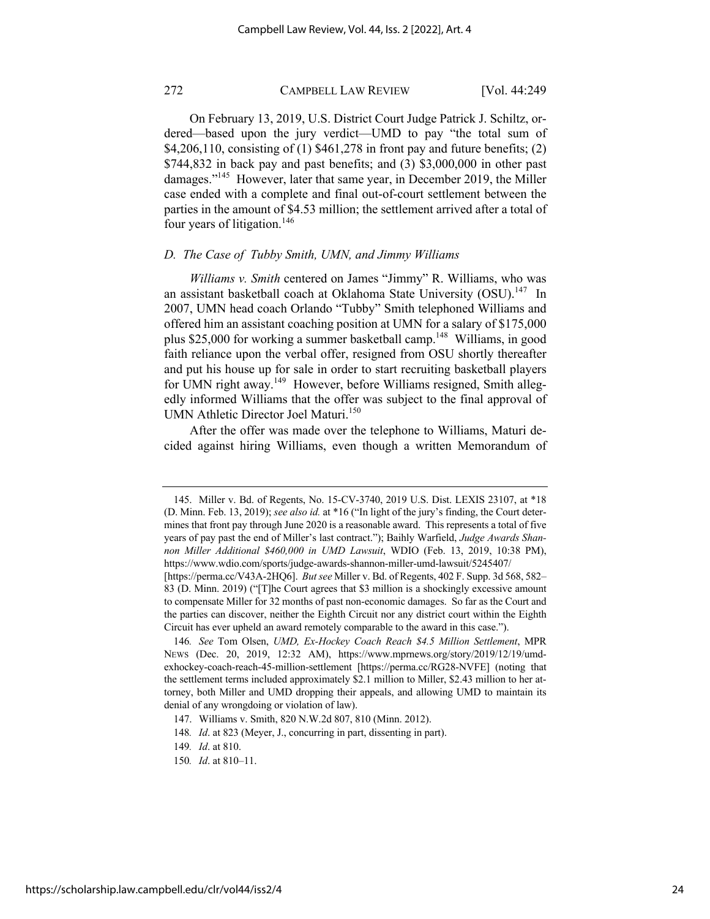On February 13, 2019, U.S. District Court Judge Patrick J. Schiltz, ordered—based upon the jury verdict—UMD to pay "the total sum of $4,206,110, consisting of (1) $461,278 in front pay and future benefits; (2) $744,832 in back pay and past benefits; and (3) $3,000,000 in other past damages."[145] However, later that same year, in December 2019, the Miller case ended with a complete and final out-of-court settlement between the parties in the amount of $4.53 million; the settlement arrived after a total of four years of litigation.[146]

### *D. The Case of Tubby Smith, UMN, and Jimmy Williams*

*Williams v. Smith* centered on James "Jimmy" R. Williams, who was an assistant basketball coach at Oklahoma State University (OSU).[147] In 2007, UMN head coach Orlando "Tubby" Smith telephoned Williams and offered him an assistant coaching position at UMN for a salary of $175,000 plus $25,000 for working a summer basketball camp.[148] Williams, in good faith reliance upon the verbal offer, resigned from OSU shortly thereafter and put his house up for sale in order to start recruiting basketball players for UMN right away.[149] However, before Williams resigned, Smith allegedly informed Williams that the offer was subject to the final approval of UMN Athletic Director Joel Maturi.[150]

After the offer was made over the telephone to Williams, Maturi decided against hiring Williams, even though a written Memorandum of

---

145. Miller v. Bd. of Regents, No. 15-CV-3740, 2019 U.S. Dist. LEXIS 23107, at *18 (D. Minn. Feb. 13, 2019); *see also id.* at *16 ("In light of the jury's finding, the Court determines that front pay through June 2020 is a reasonable award. This represents a total of five years of pay past the end of Miller's last contract."); Baihly Warfield, *Judge Awards Shannon Miller Additional $460,000 in UMD Lawsuit*, WDIO (Feb. 13, 2019, 10:38 PM), https://www.wdio.com/sports/judge-awards-shannon-miller-umd-lawsuit/5245407/ [https://perma.cc/V43A-2HQ6]. *But see* Miller v. Bd. of Regents, 402 F. Supp. 3d 568, 582–83 (D. Minn. 2019) ("[T]he Court agrees that $3 million is a shockingly excessive amount to compensate Miller for 32 months of past non-economic damages. So far as the Court and the parties can discover, neither the Eighth Circuit nor any district court within the Eighth Circuit has ever upheld an award remotely comparable to the award in this case.").

146. *See* Tom Olsen, *UMD, Ex-Hockey Coach Reach $4.5 Million Settlement*, MPR NEWS (Dec. 20, 2019, 12:32 AM), https://www.mprnews.org/story/2019/12/19/umd-exhockey-coach-reach-45-million-settlement [https://perma.cc/RG28-NVFE] (noting that the settlement terms included approximately $2.1 million to Miller, $2.43 million to her attorney, both Miller and UMD dropping their appeals, and allowing UMD to maintain its denial of any wrongdoing or violation of law).

147. Williams v. Smith, 820 N.W.2d 807, 810 (Minn. 2012).

148. *Id*. at 823 (Meyer, J., concurring in part, dissenting in part).

149. *Id*. at 810.

150. *Id*. at 810–11.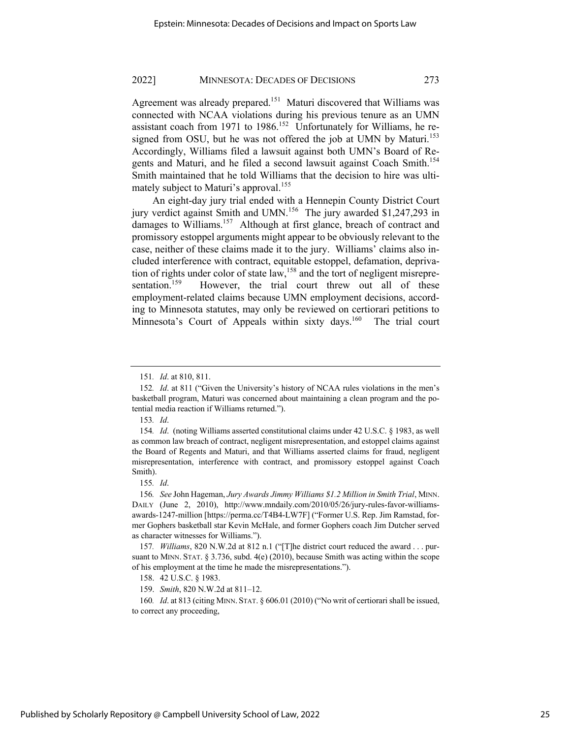Agreement was already prepared.[151] Maturi discovered that Williams was connected with NCAA violations during his previous tenure as an UMN assistant coach from 1971 to 1986.[152] Unfortunately for Williams, he resigned from OSU, but he was not offered the job at UMN by Maturi.[153] Accordingly, Williams filed a lawsuit against both UMN's Board of Regents and Maturi, and he filed a second lawsuit against Coach Smith.[154] Smith maintained that he told Williams that the decision to hire was ultimately subject to Maturi's approval.[155]

An eight-day jury trial ended with a Hennepin County District Court jury verdict against Smith and UMN.[156] The jury awarded $1,247,293 in damages to Williams.[157] Although at first glance, breach of contract and promissory estoppel arguments might appear to be obviously relevant to the case, neither of these claims made it to the jury. Williams' claims also included interference with contract, equitable estoppel, defamation, deprivation of rights under color of state law,[158] and the tort of negligent misrepresentation.[159] However, the trial court threw out all of these employment-related claims because UMN employment decisions, according to Minnesota statutes, may only be reviewed on certiorari petitions to Minnesota's Court of Appeals within sixty days.[160] The trial court

---

151. *Id*. at 810, 811.

152. *Id*. at 811 ("Given the University's history of NCAA rules violations in the men's basketball program, Maturi was concerned about maintaining a clean program and the potential media reaction if Williams returned.").

153. *Id*.

154. *Id*. (noting Williams asserted constitutional claims under 42 U.S.C. § 1983, as well as common law breach of contract, negligent misrepresentation, and estoppel claims against the Board of Regents and Maturi, and that Williams asserted claims for fraud, negligent misrepresentation, interference with contract, and promissory estoppel against Coach Smith).

155. *Id*.

156. *See* John Hageman, *Jury Awards Jimmy Williams $1.2 Million in Smith Trial*, MINN. DAILY (June 2, 2010), http://www.mndaily.com/2010/05/26/jury-rules-favor-williams-awards-1247-million [https://perma.cc/T4B4-LW7F] ("Former U.S. Rep. Jim Ramstad, former Gophers basketball star Kevin McHale, and former Gophers coach Jim Dutcher served as character witnesses for Williams.").

157. *Williams*, 820 N.W.2d at 812 n.1 ("[T]he district court reduced the award . . . pursuant to MINN. STAT. § 3.736, subd. 4(e) (2010), because Smith was acting within the scope of his employment at the time he made the misrepresentations.").

158. 42 U.S.C. § 1983.

159. *Smith*, 820 N.W.2d at 811–12.

160. *Id*. at 813 (citing MINN. STAT. § 606.01 (2010) ("No writ of certiorari shall be issued, to correct any proceeding,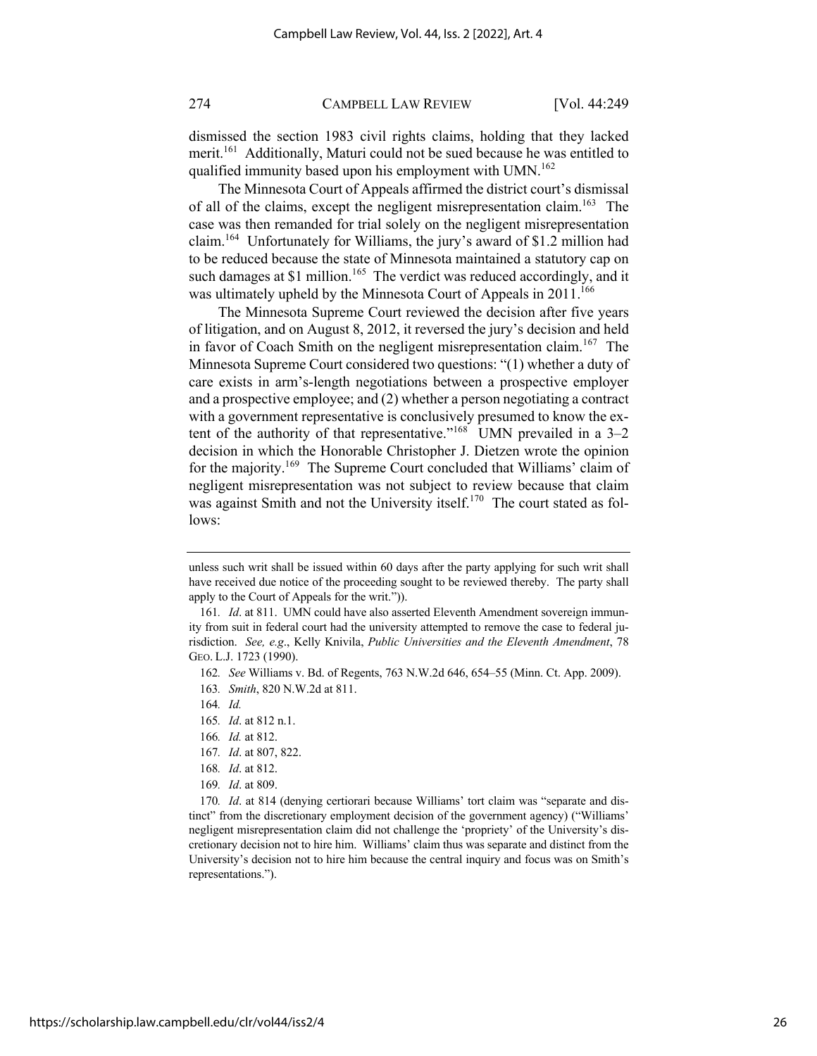dismissed the section 1983 civil rights claims, holding that they lacked merit.[161] Additionally, Maturi could not be sued because he was entitled to qualified immunity based upon his employment with UMN.[162]

The Minnesota Court of Appeals affirmed the district court's dismissal of all of the claims, except the negligent misrepresentation claim.[163] The case was then remanded for trial solely on the negligent misrepresentation claim.[164] Unfortunately for Williams, the jury's award of $1.2 million had to be reduced because the state of Minnesota maintained a statutory cap on such damages at $1 million.[165] The verdict was reduced accordingly, and it was ultimately upheld by the Minnesota Court of Appeals in 2011.[166]

The Minnesota Supreme Court reviewed the decision after five years of litigation, and on August 8, 2012, it reversed the jury's decision and held in favor of Coach Smith on the negligent misrepresentation claim.[167] The Minnesota Supreme Court considered two questions: "(1) whether a duty of care exists in arm's-length negotiations between a prospective employer and a prospective employee; and (2) whether a person negotiating a contract with a government representative is conclusively presumed to know the extent of the authority of that representative."[168] UMN prevailed in a 3–2 decision in which the Honorable Christopher J. Dietzen wrote the opinion for the majority.[169] The Supreme Court concluded that Williams' claim of negligent misrepresentation was not subject to review because that claim was against Smith and not the University itself.[170] The court stated as follows:

---

unless such writ shall be issued within 60 days after the party applying for such writ shall have received due notice of the proceeding sought to be reviewed thereby. The party shall apply to the Court of Appeals for the writ.")).

161. *Id*. at 811. UMN could have also asserted Eleventh Amendment sovereign immunity from suit in federal court had the university attempted to remove the case to federal jurisdiction. *See, e.g*., Kelly Knivila, *Public Universities and the Eleventh Amendment*, 78 GEO. L.J. 1723 (1990).

162. *See* Williams v. Bd. of Regents, 763 N.W.2d 646, 654–55 (Minn. Ct. App. 2009).

163. *Smith*, 820 N.W.2d at 811.

164. *Id.*

165. *Id*. at 812 n.1.

166. *Id.* at 812.

167. *Id*. at 807, 822.

168. *Id*. at 812.

169. *Id*. at 809.

170. *Id*. at 814 (denying certiorari because Williams' tort claim was "separate and distinct" from the discretionary employment decision of the government agency) ("Williams' negligent misrepresentation claim did not challenge the 'propriety' of the University's discretionary decision not to hire him. Williams' claim thus was separate and distinct from the University's decision not to hire him because the central inquiry and focus was on Smith's representations.").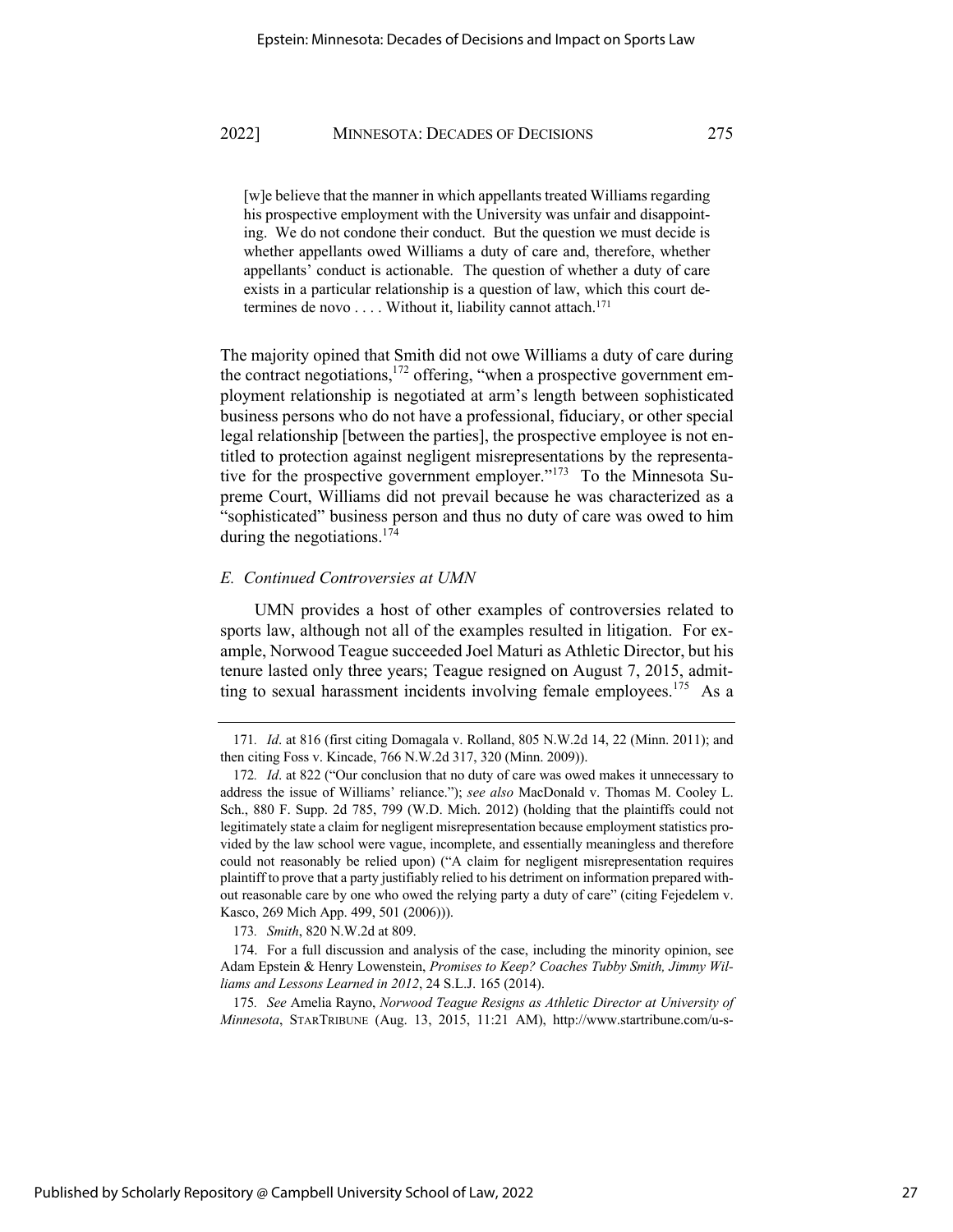> [w]e believe that the manner in which appellants treated Williams regarding his prospective employment with the University was unfair and disappointing. We do not condone their conduct. But the question we must decide is whether appellants owed Williams a duty of care and, therefore, whether appellants' conduct is actionable. The question of whether a duty of care exists in a particular relationship is a question of law, which this court determines de novo . . . . Without it, liability cannot attach.[171]

The majority opined that Smith did not owe Williams a duty of care during the contract negotiations,[172] offering, "when a prospective government employment relationship is negotiated at arm's length between sophisticated business persons who do not have a professional, fiduciary, or other special legal relationship [between the parties], the prospective employee is not entitled to protection against negligent misrepresentations by the representative for the prospective government employer."[173] To the Minnesota Supreme Court, Williams did not prevail because he was characterized as a "sophisticated" business person and thus no duty of care was owed to him during the negotiations.[174]

### *E. Continued Controversies at UMN*

UMN provides a host of other examples of controversies related to sports law, although not all of the examples resulted in litigation. For example, Norwood Teague succeeded Joel Maturi as Athletic Director, but his tenure lasted only three years; Teague resigned on August 7, 2015, admitting to sexual harassment incidents involving female employees.[175] As a

---

171. *Id*. at 816 (first citing Domagala v. Rolland, 805 N.W.2d 14, 22 (Minn. 2011); and then citing Foss v. Kincade, 766 N.W.2d 317, 320 (Minn. 2009)).

172. *Id*. at 822 ("Our conclusion that no duty of care was owed makes it unnecessary to address the issue of Williams' reliance."); *see also* MacDonald v. Thomas M. Cooley L. Sch., 880 F. Supp. 2d 785, 799 (W.D. Mich. 2012) (holding that the plaintiffs could not legitimately state a claim for negligent misrepresentation because employment statistics provided by the law school were vague, incomplete, and essentially meaningless and therefore could not reasonably be relied upon) ("A claim for negligent misrepresentation requires plaintiff to prove that a party justifiably relied to his detriment on information prepared without reasonable care by one who owed the relying party a duty of care" (citing Fejedelem v. Kasco, 269 Mich App. 499, 501 (2006))).

173. *Smith*, 820 N.W.2d at 809.

174. For a full discussion and analysis of the case, including the minority opinion, see Adam Epstein & Henry Lowenstein, *Promises to Keep? Coaches Tubby Smith, Jimmy Williams and Lessons Learned in 2012*, 24 S.L.J. 165 (2014).

175. *See* Amelia Rayno, *Norwood Teague Resigns as Athletic Director at University of Minnesota*, STARTRIBUNE (Aug. 13, 2015, 11:21 AM), http://www.startribune.com/u-s-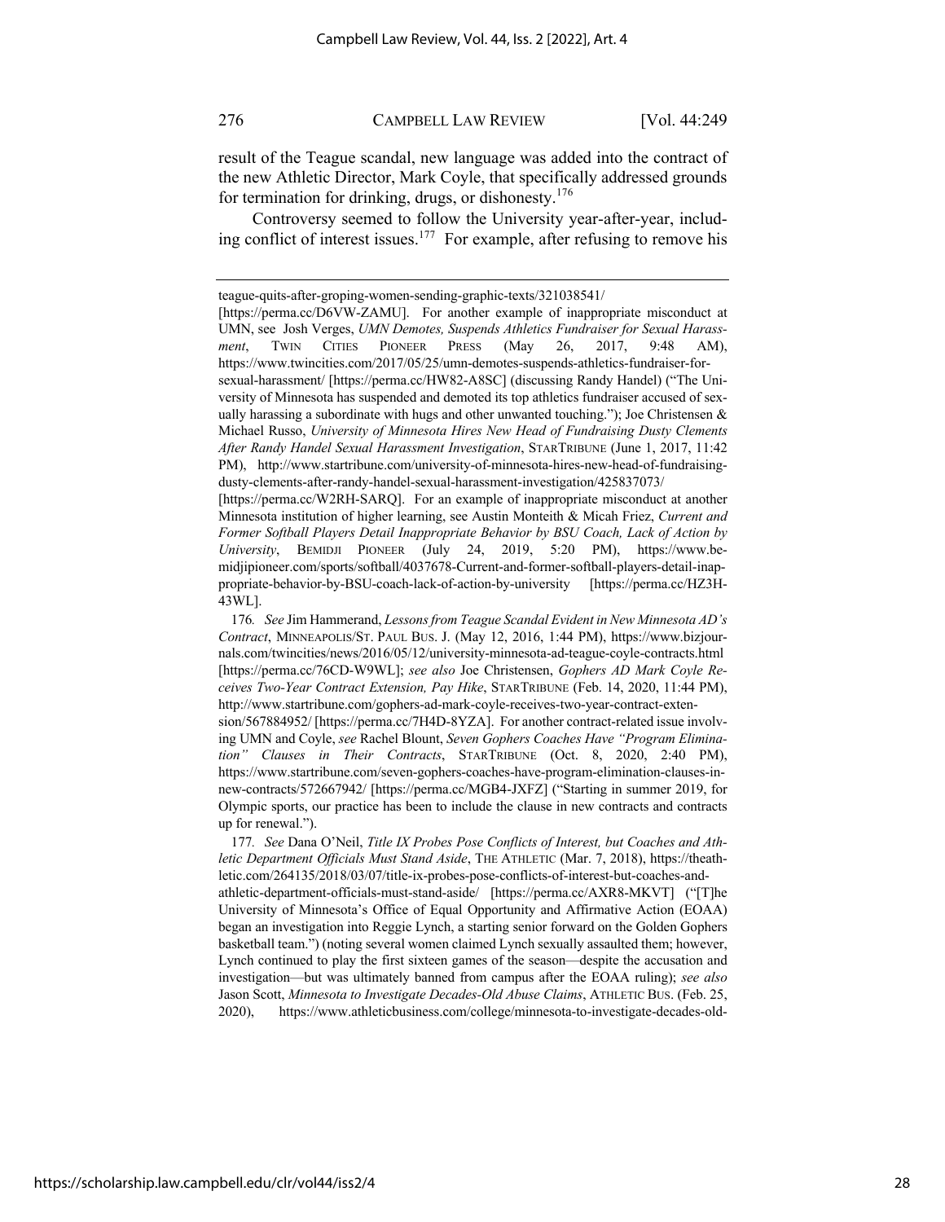result of the Teague scandal, new language was added into the contract of the new Athletic Director, Mark Coyle, that specifically addressed grounds for termination for drinking, drugs, or dishonesty.[176]

Controversy seemed to follow the University year-after-year, including conflict of interest issues.[177] For example, after refusing to remove his

---

teague-quits-after-groping-women-sending-graphic-texts/321038541/ [https://perma.cc/D6VW-ZAMU]. For another example of inappropriate misconduct at UMN, see Josh Verges, *UMN Demotes, Suspends Athletics Fundraiser for Sexual Harassment*, TWIN CITIES PIONEER PRESS (May 26, 2017, 9:48 AM), https://www.twincities.com/2017/05/25/umn-demotes-suspends-athletics-fundraiser-for-sexual-harassment/ [https://perma.cc/HW82-A8SC] (discussing Randy Handel) ("The University of Minnesota has suspended and demoted its top athletics fundraiser accused of sexually harassing a subordinate with hugs and other unwanted touching."); Joe Christensen & Michael Russo, *University of Minnesota Hires New Head of Fundraising Dusty Clements After Randy Handel Sexual Harassment Investigation*, STARTRIBUNE (June 1, 2017, 11:42 PM), http://www.startribune.com/university-of-minnesota-hires-new-head-of-fundraising-dusty-clements-after-randy-handel-sexual-harassment-investigation/425837073/ [https://perma.cc/W2RH-SARQ]. For an example of inappropriate misconduct at another Minnesota institution of higher learning, see Austin Monteith & Micah Friez, *Current and Former Softball Players Detail Inappropriate Behavior by BSU Coach, Lack of Action by University*, BEMIDJI PIONEER (July 24, 2019, 5:20 PM), https://www.bemidjipioneer.com/sports/softball/4037678-Current-and-former-softball-players-detail-inappropriate-behavior-by-BSU-coach-lack-of-action-by-university [https://perma.cc/HZ3H-43WL].

176. *See* Jim Hammerand, *Lessons from Teague Scandal Evident in New Minnesota AD's Contract*, MINNEAPOLIS/ST. PAUL BUS. J. (May 12, 2016, 1:44 PM), https://www.bizjournals.com/twincities/news/2016/05/12/university-minnesota-ad-teague-coyle-contracts.html [https://perma.cc/76CD-W9WL]; *see also* Joe Christensen, *Gophers AD Mark Coyle Receives Two-Year Contract Extension, Pay Hike*, STARTRIBUNE (Feb. 14, 2020, 11:44 PM), http://www.startribune.com/gophers-ad-mark-coyle-receives-two-year-contract-extension/567884952/ [https://perma.cc/7H4D-8YZA]. For another contract-related issue involving UMN and Coyle, *see* Rachel Blount, *Seven Gophers Coaches Have "Program Elimination" Clauses in Their Contracts*, STARTRIBUNE (Oct. 8, 2020, 2:40 PM), https://www.startribune.com/seven-gophers-coaches-have-program-elimination-clauses-in-new-contracts/572667942/ [https://perma.cc/MGB4-JXFZ] ("Starting in summer 2019, for Olympic sports, our practice has been to include the clause in new contracts and contracts up for renewal.").

177. *See* Dana O'Neil, *Title IX Probes Pose Conflicts of Interest, but Coaches and Athletic Department Officials Must Stand Aside*, THE ATHLETIC (Mar. 7, 2018), https://theathletic.com/264135/2018/03/07/title-ix-probes-pose-conflicts-of-interest-but-coaches-and-athletic-department-officials-must-stand-aside/ [https://perma.cc/AXR8-MKVT] ("[T]he University of Minnesota's Office of Equal Opportunity and Affirmative Action (EOAA) began an investigation into Reggie Lynch, a starting senior forward on the Golden Gophers basketball team.") (noting several women claimed Lynch sexually assaulted them; however, Lynch continued to play the first sixteen games of the season—despite the accusation and investigation—but was ultimately banned from campus after the EOAA ruling); *see also* Jason Scott, *Minnesota to Investigate Decades-Old Abuse Claims*, ATHLETIC BUS. (Feb. 25, 2020), https://www.athleticbusiness.com/college/minnesota-to-investigate-decades-old-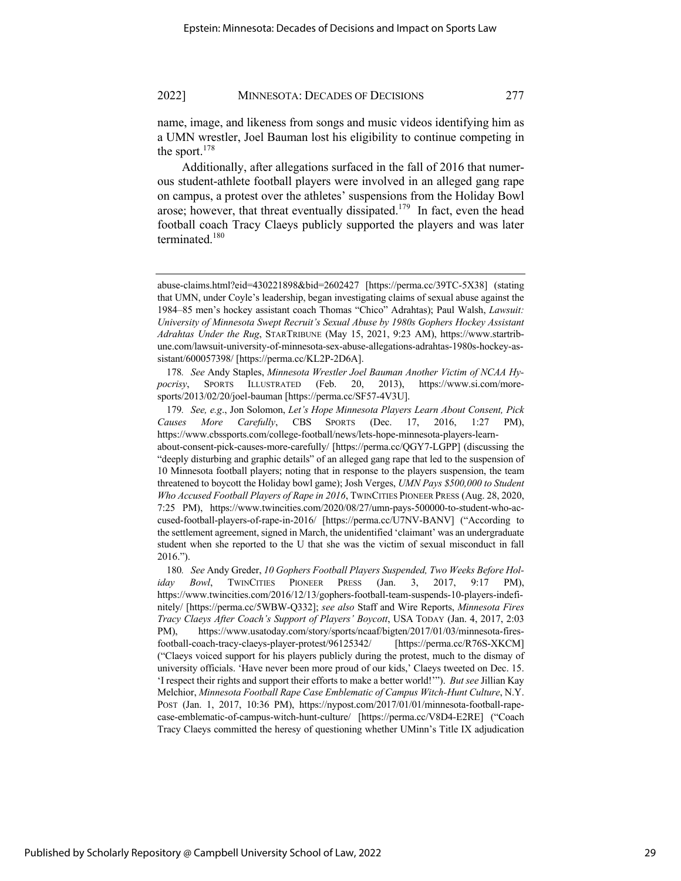name, image, and likeness from songs and music videos identifying him as a UMN wrestler, Joel Bauman lost his eligibility to continue competing in the sport.[178]

Additionally, after allegations surfaced in the fall of 2016 that numerous student-athlete football players were involved in an alleged gang rape on campus, a protest over the athletes' suspensions from the Holiday Bowl arose; however, that threat eventually dissipated.[179] In fact, even the head football coach Tracy Claeys publicly supported the players and was later terminated.[180]

---

abuse-claims.html?eid=430221898&bid=2602427 [https://perma.cc/39TC-5X38] (stating that UMN, under Coyle's leadership, began investigating claims of sexual abuse against the 1984–85 men's hockey assistant coach Thomas "Chico" Adrahtas); Paul Walsh, *Lawsuit: University of Minnesota Swept Recruit's Sexual Abuse by 1980s Gophers Hockey Assistant Adrahtas Under the Rug*, STARTRIBUNE (May 15, 2021, 9:23 AM), https://www.startribune.com/lawsuit-university-of-minnesota-sex-abuse-allegations-adrahtas-1980s-hockey-assistant/600057398/ [https://perma.cc/KL2P-2D6A].

178. *See* Andy Staples, *Minnesota Wrestler Joel Bauman Another Victim of NCAA Hypocrisy*, SPORTS ILLUSTRATED (Feb. 20, 2013), https://www.si.com/more-sports/2013/02/20/joel-bauman [https://perma.cc/SF57-4V3U].

179. *See, e.g.*, Jon Solomon, *Let's Hope Minnesota Players Learn About Consent, Pick Causes More Carefully*, CBS SPORTS (Dec. 17, 2016, 1:27 PM), https://www.cbssports.com/college-football/news/lets-hope-minnesota-players-learn-about-consent-pick-causes-more-carefully/ [https://perma.cc/QGY7-LGPP] (discussing the "deeply disturbing and graphic details" of an alleged gang rape that led to the suspension of 10 Minnesota football players; noting that in response to the players suspension, the team threatened to boycott the Holiday bowl game); Josh Verges, *UMN Pays $500,000 to Student Who Accused Football Players of Rape in 2016*, TWINCITIES PIONEER PRESS (Aug. 28, 2020, 7:25 PM), https://www.twincities.com/2020/08/27/umn-pays-500000-to-student-who-accused-football-players-of-rape-in-2016/ [https://perma.cc/U7NV-BANV] ("According to the settlement agreement, signed in March, the unidentified 'claimant' was an undergraduate student when she reported to the U that she was the victim of sexual misconduct in fall 2016.").

180. *See* Andy Greder, *10 Gophers Football Players Suspended, Two Weeks Before Holiday Bowl*, TWINCITIES PIONEER PRESS (Jan. 3, 2017, 9:17 PM), https://www.twincities.com/2016/12/13/gophers-football-team-suspends-10-players-indefinitely/ [https://perma.cc/5WBW-Q332]; *see also* Staff and Wire Reports, *Minnesota Fires Tracy Claeys After Coach's Support of Players' Boycott*, USA TODAY (Jan. 4, 2017, 2:03 PM), https://www.usatoday.com/story/sports/ncaaf/bigten/2017/01/03/minnesota-fires-football-coach-tracy-claeys-player-protest/96125342/ [https://perma.cc/R76S-XKCM] ("Claeys voiced support for his players publicly during the protest, much to the dismay of university officials. 'Have never been more proud of our kids,' Claeys tweeted on Dec. 15. 'I respect their rights and support their efforts to make a better world!'"). *But see* Jillian Kay Melchior, *Minnesota Football Rape Case Emblematic of Campus Witch-Hunt Culture*, N.Y. POST (Jan. 1, 2017, 10:36 PM), https://nypost.com/2017/01/01/minnesota-football-rape-case-emblematic-of-campus-witch-hunt-culture/ [https://perma.cc/V8D4-E2RE] ("Coach Tracy Claeys committed the heresy of questioning whether UMinn's Title IX adjudication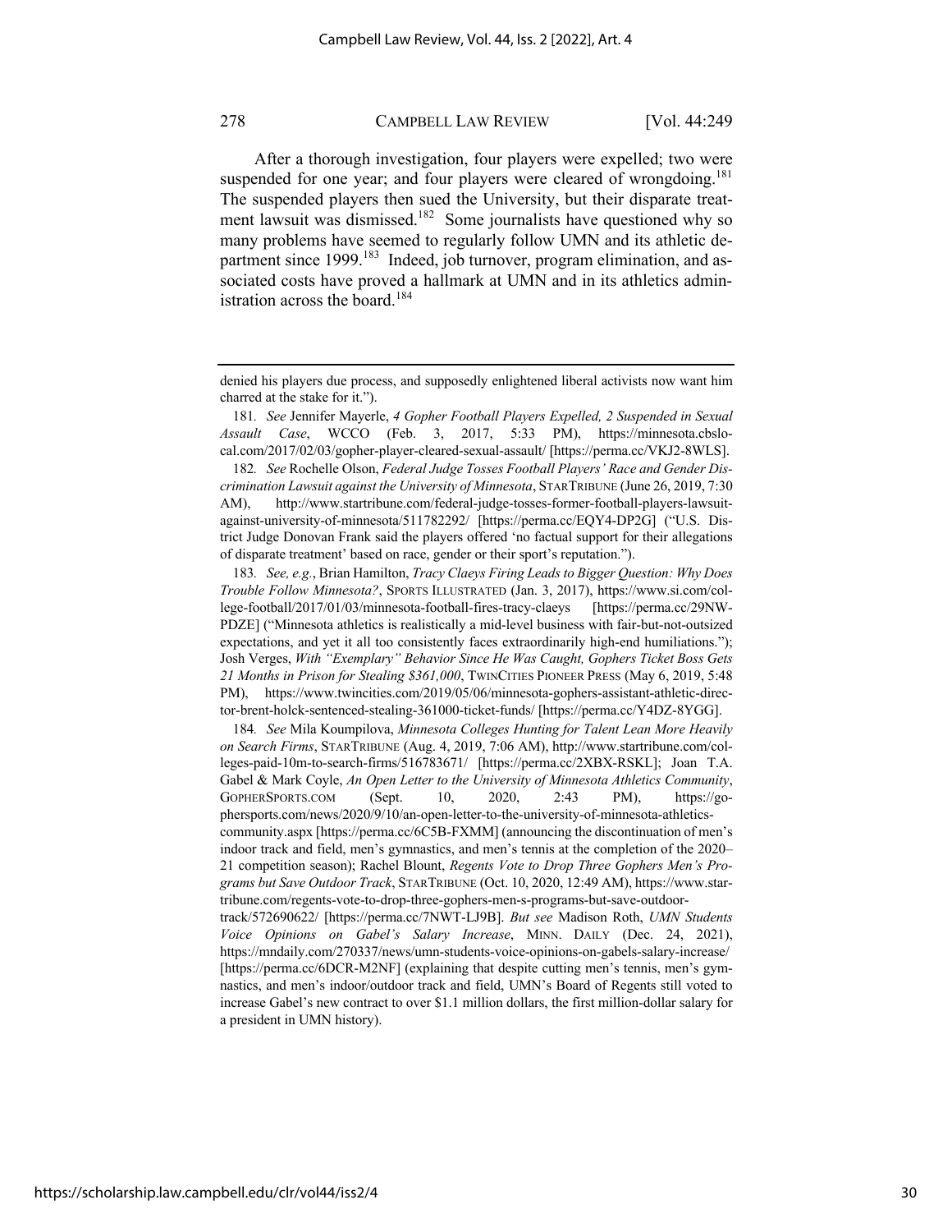After a thorough investigation, four players were expelled; two were suspended for one year; and four players were cleared of wrongdoing.[181] The suspended players then sued the University, but their disparate treatment lawsuit was dismissed.[182] Some journalists have questioned why so many problems have seemed to regularly follow UMN and its athletic department since 1999.[183] Indeed, job turnover, program elimination, and associated costs have proved a hallmark at UMN and in its athletics administration across the board.[184]

---

denied his players due process, and supposedly enlightened liberal activists now want him charred at the stake for it.").

181. *See* Jennifer Mayerle, *4 Gopher Football Players Expelled, 2 Suspended in Sexual Assault Case*, WCCO (Feb. 3, 2017, 5:33 PM), https://minnesota.cbslocal.com/2017/02/03/gopher-player-cleared-sexual-assault/ [https://perma.cc/VKJ2-8WLS].

182. *See* Rochelle Olson, *Federal Judge Tosses Football Players' Race and Gender Discrimination Lawsuit against the University of Minnesota*, STARTRIBUNE (June 26, 2019, 7:30 AM), http://www.startribune.com/federal-judge-tosses-former-football-players-lawsuit-against-university-of-minnesota/511782292/ [https://perma.cc/EQY4-DP2G] ("U.S. District Judge Donovan Frank said the players offered 'no factual support for their allegations of disparate treatment' based on race, gender or their sport's reputation.").

183. *See, e.g.*, Brian Hamilton, *Tracy Claeys Firing Leads to Bigger Question: Why Does Trouble Follow Minnesota?*, SPORTS ILLUSTRATED (Jan. 3, 2017), https://www.si.com/college-football/2017/01/03/minnesota-football-fires-tracy-claeys [https://perma.cc/29NW-PDZE] ("Minnesota athletics is realistically a mid-level business with fair-but-not-outsized expectations, and yet it all too consistently faces extraordinarily high-end humiliations."); Josh Verges, *With "Exemplary" Behavior Since He Was Caught, Gophers Ticket Boss Gets 21 Months in Prison for Stealing $361,000*, TWINCITIES PIONEER PRESS (May 6, 2019, 5:48 PM), https://www.twincities.com/2019/05/06/minnesota-gophers-assistant-athletic-director-brent-holck-sentenced-stealing-361000-ticket-funds/ [https://perma.cc/Y4DZ-8YGG].

184. *See* Mila Koumpilova, *Minnesota Colleges Hunting for Talent Lean More Heavily on Search Firms*, STARTRIBUNE (Aug. 4, 2019, 7:06 AM), http://www.startribune.com/colleges-paid-10m-to-search-firms/516783671/ [https://perma.cc/2XBX-RSKL]; Joan T.A. Gabel & Mark Coyle, *An Open Letter to the University of Minnesota Athletics Community*, GOPHERSPORTS.COM (Sept. 10, 2020, 2:43 PM), https://gophersports.com/news/2020/9/10/an-open-letter-to-the-university-of-minnesota-athletics-community.aspx [https://perma.cc/6C5B-FXMM] (announcing the discontinuation of men's indoor track and field, men's gymnastics, and men's tennis at the completion of the 2020–21 competition season); Rachel Blount, *Regents Vote to Drop Three Gophers Men's Programs but Save Outdoor Track*, STARTRIBUNE (Oct. 10, 2020, 12:49 AM), https://www.startribune.com/regents-vote-to-drop-three-gophers-men-s-programs-but-save-outdoor-track/572690622/ [https://perma.cc/7NWT-LJ9B]. *But see* Madison Roth, *UMN Students Voice Opinions on Gabel's Salary Increase*, MINN. DAILY (Dec. 24, 2021), https://mndaily.com/270337/news/umn-students-voice-opinions-on-gabels-salary-increase/ [https://perma.cc/6DCR-M2NF] (explaining that despite cutting men's tennis, men's gymnastics, and men's indoor/outdoor track and field, UMN's Board of Regents still voted to increase Gabel's new contract to over $1.1 million dollars, the first million-dollar salary for a president in UMN history).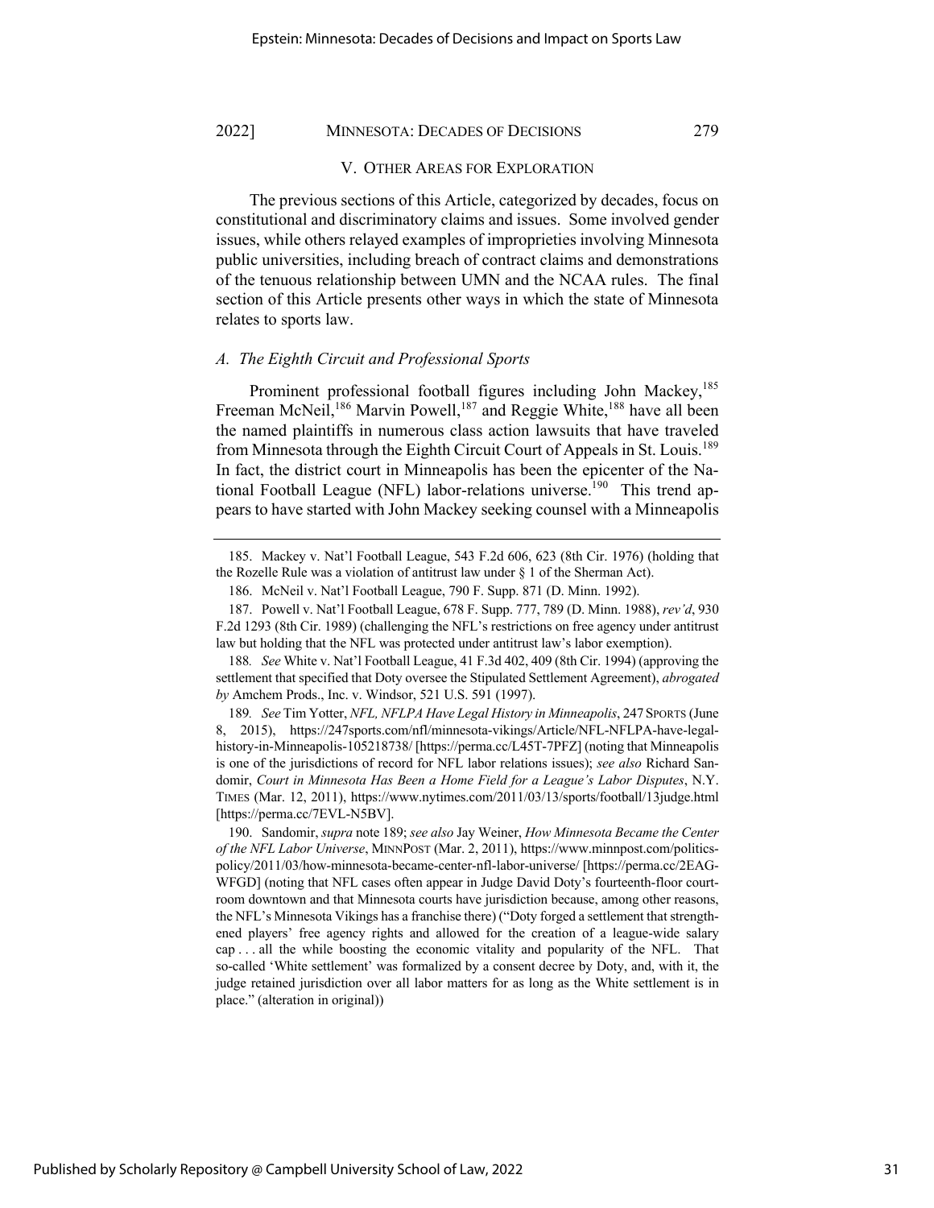## V. Other Areas for Exploration

The previous sections of this Article, categorized by decades, focus on constitutional and discriminatory claims and issues. Some involved gender issues, while others relayed examples of improprieties involving Minnesota public universities, including breach of contract claims and demonstrations of the tenuous relationship between UMN and the NCAA rules. The final section of this Article presents other ways in which the state of Minnesota relates to sports law.

### *A. The Eighth Circuit and Professional Sports*

Prominent professional football figures including John Mackey,[185] Freeman McNeil,[186] Marvin Powell,[187] and Reggie White,[188] have all been the named plaintiffs in numerous class action lawsuits that have traveled from Minnesota through the Eighth Circuit Court of Appeals in St. Louis.[189] In fact, the district court in Minneapolis has been the epicenter of the National Football League (NFL) labor-relations universe.[190] This trend appears to have started with John Mackey seeking counsel with a Minneapolis

---

185. Mackey v. Nat'l Football League, 543 F.2d 606, 623 (8th Cir. 1976) (holding that the Rozelle Rule was a violation of antitrust law under § 1 of the Sherman Act).

186. McNeil v. Nat'l Football League, 790 F. Supp. 871 (D. Minn. 1992).

187. Powell v. Nat'l Football League, 678 F. Supp. 777, 789 (D. Minn. 1988), *rev'd*, 930 F.2d 1293 (8th Cir. 1989) (challenging the NFL's restrictions on free agency under antitrust law but holding that the NFL was protected under antitrust law's labor exemption).

188. *See* White v. Nat'l Football League, 41 F.3d 402, 409 (8th Cir. 1994) (approving the settlement that specified that Doty oversee the Stipulated Settlement Agreement), *abrogated by* Amchem Prods., Inc. v. Windsor, 521 U.S. 591 (1997).

189. *See* Tim Yotter, *NFL, NFLPA Have Legal History in Minneapolis*, 247 SPORTS (June 8, 2015), https://247sports.com/nfl/minnesota-vikings/Article/NFL-NFLPA-have-legal-history-in-Minneapolis-105218738/ [https://perma.cc/L45T-7PFZ] (noting that Minneapolis is one of the jurisdictions of record for NFL labor relations issues); *see also* Richard Sandomir, *Court in Minnesota Has Been a Home Field for a League's Labor Disputes*, N.Y. TIMES (Mar. 12, 2011), https://www.nytimes.com/2011/03/13/sports/football/13judge.html [https://perma.cc/7EVL-N5BV].

190. Sandomir, *supra* note 189; *see also* Jay Weiner, *How Minnesota Became the Center of the NFL Labor Universe*, MINNPOST (Mar. 2, 2011), https://www.minnpost.com/politics-policy/2011/03/how-minnesota-became-center-nfl-labor-universe/ [https://perma.cc/2EAG-WFGD] (noting that NFL cases often appear in Judge David Doty's fourteenth-floor courtroom downtown and that Minnesota courts have jurisdiction because, among other reasons, the NFL's Minnesota Vikings has a franchise there) ("Doty forged a settlement that strengthened players' free agency rights and allowed for the creation of a league-wide salary cap . . . all the while boosting the economic vitality and popularity of the NFL. That so-called 'White settlement' was formalized by a consent decree by Doty, and, with it, the judge retained jurisdiction over all labor matters for as long as the White settlement is in place." (alteration in original))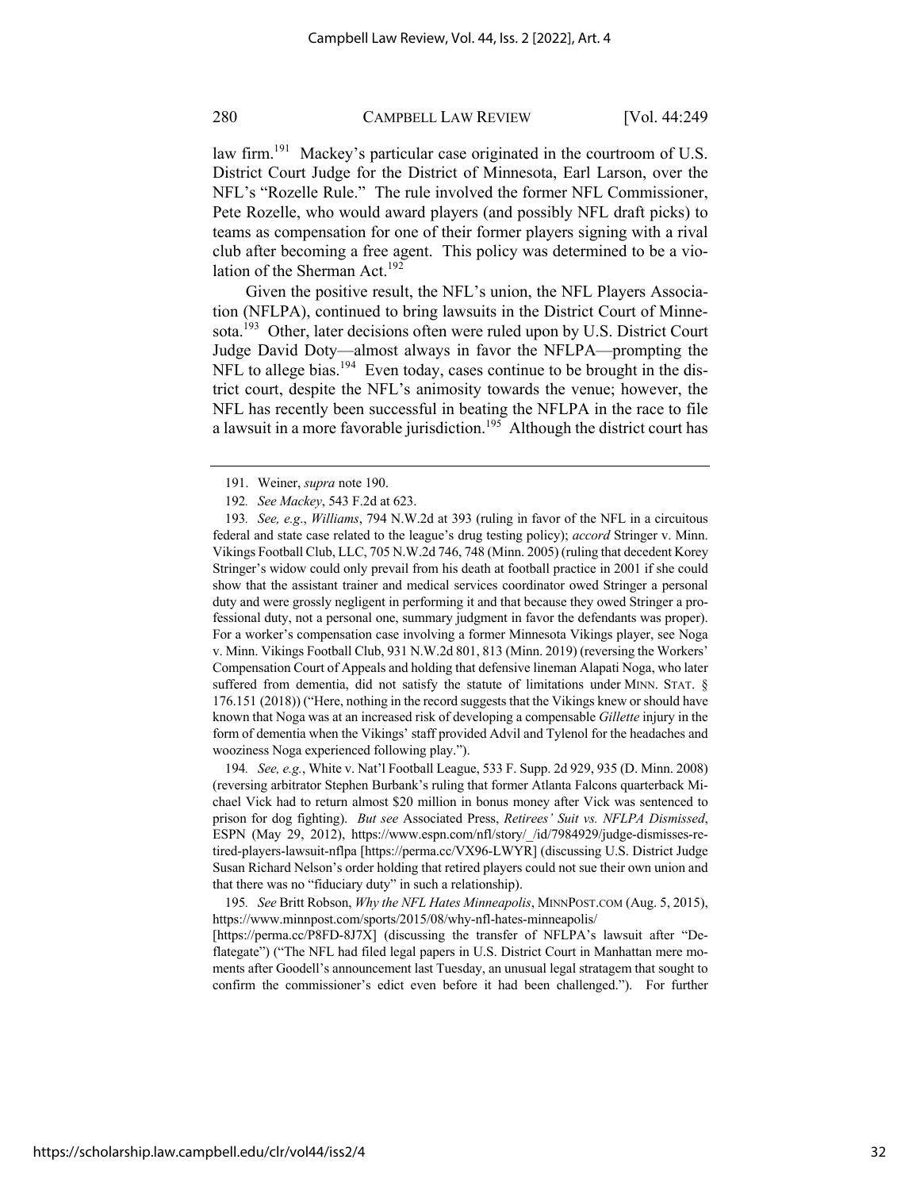law firm.[191] Mackey's particular case originated in the courtroom of U.S. District Court Judge for the District of Minnesota, Earl Larson, over the NFL's "Rozelle Rule." The rule involved the former NFL Commissioner, Pete Rozelle, who would award players (and possibly NFL draft picks) to teams as compensation for one of their former players signing with a rival club after becoming a free agent. This policy was determined to be a violation of the Sherman Act.[192]

Given the positive result, the NFL's union, the NFL Players Association (NFLPA), continued to bring lawsuits in the District Court of Minnesota.[193] Other, later decisions often were ruled upon by U.S. District Court Judge David Doty—almost always in favor the NFLPA—prompting the NFL to allege bias.[194] Even today, cases continue to be brought in the district court, despite the NFL's animosity towards the venue; however, the NFL has recently been successful in beating the NFLPA in the race to file a lawsuit in a more favorable jurisdiction.[195] Although the district court has

---

191. Weiner, *supra* note 190.

192. *See Mackey*, 543 F.2d at 623.

193. *See, e.g.*, *Williams*, 794 N.W.2d at 393 (ruling in favor of the NFL in a circuitous federal and state case related to the league's drug testing policy); *accord* Stringer v. Minn. Vikings Football Club, LLC, 705 N.W.2d 746, 748 (Minn. 2005) (ruling that decedent Korey Stringer's widow could only prevail from his death at football practice in 2001 if she could show that the assistant trainer and medical services coordinator owed Stringer a personal duty and were grossly negligent in performing it and that because they owed Stringer a professional duty, not a personal one, summary judgment in favor the defendants was proper). For a worker's compensation case involving a former Minnesota Vikings player, see Noga v. Minn. Vikings Football Club, 931 N.W.2d 801, 813 (Minn. 2019) (reversing the Workers' Compensation Court of Appeals and holding that defensive lineman Alapati Noga, who later suffered from dementia, did not satisfy the statute of limitations under MINN. STAT. § 176.151 (2018)) ("Here, nothing in the record suggests that the Vikings knew or should have known that Noga was at an increased risk of developing a compensable *Gillette* injury in the form of dementia when the Vikings' staff provided Advil and Tylenol for the headaches and wooziness Noga experienced following play.").

194. *See, e.g.*, White v. Nat'l Football League, 533 F. Supp. 2d 929, 935 (D. Minn. 2008) (reversing arbitrator Stephen Burbank's ruling that former Atlanta Falcons quarterback Michael Vick had to return almost $20 million in bonus money after Vick was sentenced to prison for dog fighting). *But see* Associated Press, *Retirees' Suit vs. NFLPA Dismissed*, ESPN (May 29, 2012), https://www.espn.com/nfl/story/_/id/7984929/judge-dismisses-retired-players-lawsuit-nflpa [https://perma.cc/VX96-LWYR] (discussing U.S. District Judge Susan Richard Nelson's order holding that retired players could not sue their own union and that there was no "fiduciary duty" in such a relationship).

195. *See* Britt Robson, *Why the NFL Hates Minneapolis*, MINNPOST.COM (Aug. 5, 2015), https://www.minnpost.com/sports/2015/08/why-nfl-hates-minneapolis/ [https://perma.cc/P8FD-8J7X] (discussing the transfer of NFLPA's lawsuit after "Deflategate") ("The NFL had filed legal papers in U.S. District Court in Manhattan mere moments after Goodell's announcement last Tuesday, an unusual legal stratagem that sought to confirm the commissioner's edict even before it had been challenged."). For further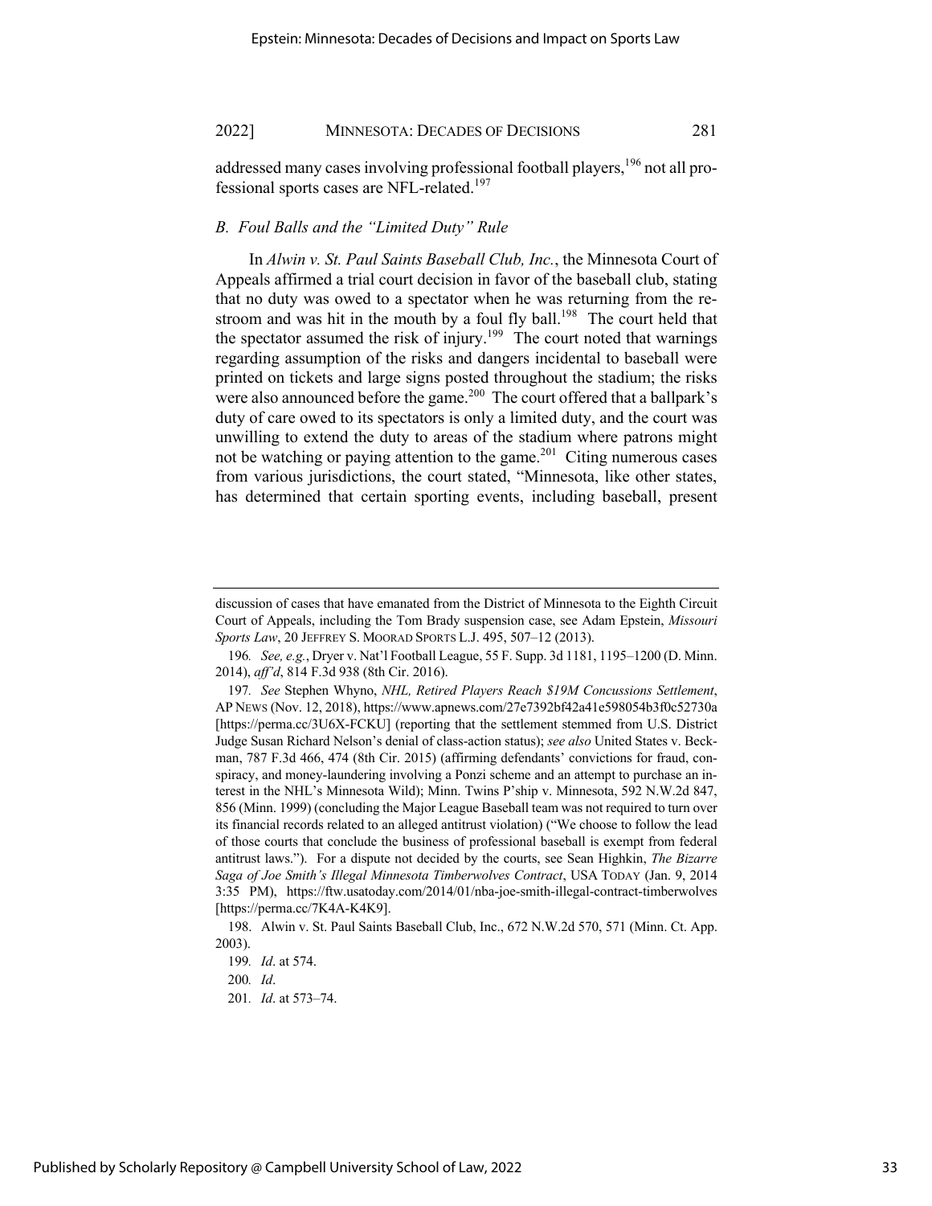addressed many cases involving professional football players,[196] not all professional sports cases are NFL-related.[197]

### *B. Foul Balls and the "Limited Duty" Rule*

In *Alwin v. St. Paul Saints Baseball Club, Inc.*, the Minnesota Court of Appeals affirmed a trial court decision in favor of the baseball club, stating that no duty was owed to a spectator when he was returning from the restroom and was hit in the mouth by a foul fly ball.[198] The court held that the spectator assumed the risk of injury.[199] The court noted that warnings regarding assumption of the risks and dangers incidental to baseball were printed on tickets and large signs posted throughout the stadium; the risks were also announced before the game.[200] The court offered that a ballpark's duty of care owed to its spectators is only a limited duty, and the court was unwilling to extend the duty to areas of the stadium where patrons might not be watching or paying attention to the game.[201] Citing numerous cases from various jurisdictions, the court stated, "Minnesota, like other states, has determined that certain sporting events, including baseball, present

---

discussion of cases that have emanated from the District of Minnesota to the Eighth Circuit Court of Appeals, including the Tom Brady suspension case, see Adam Epstein, *Missouri Sports Law*, 20 JEFFREY S. MOORAD SPORTS L.J. 495, 507–12 (2013).

196. *See, e.g.*, Dryer v. Nat'l Football League, 55 F. Supp. 3d 1181, 1195–1200 (D. Minn. 2014), *aff'd*, 814 F.3d 938 (8th Cir. 2016).

197. *See* Stephen Whyno, *NHL, Retired Players Reach $19M Concussions Settlement*, AP NEWS (Nov. 12, 2018), https://www.apnews.com/27e7392bf42a41e598054b3f0c52730a [https://perma.cc/3U6X-FCKU] (reporting that the settlement stemmed from U.S. District Judge Susan Richard Nelson's denial of class-action status); *see also* United States v. Beckman, 787 F.3d 466, 474 (8th Cir. 2015) (affirming defendants' convictions for fraud, conspiracy, and money-laundering involving a Ponzi scheme and an attempt to purchase an interest in the NHL's Minnesota Wild); Minn. Twins P'ship v. Minnesota, 592 N.W.2d 847, 856 (Minn. 1999) (concluding the Major League Baseball team was not required to turn over its financial records related to an alleged antitrust violation) ("We choose to follow the lead of those courts that conclude the business of professional baseball is exempt from federal antitrust laws."). For a dispute not decided by the courts, see Sean Highkin, *The Bizarre Saga of Joe Smith's Illegal Minnesota Timberwolves Contract*, USA TODAY (Jan. 9, 2014 3:35 PM), https://ftw.usatoday.com/2014/01/nba-joe-smith-illegal-contract-timberwolves [https://perma.cc/7K4A-K4K9].

198. Alwin v. St. Paul Saints Baseball Club, Inc., 672 N.W.2d 570, 571 (Minn. Ct. App. 2003).

199. *Id*. at 574.

200. *Id*.

201. *Id*. at 573–74.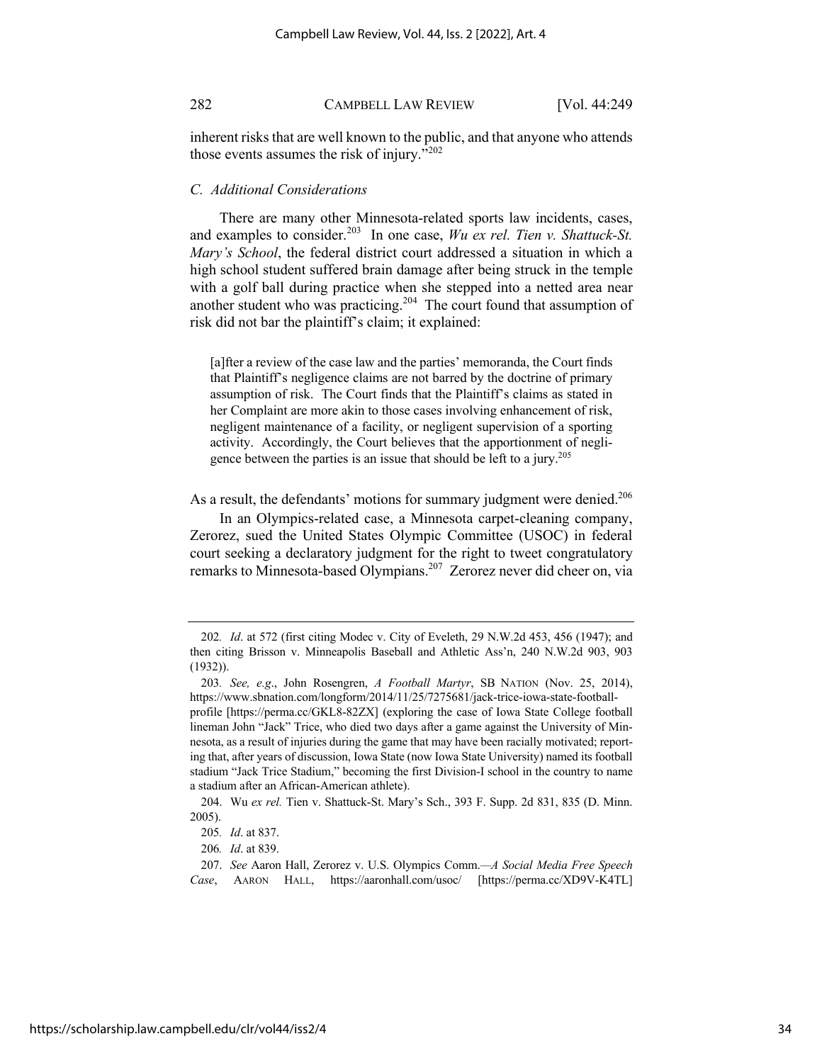inherent risks that are well known to the public, and that anyone who attends those events assumes the risk of injury."[202]

### *C. Additional Considerations*

There are many other Minnesota-related sports law incidents, cases, and examples to consider.[203] In one case, *Wu ex rel. Tien v. Shattuck-St. Mary's School*, the federal district court addressed a situation in which a high school student suffered brain damage after being struck in the temple with a golf ball during practice when she stepped into a netted area near another student who was practicing.[204] The court found that assumption of risk did not bar the plaintiff's claim; it explained:

> [a]fter a review of the case law and the parties' memoranda, the Court finds that Plaintiff's negligence claims are not barred by the doctrine of primary assumption of risk. The Court finds that the Plaintiff's claims as stated in her Complaint are more akin to those cases involving enhancement of risk, negligent maintenance of a facility, or negligent supervision of a sporting activity. Accordingly, the Court believes that the apportionment of negligence between the parties is an issue that should be left to a jury.[205]

As a result, the defendants' motions for summary judgment were denied.[206]

In an Olympics-related case, a Minnesota carpet-cleaning company, Zerorez, sued the United States Olympic Committee (USOC) in federal court seeking a declaratory judgment for the right to tweet congratulatory remarks to Minnesota-based Olympians.[207] Zerorez never did cheer on, via

---

202. *Id*. at 572 (first citing Modec v. City of Eveleth, 29 N.W.2d 453, 456 (1947); and then citing Brisson v. Minneapolis Baseball and Athletic Ass'n, 240 N.W.2d 903, 903 (1932)).

203. *See, e.g*., John Rosengren, *A Football Martyr*, SB NATION (Nov. 25, 2014), https://www.sbnation.com/longform/2014/11/25/7275681/jack-trice-iowa-state-football-profile [https://perma.cc/GKL8-82ZX] (exploring the case of Iowa State College football lineman John "Jack" Trice, who died two days after a game against the University of Minnesota, as a result of injuries during the game that may have been racially motivated; reporting that, after years of discussion, Iowa State (now Iowa State University) named its football stadium "Jack Trice Stadium," becoming the first Division-I school in the country to name a stadium after an African-American athlete).

204. Wu *ex rel.* Tien v. Shattuck-St. Mary's Sch., 393 F. Supp. 2d 831, 835 (D. Minn. 2005).

205. *Id*. at 837.

206. *Id*. at 839.

207. *See* Aaron Hall, Zerorez v. U.S. Olympics Comm.*—A Social Media Free Speech Case*, AARON HALL, https://aaronhall.com/usoc/ [https://perma.cc/XD9V-K4TL]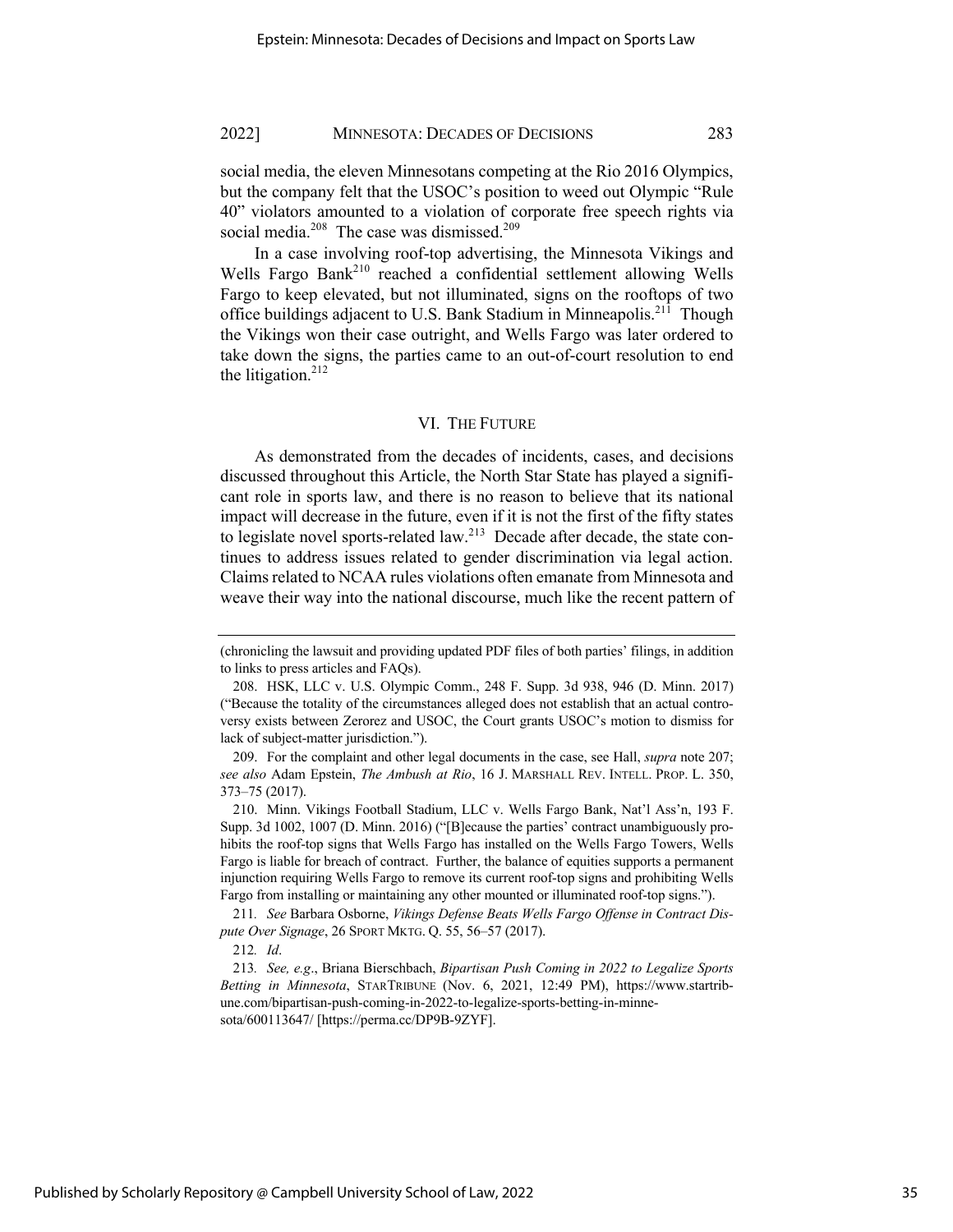social media, the eleven Minnesotans competing at the Rio 2016 Olympics, but the company felt that the USOC's position to weed out Olympic "Rule 40" violators amounted to a violation of corporate free speech rights via social media.[208] The case was dismissed.[209]

In a case involving roof-top advertising, the Minnesota Vikings and Wells Fargo Bank[210] reached a confidential settlement allowing Wells Fargo to keep elevated, but not illuminated, signs on the rooftops of two office buildings adjacent to U.S. Bank Stadium in Minneapolis.[211] Though the Vikings won their case outright, and Wells Fargo was later ordered to take down the signs, the parties came to an out-of-court resolution to end the litigation.[212]

## VI. THE FUTURE

As demonstrated from the decades of incidents, cases, and decisions discussed throughout this Article, the North Star State has played a significant role in sports law, and there is no reason to believe that its national impact will decrease in the future, even if it is not the first of the fifty states to legislate novel sports-related law.[213] Decade after decade, the state continues to address issues related to gender discrimination via legal action. Claims related to NCAA rules violations often emanate from Minnesota and weave their way into the national discourse, much like the recent pattern of

---

(chronicling the lawsuit and providing updated PDF files of both parties' filings, in addition to links to press articles and FAQs).

208. HSK, LLC v. U.S. Olympic Comm., 248 F. Supp. 3d 938, 946 (D. Minn. 2017) ("Because the totality of the circumstances alleged does not establish that an actual controversy exists between Zerorez and USOC, the Court grants USOC's motion to dismiss for lack of subject-matter jurisdiction.").

209. For the complaint and other legal documents in the case, see Hall, *supra* note 207; *see also* Adam Epstein, *The Ambush at Rio*, 16 J. MARSHALL REV. INTELL. PROP. L. 350, 373–75 (2017).

210. Minn. Vikings Football Stadium, LLC v. Wells Fargo Bank, Nat'l Ass'n, 193 F. Supp. 3d 1002, 1007 (D. Minn. 2016) ("[B]ecause the parties' contract unambiguously prohibits the roof-top signs that Wells Fargo has installed on the Wells Fargo Towers, Wells Fargo is liable for breach of contract. Further, the balance of equities supports a permanent injunction requiring Wells Fargo to remove its current roof-top signs and prohibiting Wells Fargo from installing or maintaining any other mounted or illuminated roof-top signs.").

211. *See* Barbara Osborne, *Vikings Defense Beats Wells Fargo Offense in Contract Dispute Over Signage*, 26 SPORT MKTG. Q. 55, 56–57 (2017).

212. *Id*.

213. *See, e.g*., Briana Bierschbach, *Bipartisan Push Coming in 2022 to Legalize Sports Betting in Minnesota*, STARTRIBUNE (Nov. 6, 2021, 12:49 PM), https://www.startribune.com/bipartisan-push-coming-in-2022-to-legalize-sports-betting-in-minnesota/600113647/ [https://perma.cc/DP9B-9ZYF].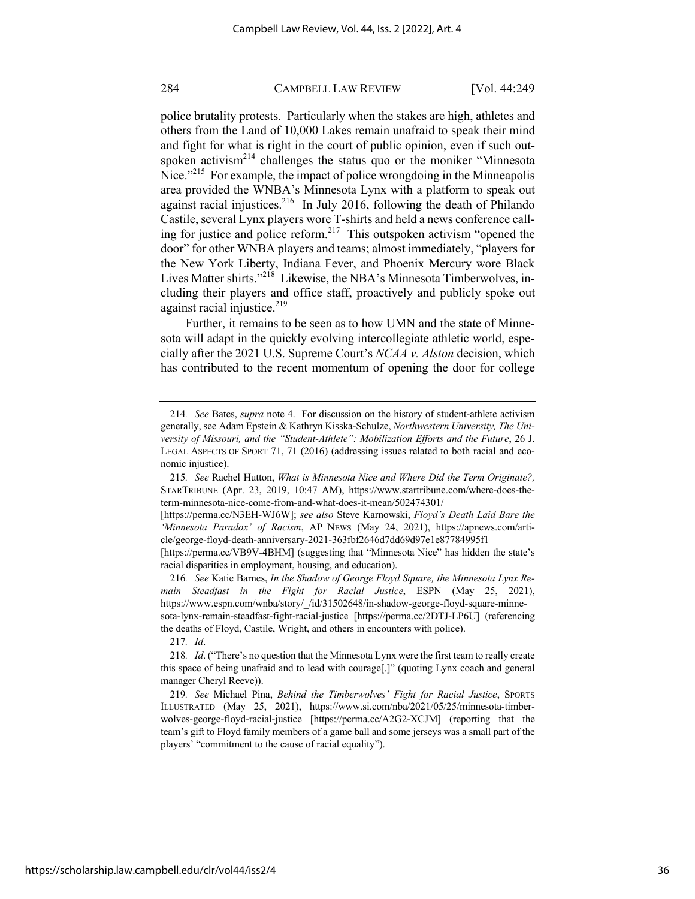police brutality protests. Particularly when the stakes are high, athletes and others from the Land of 10,000 Lakes remain unafraid to speak their mind and fight for what is right in the court of public opinion, even if such outspoken activism[214] challenges the status quo or the moniker "Minnesota Nice."[215] For example, the impact of police wrongdoing in the Minneapolis area provided the WNBA's Minnesota Lynx with a platform to speak out against racial injustices.[216] In July 2016, following the death of Philando Castile, several Lynx players wore T-shirts and held a news conference calling for justice and police reform.[217] This outspoken activism "opened the door" for other WNBA players and teams; almost immediately, "players for the New York Liberty, Indiana Fever, and Phoenix Mercury wore Black Lives Matter shirts."[218] Likewise, the NBA's Minnesota Timberwolves, including their players and office staff, proactively and publicly spoke out against racial injustice.[219]

Further, it remains to be seen as to how UMN and the state of Minnesota will adapt in the quickly evolving intercollegiate athletic world, especially after the 2021 U.S. Supreme Court's *NCAA v. Alston* decision, which has contributed to the recent momentum of opening the door for college

---

214. *See* Bates, *supra* note 4. For discussion on the history of student-athlete activism generally, see Adam Epstein & Kathryn Kisska-Schulze, *Northwestern University, The University of Missouri, and the "Student-Athlete": Mobilization Efforts and the Future*, 26 J. LEGAL ASPECTS OF SPORT 71, 71 (2016) (addressing issues related to both racial and economic injustice).

215. *See* Rachel Hutton, *What is Minnesota Nice and Where Did the Term Originate?*, STARTRIBUNE (Apr. 23, 2019, 10:47 AM), https://www.startribune.com/where-does-the-term-minnesota-nice-come-from-and-what-does-it-mean/502474301/ [https://perma.cc/N3EH-WJ6W]; *see also* Steve Karnowski, *Floyd's Death Laid Bare the 'Minnesota Paradox' of Racism*, AP NEWS (May 24, 2021), https://apnews.com/article/george-floyd-death-anniversary-2021-363fbf2646d7dd69d97e1e87784995f1 [https://perma.cc/VB9V-4BHM] (suggesting that "Minnesota Nice" has hidden the state's racial disparities in employment, housing, and education).

216. *See* Katie Barnes, *In the Shadow of George Floyd Square, the Minnesota Lynx Remain Steadfast in the Fight for Racial Justice*, ESPN (May 25, 2021), https://www.espn.com/wnba/story/_/id/31502648/in-shadow-george-floyd-square-minnesota-lynx-remain-steadfast-fight-racial-justice [https://perma.cc/2DTJ-LP6U] (referencing the deaths of Floyd, Castile, Wright, and others in encounters with police).

217. *Id*.

218. *Id*. ("There's no question that the Minnesota Lynx were the first team to really create this space of being unafraid and to lead with courage[.]" (quoting Lynx coach and general manager Cheryl Reeve)).

219. *See* Michael Pina, *Behind the Timberwolves' Fight for Racial Justice*, SPORTS ILLUSTRATED (May 25, 2021), https://www.si.com/nba/2021/05/25/minnesota-timberwolves-george-floyd-racial-justice [https://perma.cc/A2G2-XCJM] (reporting that the team's gift to Floyd family members of a game ball and some jerseys was a small part of the players' "commitment to the cause of racial equality").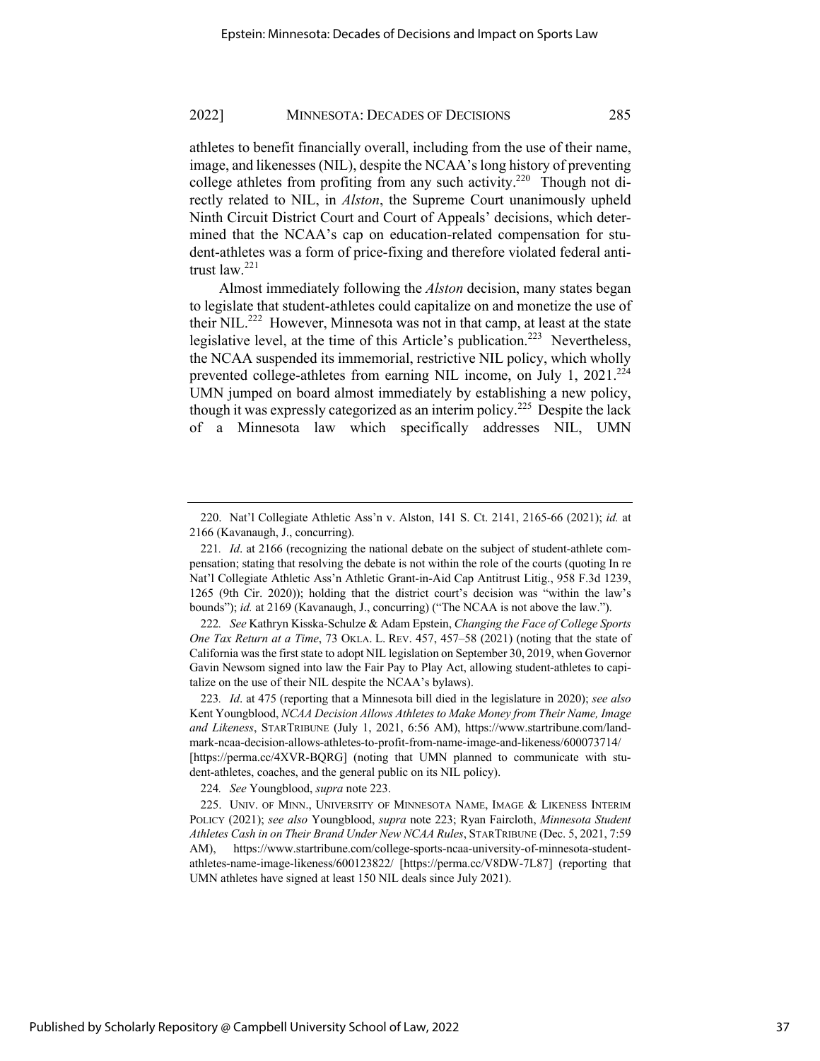athletes to benefit financially overall, including from the use of their name, image, and likenesses (NIL), despite the NCAA's long history of preventing college athletes from profiting from any such activity.[220] Though not directly related to NIL, in *Alston*, the Supreme Court unanimously upheld Ninth Circuit District Court and Court of Appeals' decisions, which determined that the NCAA's cap on education-related compensation for student-athletes was a form of price-fixing and therefore violated federal antitrust law.[221]

Almost immediately following the *Alston* decision, many states began to legislate that student-athletes could capitalize on and monetize the use of their NIL.[222] However, Minnesota was not in that camp, at least at the state legislative level, at the time of this Article's publication.[223] Nevertheless, the NCAA suspended its immemorial, restrictive NIL policy, which wholly prevented college-athletes from earning NIL income, on July 1, 2021.[224] UMN jumped on board almost immediately by establishing a new policy, though it was expressly categorized as an interim policy.[225] Despite the lack of a Minnesota law which specifically addresses NIL, UMN

---

220. Nat'l Collegiate Athletic Ass'n v. Alston, 141 S. Ct. 2141, 2165-66 (2021); *id.* at 2166 (Kavanaugh, J., concurring).

221. *Id*. at 2166 (recognizing the national debate on the subject of student-athlete compensation; stating that resolving the debate is not within the role of the courts (quoting In re Nat'l Collegiate Athletic Ass'n Athletic Grant-in-Aid Cap Antitrust Litig., 958 F.3d 1239, 1265 (9th Cir. 2020)); holding that the district court's decision was "within the law's bounds"); *id.* at 2169 (Kavanaugh, J., concurring) ("The NCAA is not above the law.").

222. *See* Kathryn Kisska-Schulze & Adam Epstein, *Changing the Face of College Sports One Tax Return at a Time*, 73 OKLA. L. REV. 457, 457–58 (2021) (noting that the state of California was the first state to adopt NIL legislation on September 30, 2019, when Governor Gavin Newsom signed into law the Fair Pay to Play Act, allowing student-athletes to capitalize on the use of their NIL despite the NCAA's bylaws).

223. *Id*. at 475 (reporting that a Minnesota bill died in the legislature in 2020); *see also* Kent Youngblood, *NCAA Decision Allows Athletes to Make Money from Their Name, Image and Likeness*, STARTRIBUNE (July 1, 2021, 6:56 AM), https://www.startribune.com/landmark-ncaa-decision-allows-athletes-to-profit-from-name-image-and-likeness/600073714/ [https://perma.cc/4XVR-BQRG] (noting that UMN planned to communicate with student-athletes, coaches, and the general public on its NIL policy).

224. *See* Youngblood, *supra* note 223.

225. UNIV. OF MINN., UNIVERSITY OF MINNESOTA NAME, IMAGE & LIKENESS INTERIM POLICY (2021); *see also* Youngblood, *supra* note 223; Ryan Faircloth, *Minnesota Student Athletes Cash in on Their Brand Under New NCAA Rules*, STARTRIBUNE (Dec. 5, 2021, 7:59 AM), https://www.startribune.com/college-sports-ncaa-university-of-minnesota-student-athletes-name-image-likeness/600123822/ [https://perma.cc/V8DW-7L87] (reporting that UMN athletes have signed at least 150 NIL deals since July 2021).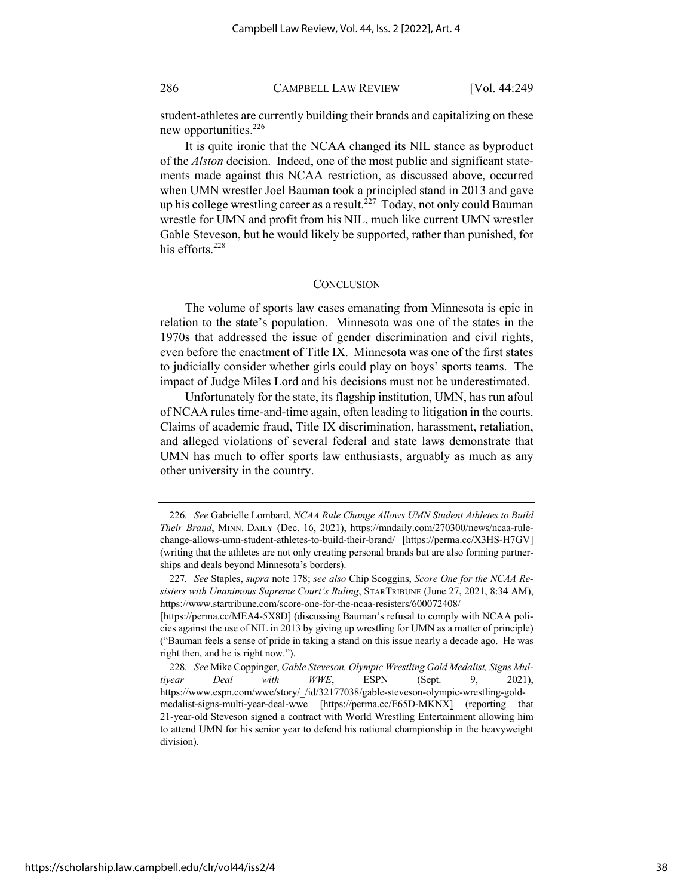student-athletes are currently building their brands and capitalizing on these new opportunities.[226]

It is quite ironic that the NCAA changed its NIL stance as byproduct of the *Alston* decision. Indeed, one of the most public and significant statements made against this NCAA restriction, as discussed above, occurred when UMN wrestler Joel Bauman took a principled stand in 2013 and gave up his college wrestling career as a result.[227] Today, not only could Bauman wrestle for UMN and profit from his NIL, much like current UMN wrestler Gable Steveson, but he would likely be supported, rather than punished, for his efforts.[228]

## CONCLUSION

The volume of sports law cases emanating from Minnesota is epic in relation to the state's population. Minnesota was one of the states in the 1970s that addressed the issue of gender discrimination and civil rights, even before the enactment of Title IX. Minnesota was one of the first states to judicially consider whether girls could play on boys' sports teams. The impact of Judge Miles Lord and his decisions must not be underestimated.

Unfortunately for the state, its flagship institution, UMN, has run afoul of NCAA rules time-and-time again, often leading to litigation in the courts. Claims of academic fraud, Title IX discrimination, harassment, retaliation, and alleged violations of several federal and state laws demonstrate that UMN has much to offer sports law enthusiasts, arguably as much as any other university in the country.

---

226. *See* Gabrielle Lombard, *NCAA Rule Change Allows UMN Student Athletes to Build Their Brand*, MINN. DAILY (Dec. 16, 2021), https://mndaily.com/270300/news/ncaa-rule-change-allows-umn-student-athletes-to-build-their-brand/ [https://perma.cc/X3HS-H7GV] (writing that the athletes are not only creating personal brands but are also forming partnerships and deals beyond Minnesota's borders).

227. *See* Staples, *supra* note 178; *see also* Chip Scoggins, *Score One for the NCAA Resisters with Unanimous Supreme Court's Ruling*, STARTRIBUNE (June 27, 2021, 8:34 AM), https://www.startribune.com/score-one-for-the-ncaa-resisters/600072408/ [https://perma.cc/MEA4-5X8D] (discussing Bauman's refusal to comply with NCAA policies against the use of NIL in 2013 by giving up wrestling for UMN as a matter of principle) ("Bauman feels a sense of pride in taking a stand on this issue nearly a decade ago. He was right then, and he is right now.").

228. *See* Mike Coppinger, *Gable Steveson, Olympic Wrestling Gold Medalist, Signs Multiyear Deal with WWE*, ESPN (Sept. 9, 2021), https://www.espn.com/wwe/story/_/id/32177038/gable-steveson-olympic-wrestling-gold-medalist-signs-multi-year-deal-wwe [https://perma.cc/E65D-MKNX] (reporting that 21-year-old Steveson signed a contract with World Wrestling Entertainment allowing him to attend UMN for his senior year to defend his national championship in the heavyweight division).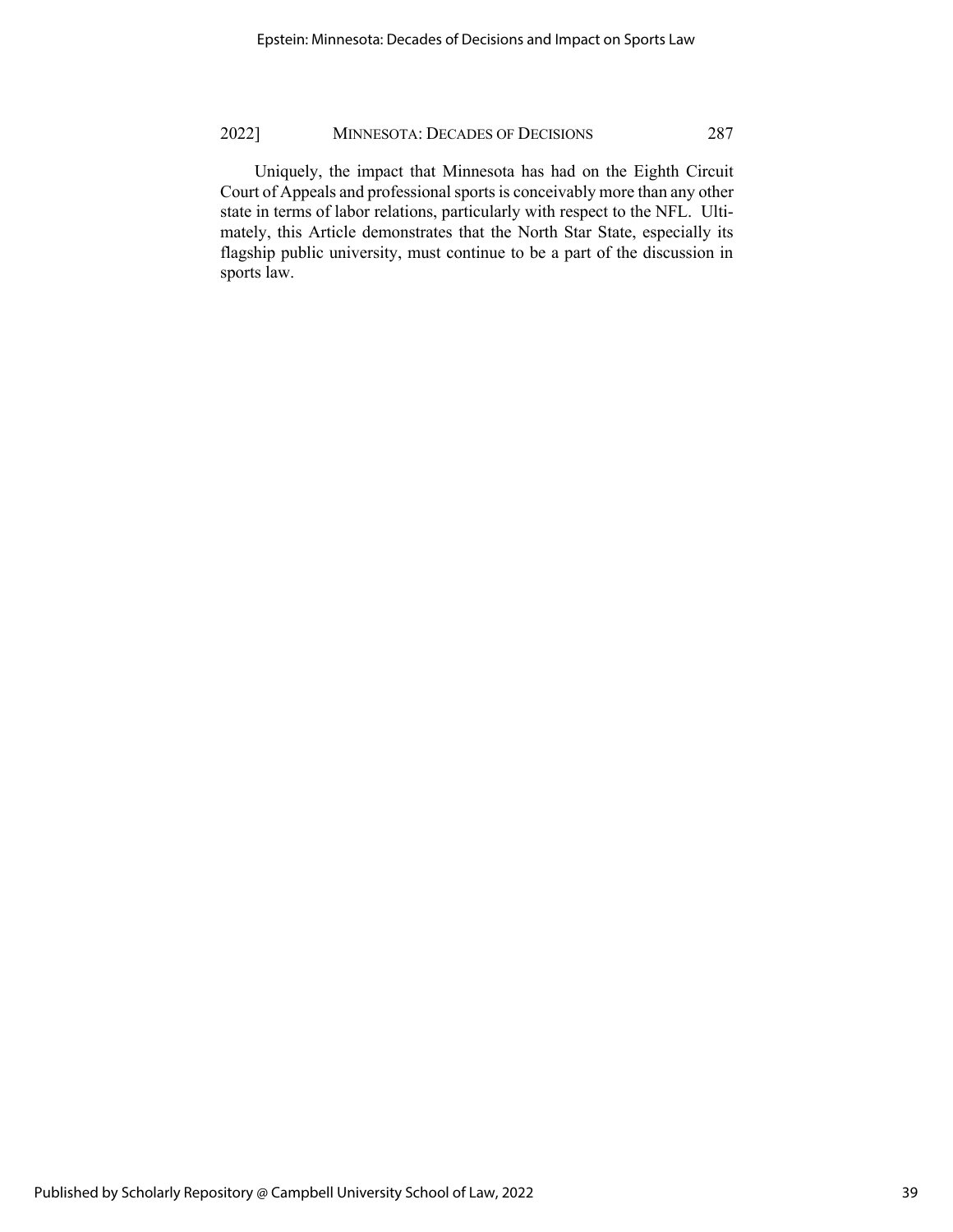Uniquely, the impact that Minnesota has had on the Eighth Circuit Court of Appeals and professional sports is conceivably more than any other state in terms of labor relations, particularly with respect to the NFL. Ultimately, this Article demonstrates that the North Star State, especially its flagship public university, must continue to be a part of the discussion in sports law.